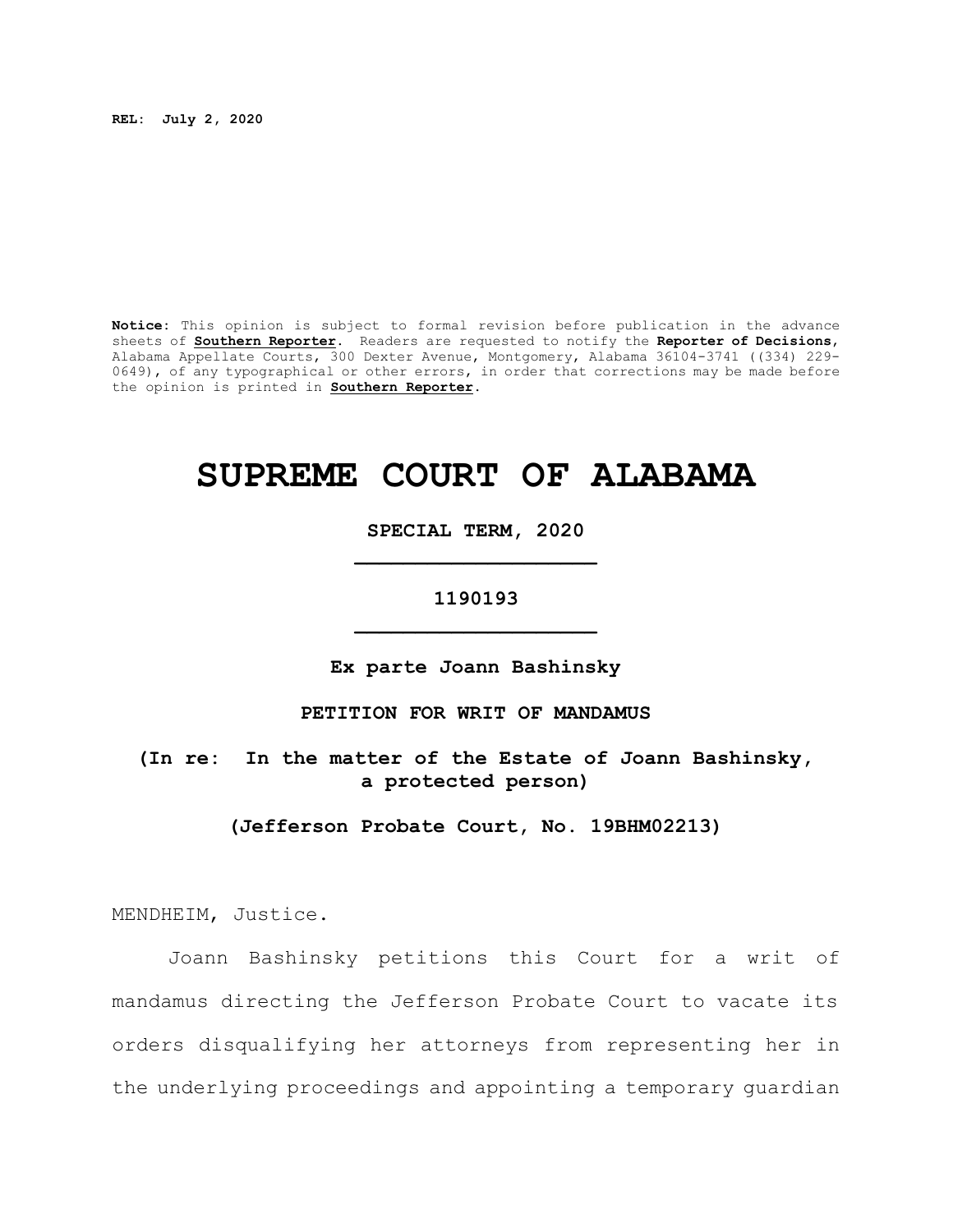**REL: July 2, 2020**

**Notice:** This opinion is subject to formal revision before publication in the advance sheets of **Southern Reporter**. Readers are requested to notify the **Reporter of Decisions**, Alabama Appellate Courts, 300 Dexter Avenue, Montgomery, Alabama 36104-3741 ((334) 229-0649), of any typographical or other errors, in order that corrections may be made before the opinion is printed in **Southern Reporter**.

# SUPREME COURT OF ALABAMA

**SPECIAL TERM, 2020**

**1190193**

**Ex parte Joann Bashinsky**

**PETITION FOR WRIT OF MANDAMUS**

**(In re: In the matter of the Estate of Joann Bashinsky, a protected person)**

**(Jefferson Probate Court, No. 19BHM02213)**

MENDHEIM, Justice.

Joann Bashinsky petitions this Court for a writ of mandamus directing the Jefferson Probate Court to vacate its orders disqualifying her attorneys from representing her in the underlying proceedings and appointing a temporary guardian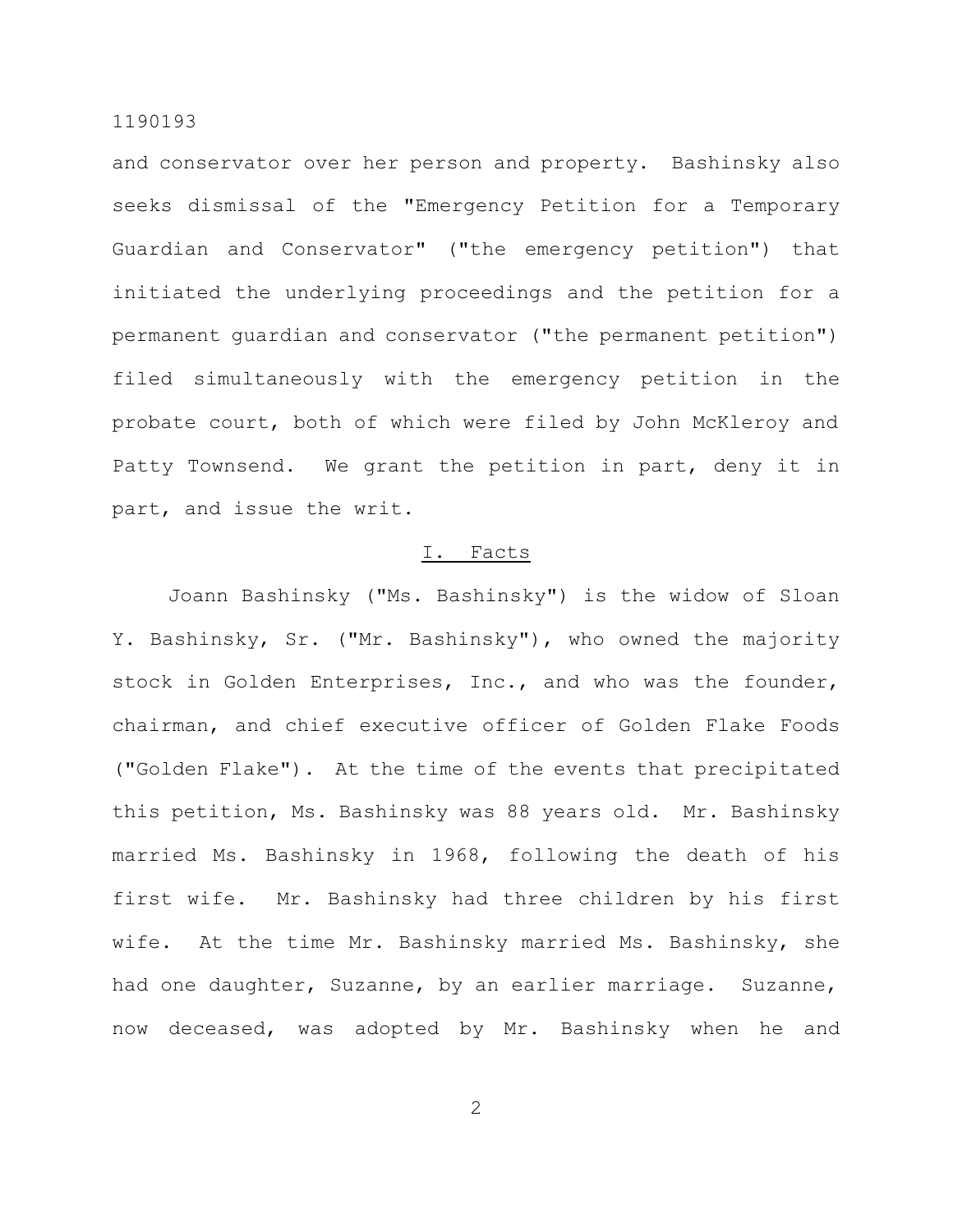and conservator over her person and property. Bashinsky also seeks dismissal of the "Emergency Petition for a Temporary Guardian and Conservator" ("the emergency petition") that initiated the underlying proceedings and the petition for a permanent guardian and conservator ("the permanent petition") filed simultaneously with the emergency petition in the probate court, both of which were filed by John McKleroy and Patty Townsend. We grant the petition in part, deny it in part, and issue the writ.

## I. Facts

Joann Bashinsky ("Ms. Bashinsky") is the widow of Sloan Y. Bashinsky, Sr. ("Mr. Bashinsky"), who owned the majority stock in Golden Enterprises, Inc., and who was the founder, chairman, and chief executive officer of Golden Flake Foods ("Golden Flake"). At the time of the events that precipitated this petition, Ms. Bashinsky was 88 years old. Mr. Bashinsky married Ms. Bashinsky in 1968, following the death of his first wife. Mr. Bashinsky had three children by his first wife. At the time Mr. Bashinsky married Ms. Bashinsky, she had one daughter, Suzanne, by an earlier marriage. Suzanne, now deceased, was adopted by Mr. Bashinsky when he and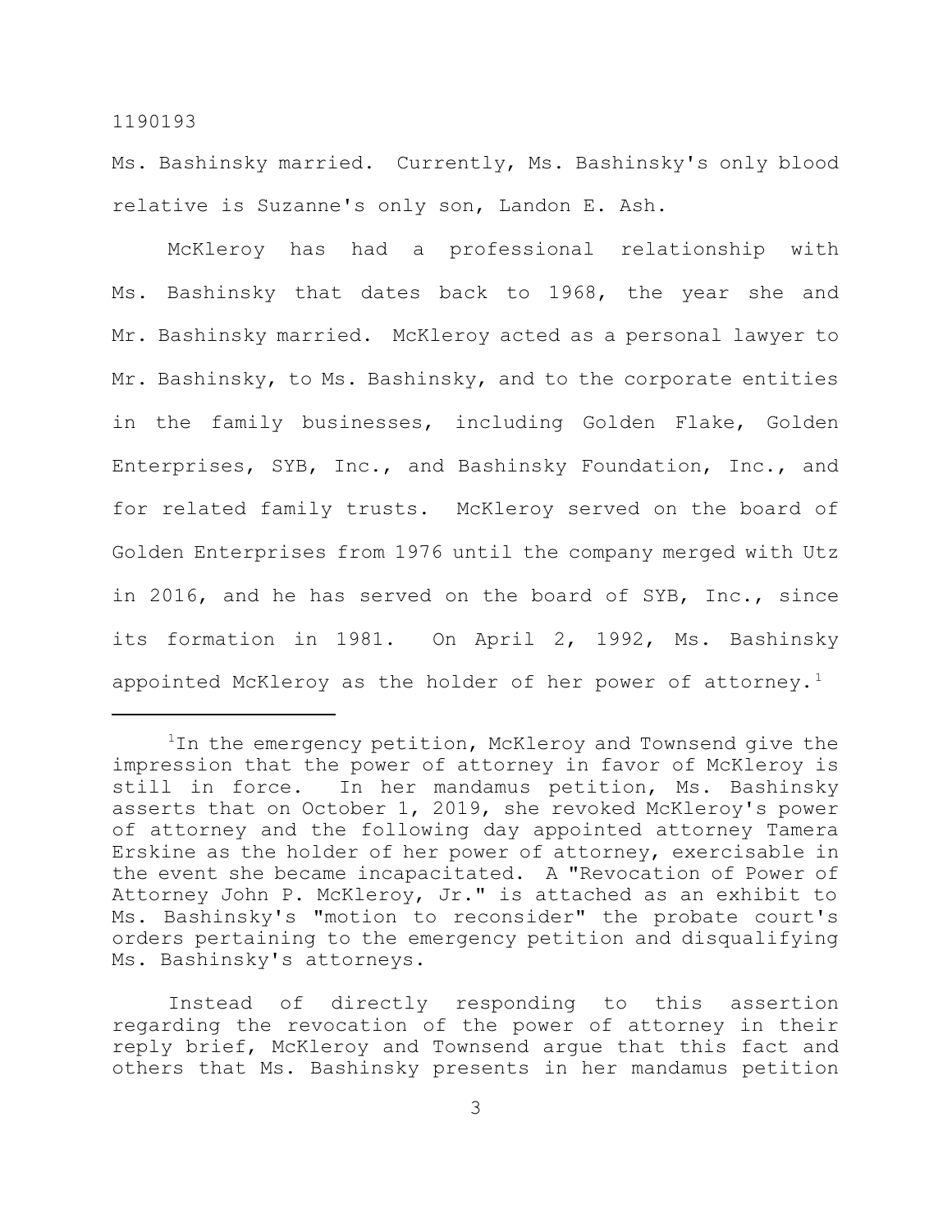Ms. Bashinsky married. Currently, Ms. Bashinsky's only blood relative is Suzanne's only son, Landon E. Ash.

McKleroy has had a professional relationship with Ms. Bashinsky that dates back to 1968, the year she and Mr. Bashinsky married. McKleroy acted as a personal lawyer to Mr. Bashinsky, to Ms. Bashinsky, and to the corporate entities in the family businesses, including Golden Flake, Golden Enterprises, SYB, Inc., and Bashinsky Foundation, Inc., and for related family trusts. McKleroy served on the board of Golden Enterprises from 1976 until the company merged with Utz in 2016, and he has served on the board of SYB, Inc., since its formation in 1981. On April 2, 1992, Ms. Bashinsky appointed McKleroy as the holder of her power of attorney.[1]

---

[1]In the emergency petition, McKleroy and Townsend give the impression that the power of attorney in favor of McKleroy is still in force. In her mandamus petition, Ms. Bashinsky asserts that on October 1, 2019, she revoked McKleroy's power of attorney and the following day appointed attorney Tamera Erskine as the holder of her power of attorney, exercisable in the event she became incapacitated. A "Revocation of Power of Attorney John P. McKleroy, Jr." is attached as an exhibit to Ms. Bashinsky's "motion to reconsider" the probate court's orders pertaining to the emergency petition and disqualifying Ms. Bashinsky's attorneys.

Instead of directly responding to this assertion regarding the revocation of the power of attorney in their reply brief, McKleroy and Townsend argue that this fact and others that Ms. Bashinsky presents in her mandamus petition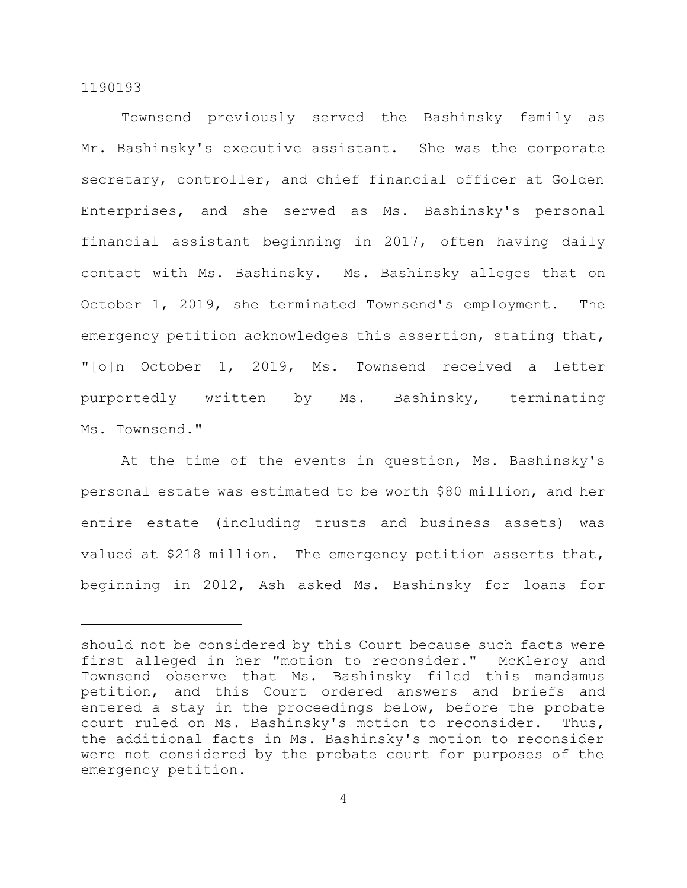Townsend previously served the Bashinsky family as Mr. Bashinsky's executive assistant. She was the corporate secretary, controller, and chief financial officer at Golden Enterprises, and she served as Ms. Bashinsky's personal financial assistant beginning in 2017, often having daily contact with Ms. Bashinsky. Ms. Bashinsky alleges that on October 1, 2019, she terminated Townsend's employment. The emergency petition acknowledges this assertion, stating that, "[o]n October 1, 2019, Ms. Townsend received a letter purportedly written by Ms. Bashinsky, terminating Ms. Townsend."

At the time of the events in question, Ms. Bashinsky's personal estate was estimated to be worth $80 million, and her entire estate (including trusts and business assets) was valued at $218 million. The emergency petition asserts that, beginning in 2012, Ash asked Ms. Bashinsky for loans for

---

should not be considered by this Court because such facts were first alleged in her "motion to reconsider." McKleroy and Townsend observe that Ms. Bashinsky filed this mandamus petition, and this Court ordered answers and briefs and entered a stay in the proceedings below, before the probate court ruled on Ms. Bashinsky's motion to reconsider. Thus, the additional facts in Ms. Bashinsky's motion to reconsider were not considered by the probate court for purposes of the emergency petition.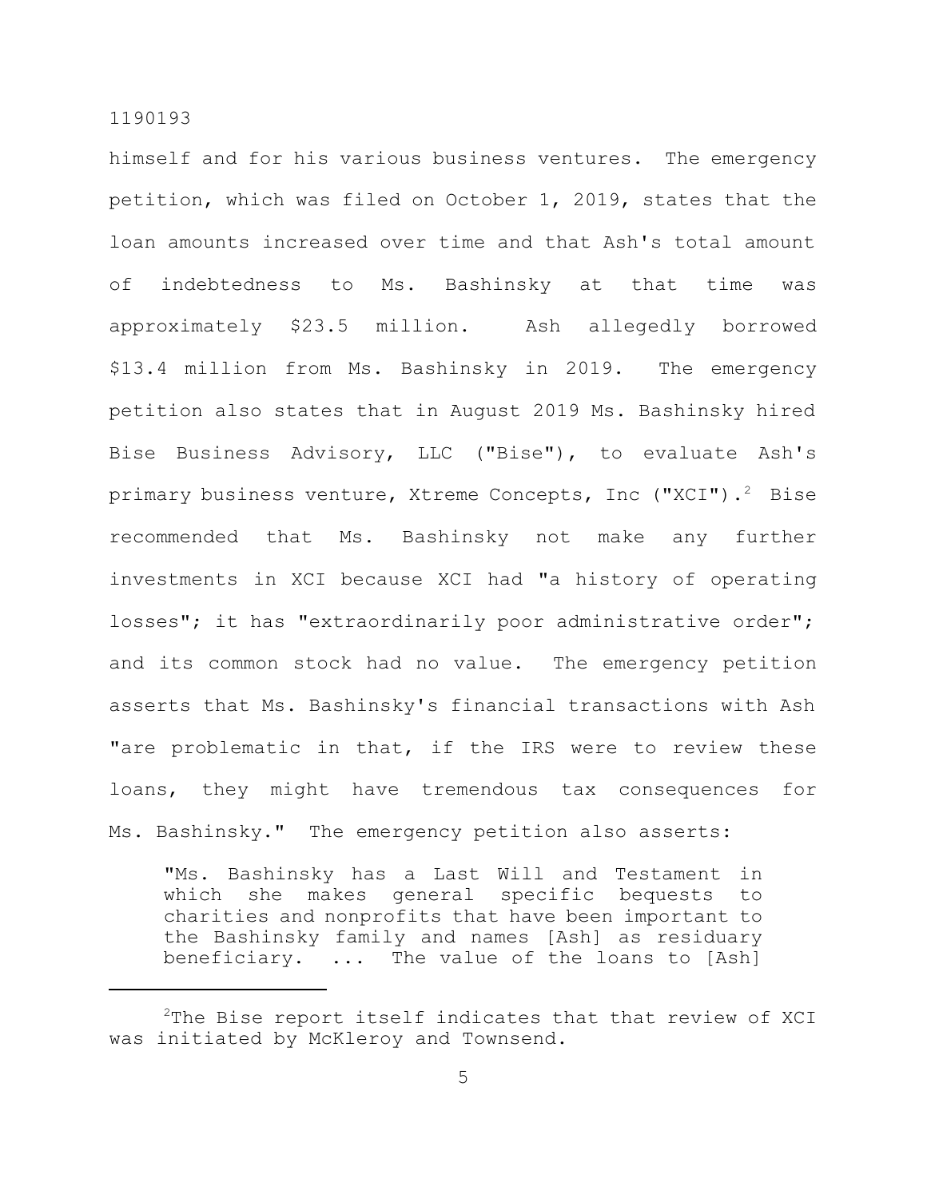himself and for his various business ventures. The emergency petition, which was filed on October 1, 2019, states that the loan amounts increased over time and that Ash's total amount of indebtedness to Ms. Bashinsky at that time was approximately $23.5 million. Ash allegedly borrowed $13.4 million from Ms. Bashinsky in 2019. The emergency petition also states that in August 2019 Ms. Bashinsky hired Bise Business Advisory, LLC ("Bise"), to evaluate Ash's primary business venture, Xtreme Concepts, Inc ("XCI").[2] Bise recommended that Ms. Bashinsky not make any further investments in XCI because XCI had "a history of operating losses"; it has "extraordinarily poor administrative order"; and its common stock had no value. The emergency petition asserts that Ms. Bashinsky's financial transactions with Ash "are problematic in that, if the IRS were to review these loans, they might have tremendous tax consequences for Ms. Bashinsky." The emergency petition also asserts:

> "Ms. Bashinsky has a Last Will and Testament in which she makes general specific bequests to charities and nonprofits that have been important to the Bashinsky family and names [Ash] as residuary beneficiary. ... The value of the loans to [Ash]

---

[2]The Bise report itself indicates that that review of XCI was initiated by McKleroy and Townsend.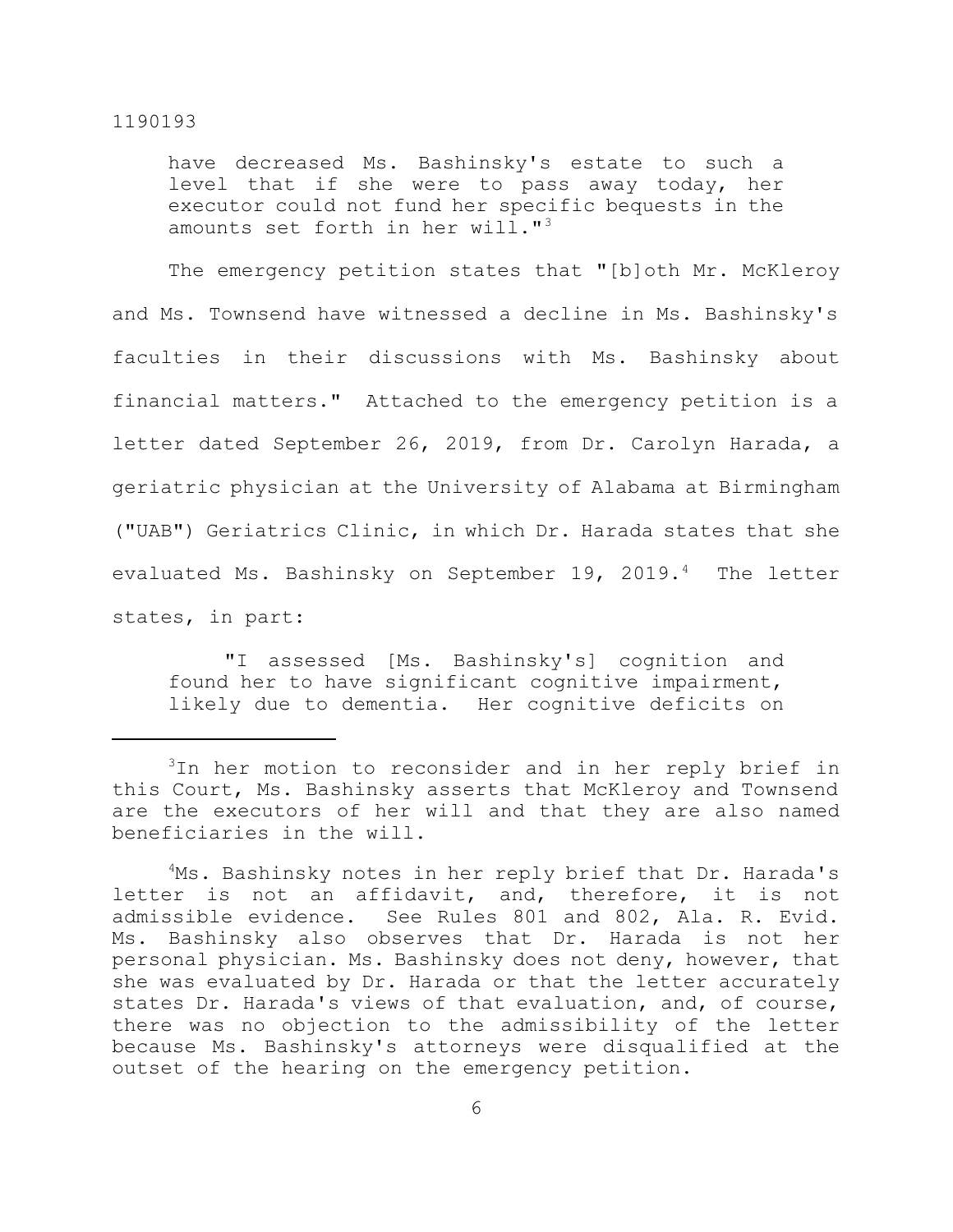> have decreased Ms. Bashinsky's estate to such a level that if she were to pass away today, her executor could not fund her specific bequests in the amounts set forth in her will."[3]

The emergency petition states that "[b]oth Mr. McKleroy and Ms. Townsend have witnessed a decline in Ms. Bashinsky's faculties in their discussions with Ms. Bashinsky about financial matters." Attached to the emergency petition is a letter dated September 26, 2019, from Dr. Carolyn Harada, a geriatric physician at the University of Alabama at Birmingham ("UAB") Geriatrics Clinic, in which Dr. Harada states that she evaluated Ms. Bashinsky on September 19, 2019.[4] The letter states, in part:

> "I assessed [Ms. Bashinsky's] cognition and found her to have significant cognitive impairment, likely due to dementia. Her cognitive deficits on

---

[3]In her motion to reconsider and in her reply brief in this Court, Ms. Bashinsky asserts that McKleroy and Townsend are the executors of her will and that they are also named beneficiaries in the will.

[4]Ms. Bashinsky notes in her reply brief that Dr. Harada's letter is not an affidavit, and, therefore, it is not admissible evidence. See Rules 801 and 802, Ala. R. Evid. Ms. Bashinsky also observes that Dr. Harada is not her personal physician. Ms. Bashinsky does not deny, however, that she was evaluated by Dr. Harada or that the letter accurately states Dr. Harada's views of that evaluation, and, of course, there was no objection to the admissibility of the letter because Ms. Bashinsky's attorneys were disqualified at the outset of the hearing on the emergency petition.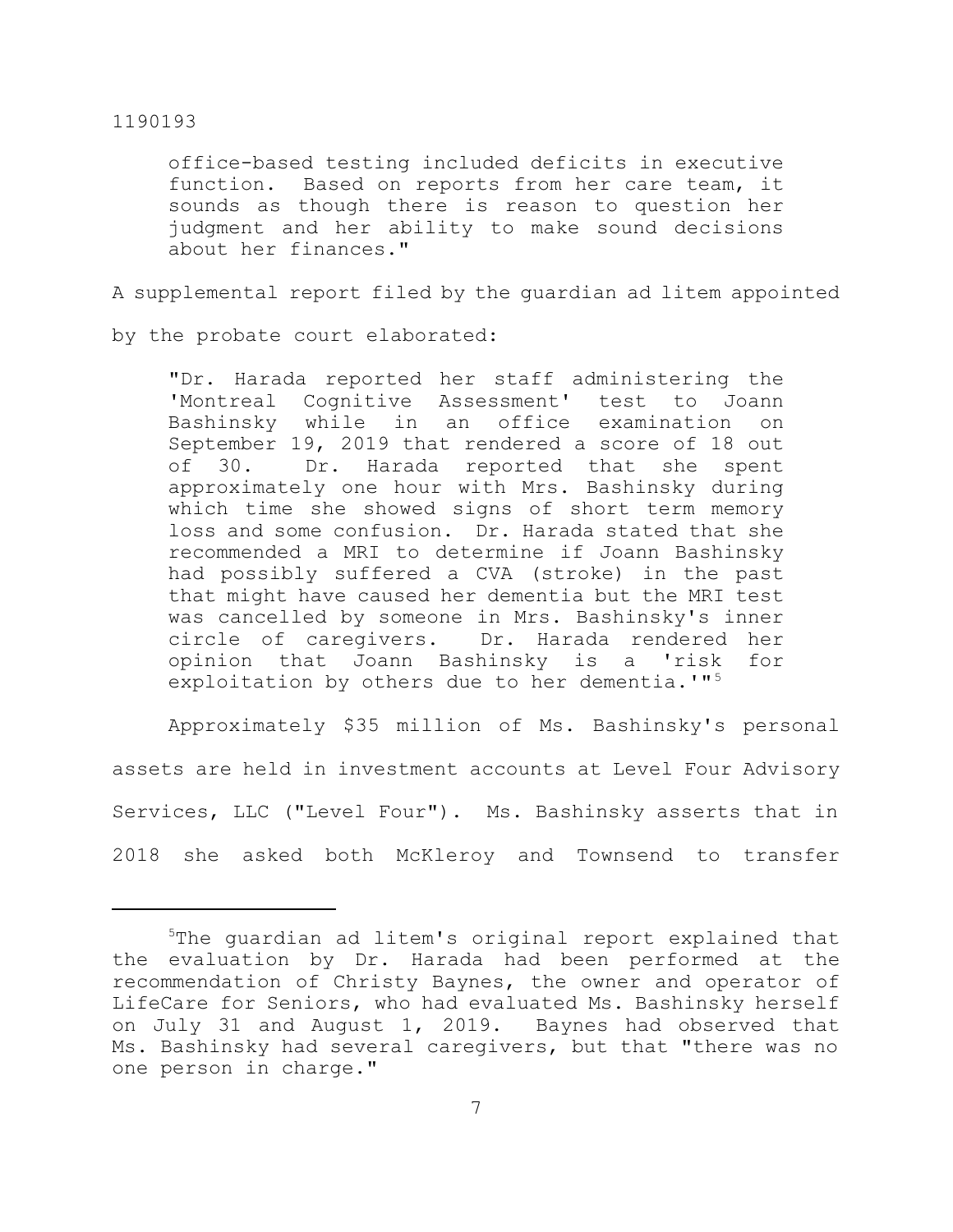> office-based testing included deficits in executive function. Based on reports from her care team, it sounds as though there is reason to question her judgment and her ability to make sound decisions about her finances."

A supplemental report filed by the guardian ad litem appointed by the probate court elaborated:

> "Dr. Harada reported her staff administering the 'Montreal Cognitive Assessment' test to Joann Bashinsky while in an office examination on September 19, 2019 that rendered a score of 18 out of 30. Dr. Harada reported that she spent approximately one hour with Mrs. Bashinsky during which time she showed signs of short term memory loss and some confusion. Dr. Harada stated that she recommended a MRI to determine if Joann Bashinsky had possibly suffered a CVA (stroke) in the past that might have caused her dementia but the MRI test was cancelled by someone in Mrs. Bashinsky's inner circle of caregivers. Dr. Harada rendered her opinion that Joann Bashinsky is a 'risk for exploitation by others due to her dementia.'"[5]

Approximately $35 million of Ms. Bashinsky's personal assets are held in investment accounts at Level Four Advisory Services, LLC ("Level Four"). Ms. Bashinsky asserts that in 2018 she asked both McKleroy and Townsend to transfer

---

[5]The guardian ad litem's original report explained that the evaluation by Dr. Harada had been performed at the recommendation of Christy Baynes, the owner and operator of LifeCare for Seniors, who had evaluated Ms. Bashinsky herself on July 31 and August 1, 2019. Baynes had observed that Ms. Bashinsky had several caregivers, but that "there was no one person in charge."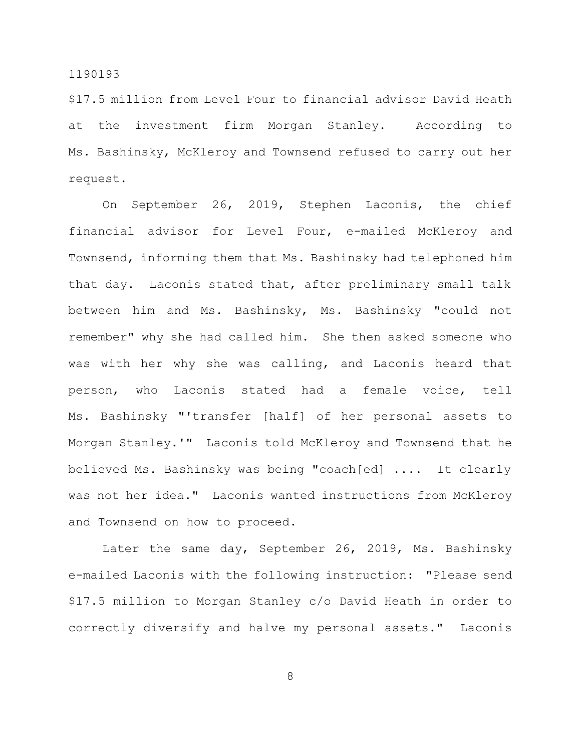$17.5 million from Level Four to financial advisor David Heath at the investment firm Morgan Stanley. According to Ms. Bashinsky, McKleroy and Townsend refused to carry out her request.

On September 26, 2019, Stephen Laconis, the chief financial advisor for Level Four, e-mailed McKleroy and Townsend, informing them that Ms. Bashinsky had telephoned him that day. Laconis stated that, after preliminary small talk between him and Ms. Bashinsky, Ms. Bashinsky "could not remember" why she had called him. She then asked someone who was with her why she was calling, and Laconis heard that person, who Laconis stated had a female voice, tell Ms. Bashinsky "'transfer [half] of her personal assets to Morgan Stanley.'" Laconis told McKleroy and Townsend that he believed Ms. Bashinsky was being "coach[ed] .... It clearly was not her idea." Laconis wanted instructions from McKleroy and Townsend on how to proceed.

Later the same day, September 26, 2019, Ms. Bashinsky e-mailed Laconis with the following instruction: "Please send $17.5 million to Morgan Stanley c/o David Heath in order to correctly diversify and halve my personal assets." Laconis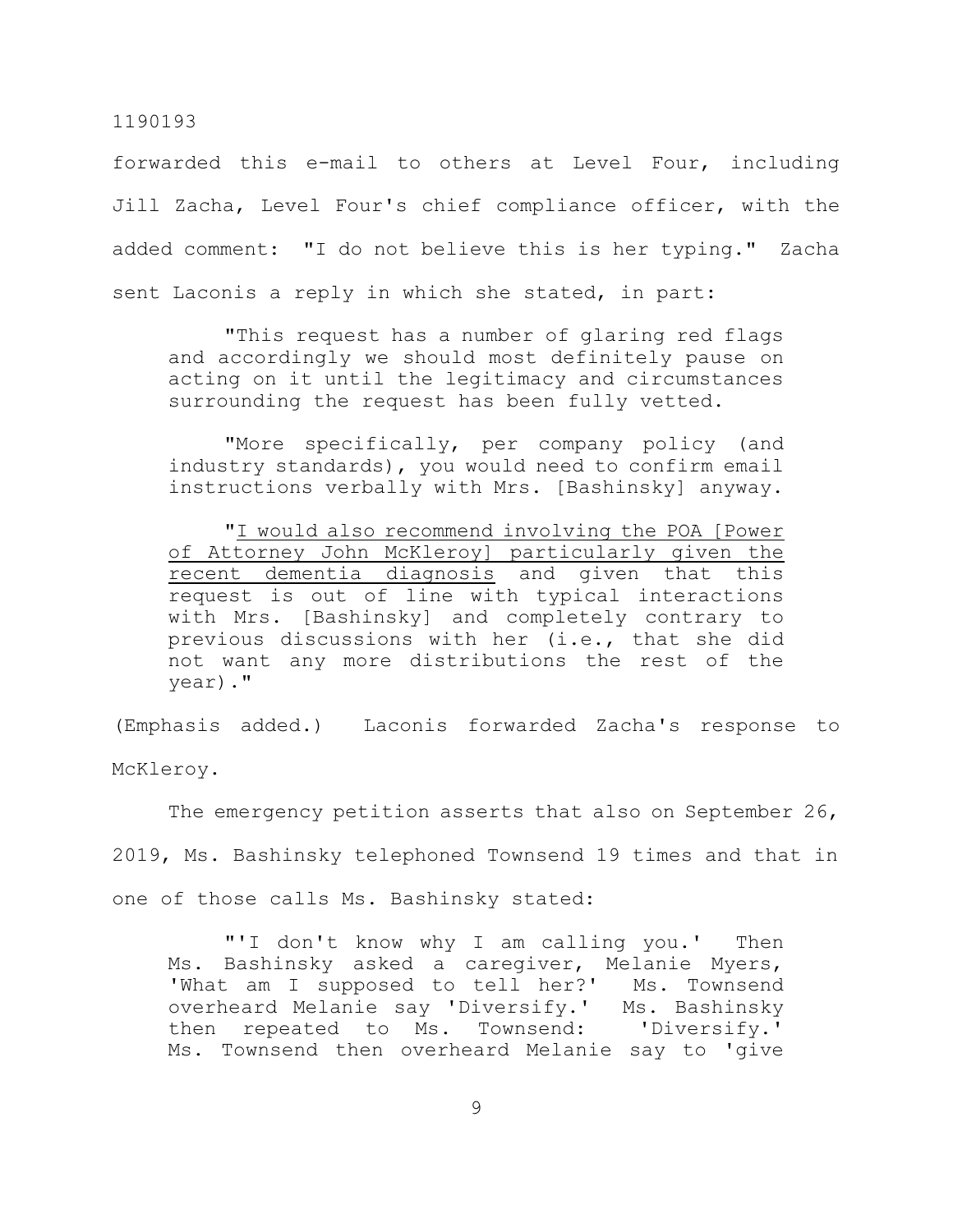forwarded this e-mail to others at Level Four, including Jill Zacha, Level Four's chief compliance officer, with the added comment: "I do not believe this is her typing." Zacha sent Laconis a reply in which she stated, in part:

> "This request has a number of glaring red flags and accordingly we should most definitely pause on acting on it until the legitimacy and circumstances surrounding the request has been fully vetted.
>
> "More specifically, per company policy (and industry standards), you would need to confirm email instructions verbally with Mrs. [Bashinsky] anyway.
>
> "<u>I would also recommend involving the POA [Power of Attorney John McKleroy] particularly given the recent dementia diagnosis</u> and given that this request is out of line with typical interactions with Mrs. [Bashinsky] and completely contrary to previous discussions with her (i.e., that she did not want any more distributions the rest of the year)."

(Emphasis added.) Laconis forwarded Zacha's response to McKleroy.

The emergency petition asserts that also on September 26, 2019, Ms. Bashinsky telephoned Townsend 19 times and that in one of those calls Ms. Bashinsky stated:

> "'I don't know why I am calling you.' Then Ms. Bashinsky asked a caregiver, Melanie Myers, 'What am I supposed to tell her?' Ms. Townsend overheard Melanie say 'Diversify.' Ms. Bashinsky then repeated to Ms. Townsend: 'Diversify.' Ms. Townsend then overheard Melanie say to 'give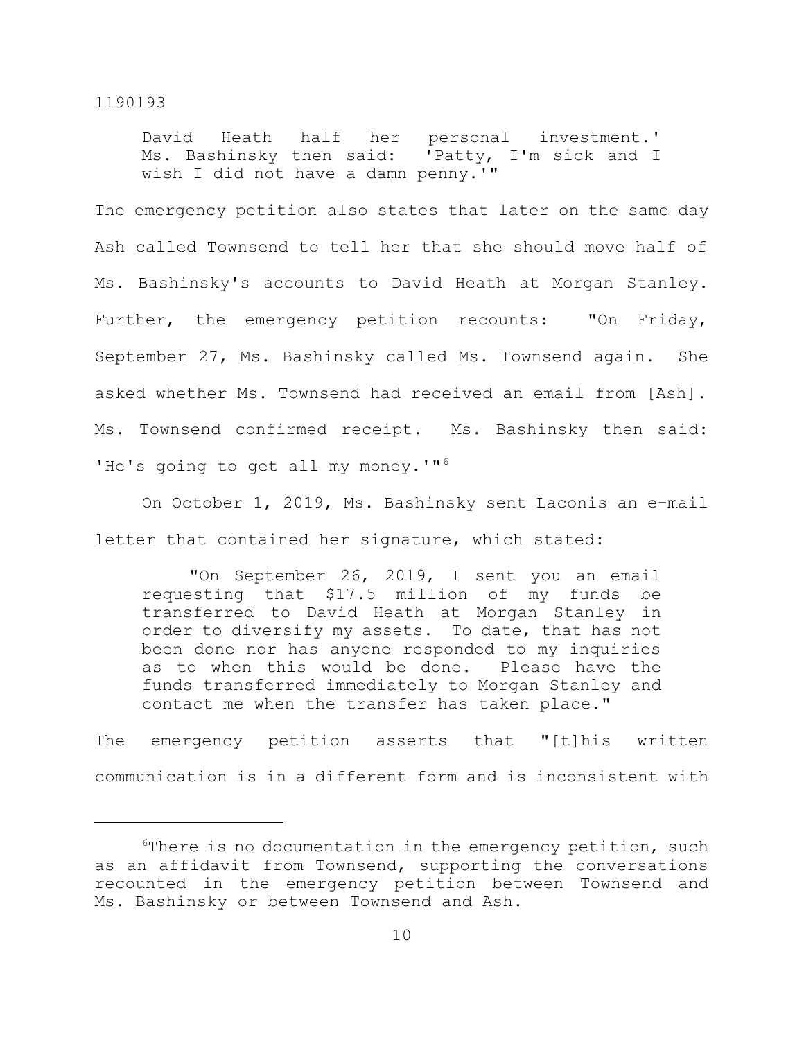> David Heath half her personal investment.' Ms. Bashinsky then said: 'Patty, I'm sick and I wish I did not have a damn penny.'"

The emergency petition also states that later on the same day Ash called Townsend to tell her that she should move half of Ms. Bashinsky's accounts to David Heath at Morgan Stanley. Further, the emergency petition recounts: "On Friday, September 27, Ms. Bashinsky called Ms. Townsend again. She asked whether Ms. Townsend had received an email from [Ash]. Ms. Townsend confirmed receipt. Ms. Bashinsky then said: 'He's going to get all my money.'"[6]

On October 1, 2019, Ms. Bashinsky sent Laconis an e-mail letter that contained her signature, which stated:

> "On September 26, 2019, I sent you an email requesting that $17.5 million of my funds be transferred to David Heath at Morgan Stanley in order to diversify my assets. To date, that has not been done nor has anyone responded to my inquiries as to when this would be done. Please have the funds transferred immediately to Morgan Stanley and contact me when the transfer has taken place."

The emergency petition asserts that "[t]his written communication is in a different form and is inconsistent with

---

[6]There is no documentation in the emergency petition, such as an affidavit from Townsend, supporting the conversations recounted in the emergency petition between Townsend and Ms. Bashinsky or between Townsend and Ash.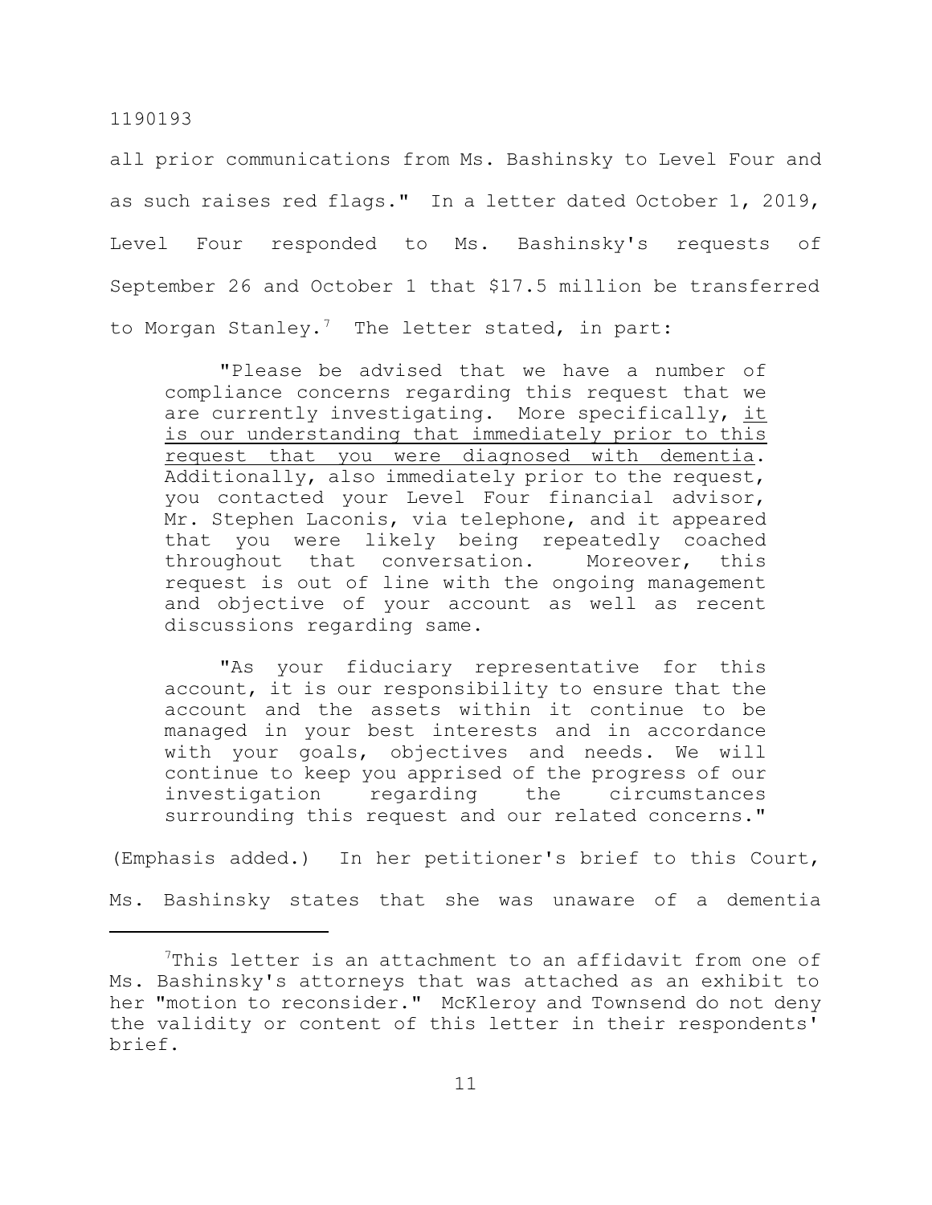all prior communications from Ms. Bashinsky to Level Four and as such raises red flags." In a letter dated October 1, 2019, Level Four responded to Ms. Bashinsky's requests of September 26 and October 1 that $17.5 million be transferred to Morgan Stanley.[7] The letter stated, in part:

> "Please be advised that we have a number of compliance concerns regarding this request that we are currently investigating. More specifically, <u>it is our understanding that immediately prior to this request that you were diagnosed with dementia</u>. Additionally, also immediately prior to the request, you contacted your Level Four financial advisor, Mr. Stephen Laconis, via telephone, and it appeared that you were likely being repeatedly coached throughout that conversation. Moreover, this request is out of line with the ongoing management and objective of your account as well as recent discussions regarding same.
>
> "As your fiduciary representative for this account, it is our responsibility to ensure that the account and the assets within it continue to be managed in your best interests and in accordance with your goals, objectives and needs. We will continue to keep you apprised of the progress of our investigation regarding the circumstances surrounding this request and our related concerns."

(Emphasis added.) In her petitioner's brief to this Court, Ms. Bashinsky states that she was unaware of a dementia

---

[7] This letter is an attachment to an affidavit from one of Ms. Bashinsky's attorneys that was attached as an exhibit to her "motion to reconsider." McKleroy and Townsend do not deny the validity or content of this letter in their respondents' brief.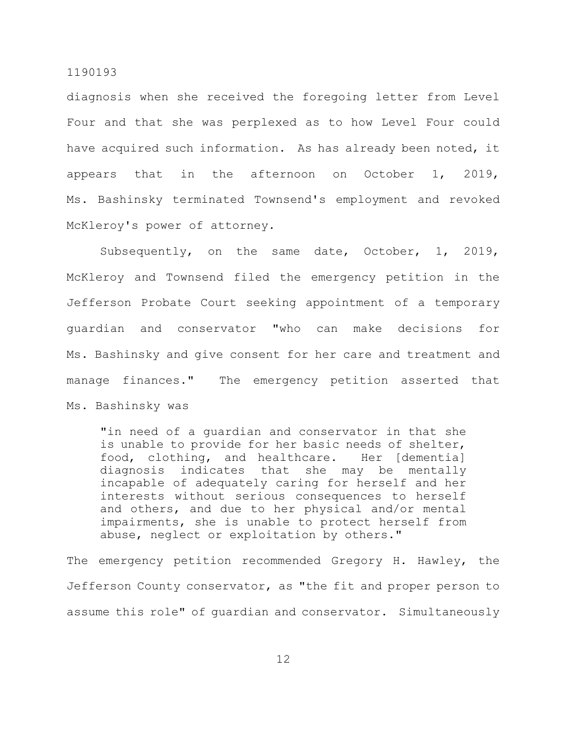diagnosis when she received the foregoing letter from Level Four and that she was perplexed as to how Level Four could have acquired such information. As has already been noted, it appears that in the afternoon on October 1, 2019, Ms. Bashinsky terminated Townsend's employment and revoked McKleroy's power of attorney.

Subsequently, on the same date, October, 1, 2019, McKleroy and Townsend filed the emergency petition in the Jefferson Probate Court seeking appointment of a temporary guardian and conservator "who can make decisions for Ms. Bashinsky and give consent for her care and treatment and manage finances." The emergency petition asserted that Ms. Bashinsky was

> "in need of a guardian and conservator in that she is unable to provide for her basic needs of shelter, food, clothing, and healthcare. Her [dementia] diagnosis indicates that she may be mentally incapable of adequately caring for herself and her interests without serious consequences to herself and others, and due to her physical and/or mental impairments, she is unable to protect herself from abuse, neglect or exploitation by others."

The emergency petition recommended Gregory H. Hawley, the Jefferson County conservator, as "the fit and proper person to assume this role" of guardian and conservator. Simultaneously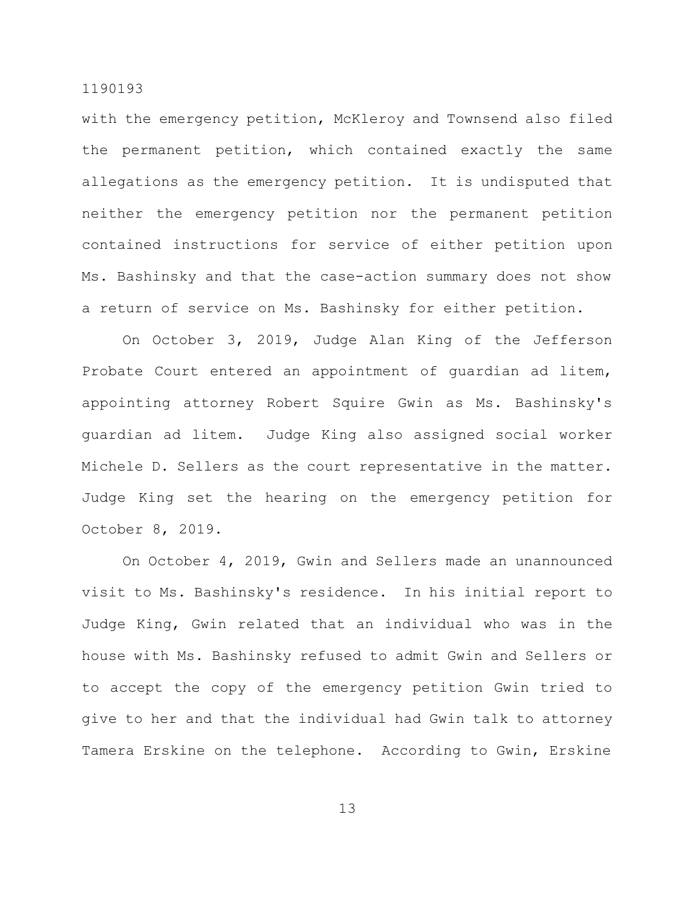with the emergency petition, McKleroy and Townsend also filed the permanent petition, which contained exactly the same allegations as the emergency petition. It is undisputed that neither the emergency petition nor the permanent petition contained instructions for service of either petition upon Ms. Bashinsky and that the case-action summary does not show a return of service on Ms. Bashinsky for either petition.

On October 3, 2019, Judge Alan King of the Jefferson Probate Court entered an appointment of guardian ad litem, appointing attorney Robert Squire Gwin as Ms. Bashinsky's guardian ad litem. Judge King also assigned social worker Michele D. Sellers as the court representative in the matter. Judge King set the hearing on the emergency petition for October 8, 2019.

On October 4, 2019, Gwin and Sellers made an unannounced visit to Ms. Bashinsky's residence. In his initial report to Judge King, Gwin related that an individual who was in the house with Ms. Bashinsky refused to admit Gwin and Sellers or to accept the copy of the emergency petition Gwin tried to give to her and that the individual had Gwin talk to attorney Tamera Erskine on the telephone. According to Gwin, Erskine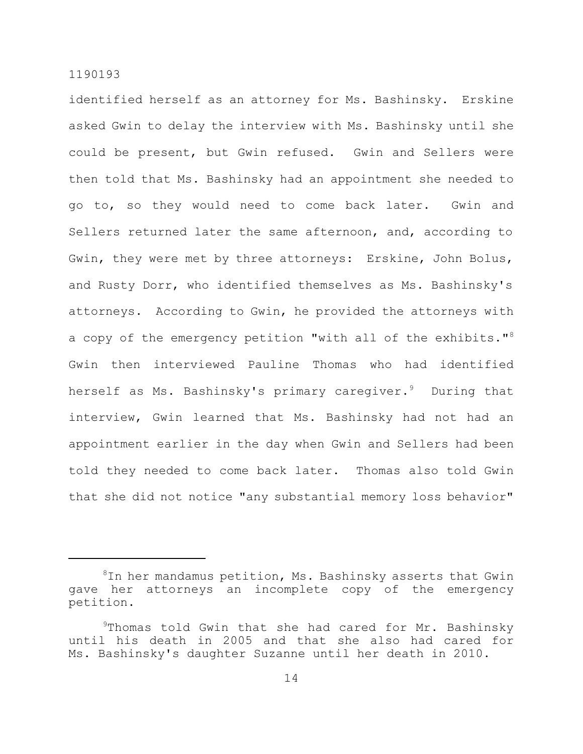identified herself as an attorney for Ms. Bashinsky. Erskine asked Gwin to delay the interview with Ms. Bashinsky until she could be present, but Gwin refused. Gwin and Sellers were then told that Ms. Bashinsky had an appointment she needed to go to, so they would need to come back later. Gwin and Sellers returned later the same afternoon, and, according to Gwin, they were met by three attorneys: Erskine, John Bolus, and Rusty Dorr, who identified themselves as Ms. Bashinsky's attorneys. According to Gwin, he provided the attorneys with a copy of the emergency petition "with all of the exhibits."[8] Gwin then interviewed Pauline Thomas who had identified herself as Ms. Bashinsky's primary caregiver.[9] During that interview, Gwin learned that Ms. Bashinsky had not had an appointment earlier in the day when Gwin and Sellers had been told they needed to come back later. Thomas also told Gwin that she did not notice "any substantial memory loss behavior"

---

[8] In her mandamus petition, Ms. Bashinsky asserts that Gwin gave her attorneys an incomplete copy of the emergency petition.

[9] Thomas told Gwin that she had cared for Mr. Bashinsky until his death in 2005 and that she also had cared for Ms. Bashinsky's daughter Suzanne until her death in 2010.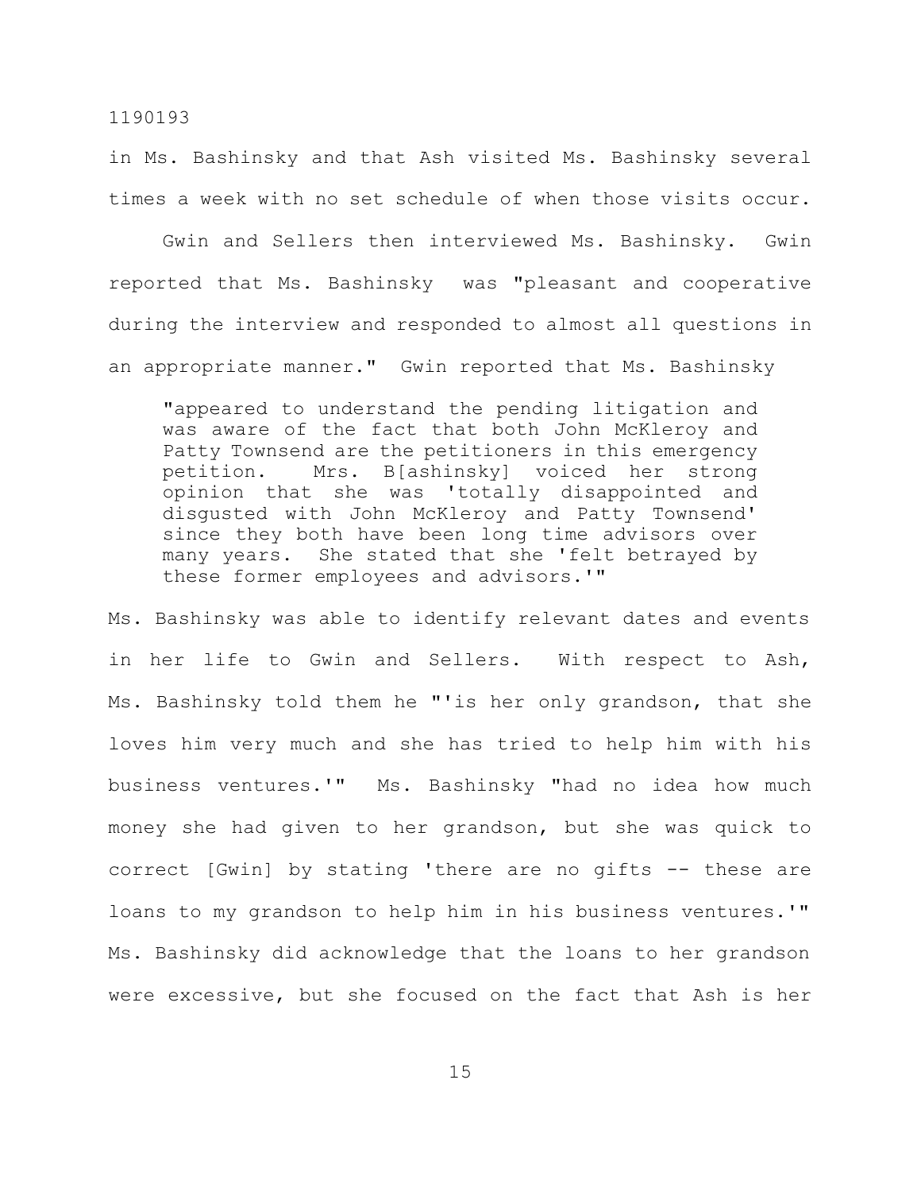in Ms. Bashinsky and that Ash visited Ms. Bashinsky several times a week with no set schedule of when those visits occur.

Gwin and Sellers then interviewed Ms. Bashinsky. Gwin reported that Ms. Bashinsky was "pleasant and cooperative during the interview and responded to almost all questions in an appropriate manner." Gwin reported that Ms. Bashinsky

> "appeared to understand the pending litigation and was aware of the fact that both John McKleroy and Patty Townsend are the petitioners in this emergency petition. Mrs. B[ashinsky] voiced her strong opinion that she was 'totally disappointed and disgusted with John McKleroy and Patty Townsend' since they both have been long time advisors over many years. She stated that she 'felt betrayed by these former employees and advisors.'"

Ms. Bashinsky was able to identify relevant dates and events in her life to Gwin and Sellers. With respect to Ash, Ms. Bashinsky told them he "'is her only grandson, that she loves him very much and she has tried to help him with his business ventures.'" Ms. Bashinsky "had no idea how much money she had given to her grandson, but she was quick to correct [Gwin] by stating 'there are no gifts -- these are loans to my grandson to help him in his business ventures.'" Ms. Bashinsky did acknowledge that the loans to her grandson were excessive, but she focused on the fact that Ash is her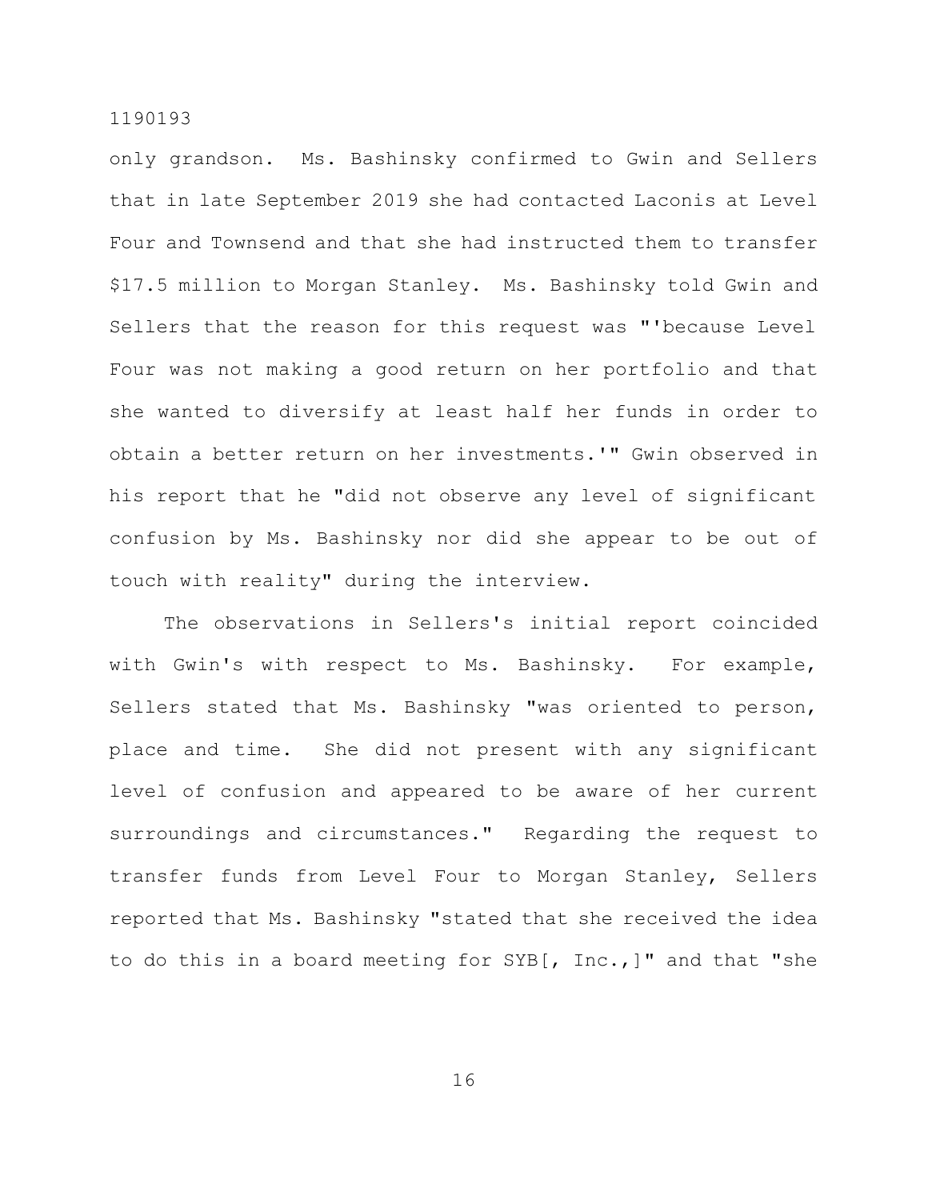only grandson. Ms. Bashinsky confirmed to Gwin and Sellers that in late September 2019 she had contacted Laconis at Level Four and Townsend and that she had instructed them to transfer $17.5 million to Morgan Stanley. Ms. Bashinsky told Gwin and Sellers that the reason for this request was "'because Level Four was not making a good return on her portfolio and that she wanted to diversify at least half her funds in order to obtain a better return on her investments.'" Gwin observed in his report that he "did not observe any level of significant confusion by Ms. Bashinsky nor did she appear to be out of touch with reality" during the interview.

The observations in Sellers's initial report coincided with Gwin's with respect to Ms. Bashinsky. For example, Sellers stated that Ms. Bashinsky "was oriented to person, place and time. She did not present with any significant level of confusion and appeared to be aware of her current surroundings and circumstances." Regarding the request to transfer funds from Level Four to Morgan Stanley, Sellers reported that Ms. Bashinsky "stated that she received the idea to do this in a board meeting for SYB[, Inc.,]" and that "she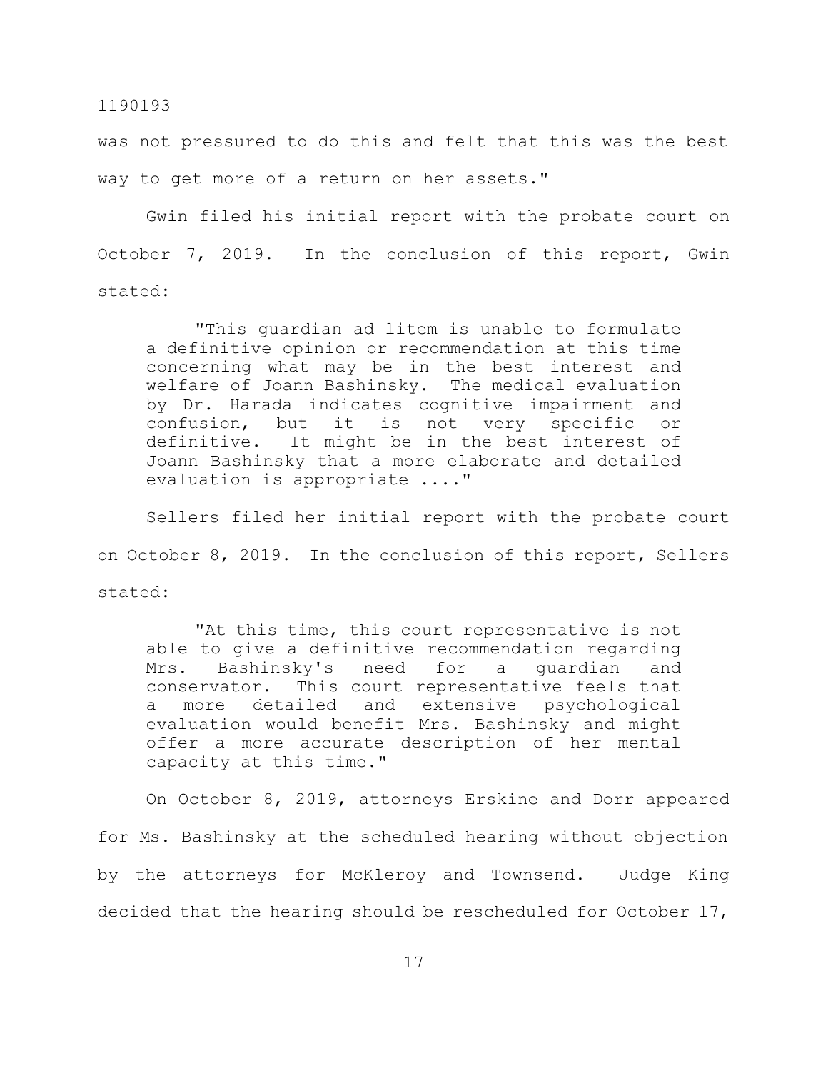was not pressured to do this and felt that this was the best way to get more of a return on her assets."

Gwin filed his initial report with the probate court on October 7, 2019. In the conclusion of this report, Gwin stated:

> "This guardian ad litem is unable to formulate a definitive opinion or recommendation at this time concerning what may be in the best interest and welfare of Joann Bashinsky. The medical evaluation by Dr. Harada indicates cognitive impairment and confusion, but it is not very specific or definitive. It might be in the best interest of Joann Bashinsky that a more elaborate and detailed evaluation is appropriate ...."

Sellers filed her initial report with the probate court on October 8, 2019. In the conclusion of this report, Sellers stated:

> "At this time, this court representative is not able to give a definitive recommendation regarding Mrs. Bashinsky's need for a guardian and conservator. This court representative feels that a more detailed and extensive psychological evaluation would benefit Mrs. Bashinsky and might offer a more accurate description of her mental capacity at this time."

On October 8, 2019, attorneys Erskine and Dorr appeared for Ms. Bashinsky at the scheduled hearing without objection by the attorneys for McKleroy and Townsend. Judge King decided that the hearing should be rescheduled for October 17,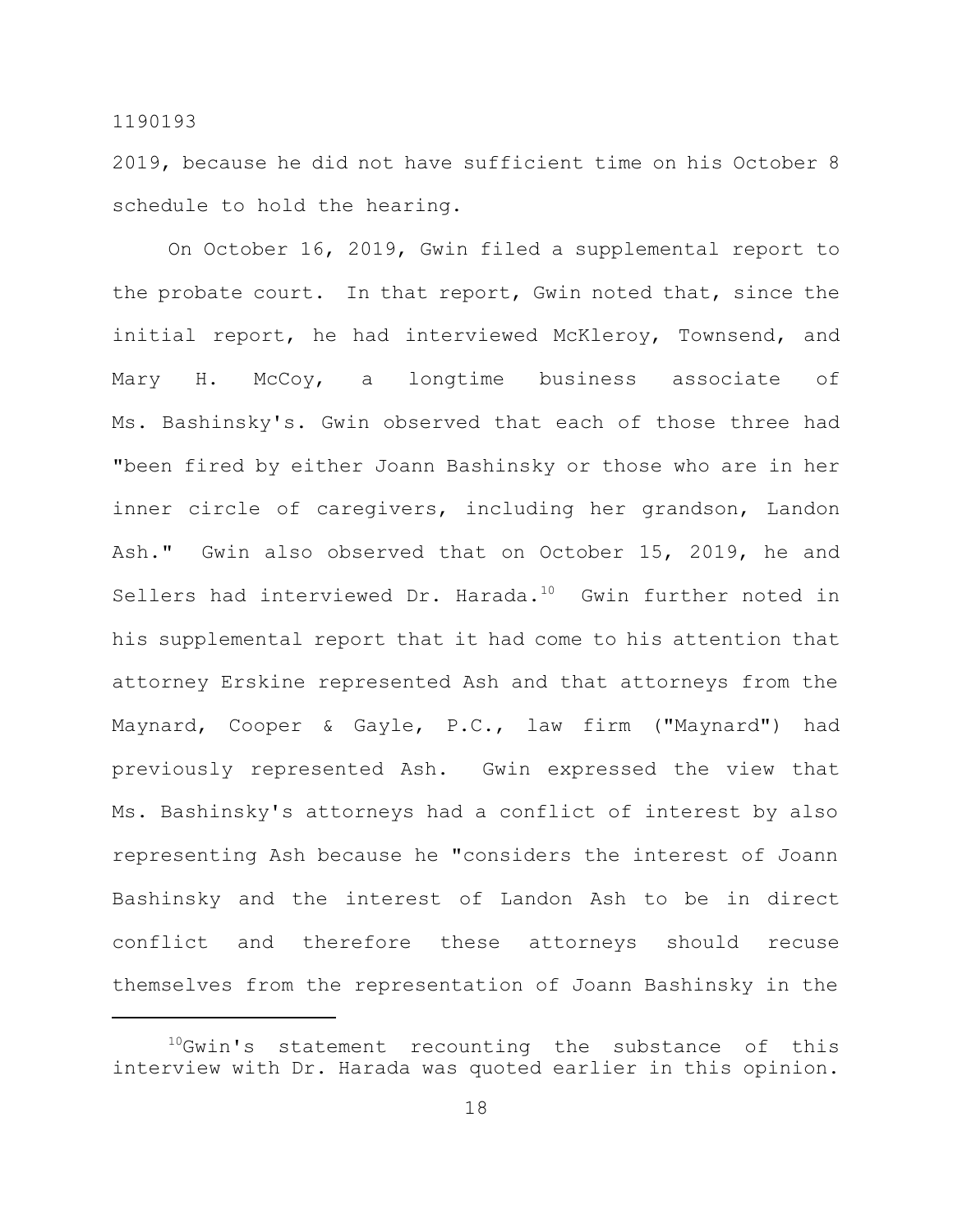2019, because he did not have sufficient time on his October 8 schedule to hold the hearing.

On October 16, 2019, Gwin filed a supplemental report to the probate court. In that report, Gwin noted that, since the initial report, he had interviewed McKleroy, Townsend, and Mary H. McCoy, a longtime business associate of Ms. Bashinsky's. Gwin observed that each of those three had "been fired by either Joann Bashinsky or those who are in her inner circle of caregivers, including her grandson, Landon Ash." Gwin also observed that on October 15, 2019, he and Sellers had interviewed Dr. Harada.[10] Gwin further noted in his supplemental report that it had come to his attention that attorney Erskine represented Ash and that attorneys from the Maynard, Cooper & Gayle, P.C., law firm ("Maynard") had previously represented Ash. Gwin expressed the view that Ms. Bashinsky's attorneys had a conflict of interest by also representing Ash because he "considers the interest of Joann Bashinsky and the interest of Landon Ash to be in direct conflict and therefore these attorneys should recuse themselves from the representation of Joann Bashinsky in the

[10]Gwin's statement recounting the substance of this interview with Dr. Harada was quoted earlier in this opinion.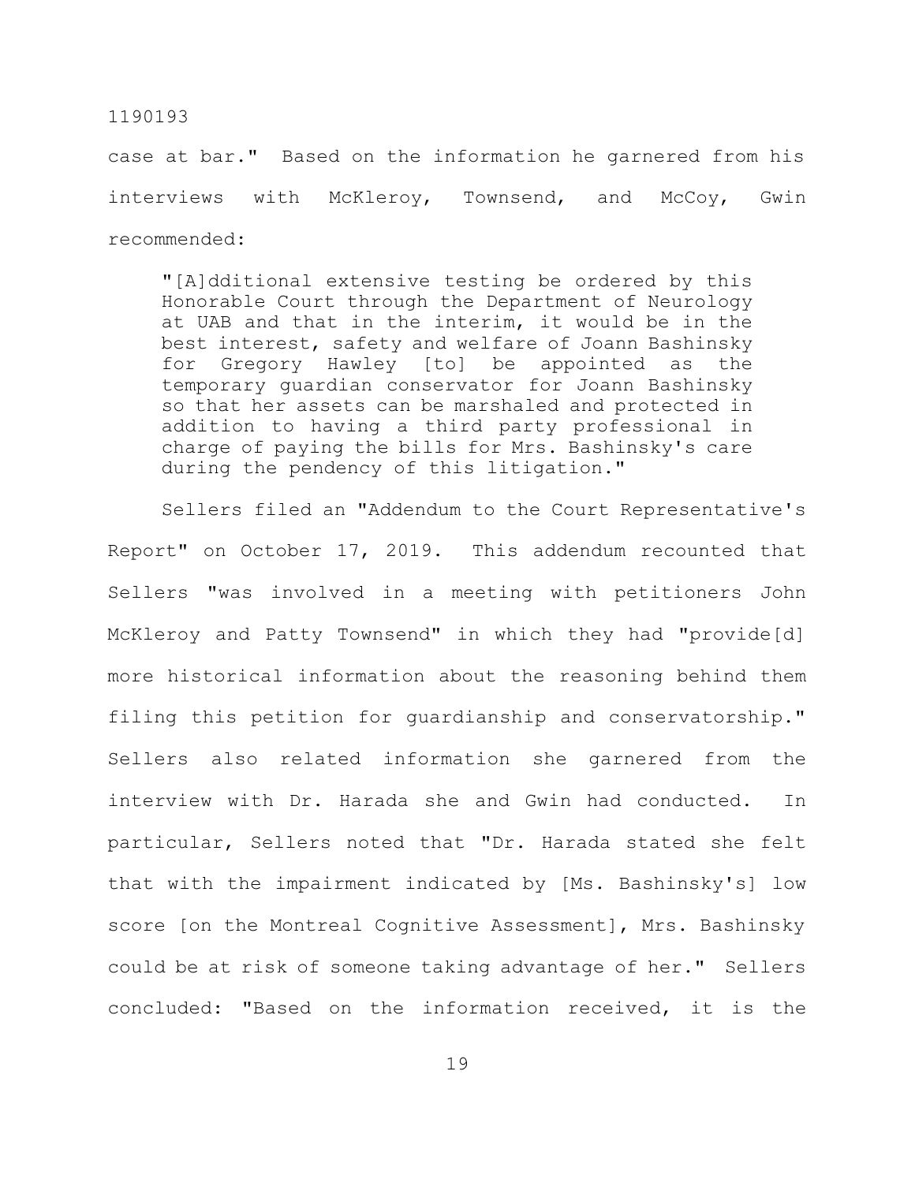case at bar." Based on the information he garnered from his interviews with McKleroy, Townsend, and McCoy, Gwin recommended:

> "[A]dditional extensive testing be ordered by this Honorable Court through the Department of Neurology at UAB and that in the interim, it would be in the best interest, safety and welfare of Joann Bashinsky for Gregory Hawley [to] be appointed as the temporary guardian conservator for Joann Bashinsky so that her assets can be marshaled and protected in addition to having a third party professional in charge of paying the bills for Mrs. Bashinsky's care during the pendency of this litigation."

Sellers filed an "Addendum to the Court Representative's Report" on October 17, 2019. This addendum recounted that Sellers "was involved in a meeting with petitioners John McKleroy and Patty Townsend" in which they had "provide[d] more historical information about the reasoning behind them filing this petition for guardianship and conservatorship." Sellers also related information she garnered from the interview with Dr. Harada she and Gwin had conducted. In particular, Sellers noted that "Dr. Harada stated she felt that with the impairment indicated by [Ms. Bashinsky's] low score [on the Montreal Cognitive Assessment], Mrs. Bashinsky could be at risk of someone taking advantage of her." Sellers concluded: "Based on the information received, it is the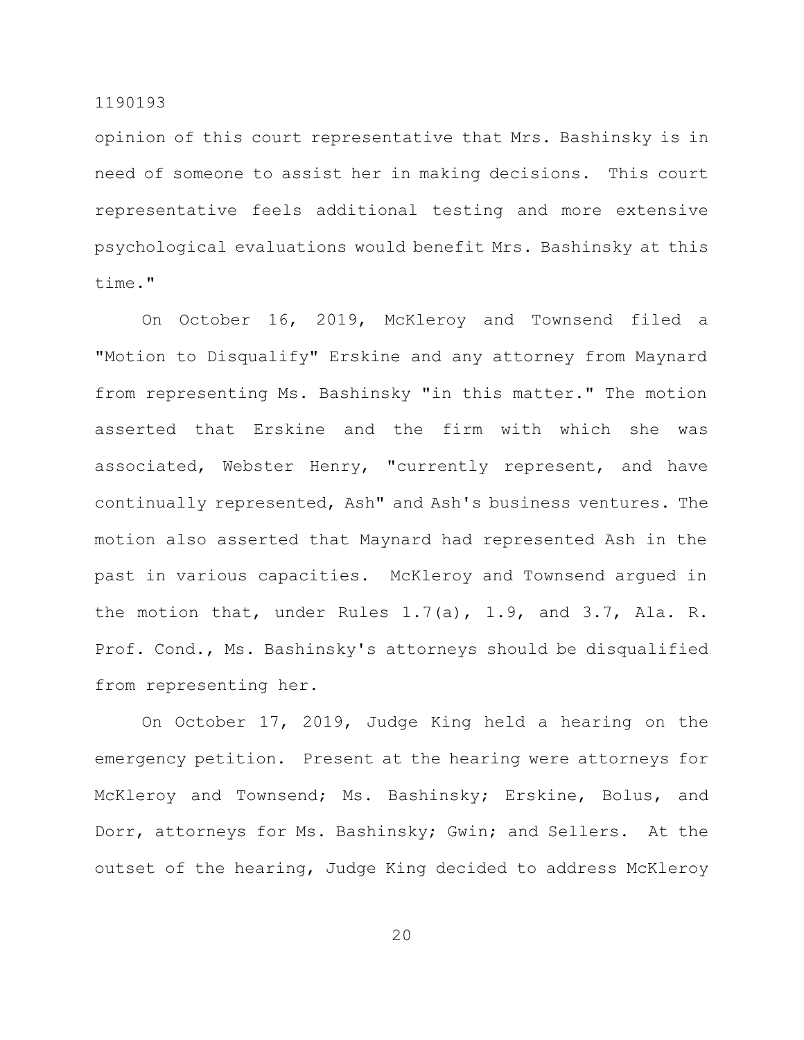opinion of this court representative that Mrs. Bashinsky is in need of someone to assist her in making decisions. This court representative feels additional testing and more extensive psychological evaluations would benefit Mrs. Bashinsky at this time."

On October 16, 2019, McKleroy and Townsend filed a "Motion to Disqualify" Erskine and any attorney from Maynard from representing Ms. Bashinsky "in this matter." The motion asserted that Erskine and the firm with which she was associated, Webster Henry, "currently represent, and have continually represented, Ash" and Ash's business ventures. The motion also asserted that Maynard had represented Ash in the past in various capacities. McKleroy and Townsend argued in the motion that, under Rules 1.7(a), 1.9, and 3.7, Ala. R. Prof. Cond., Ms. Bashinsky's attorneys should be disqualified from representing her.

On October 17, 2019, Judge King held a hearing on the emergency petition. Present at the hearing were attorneys for McKleroy and Townsend; Ms. Bashinsky; Erskine, Bolus, and Dorr, attorneys for Ms. Bashinsky; Gwin; and Sellers. At the outset of the hearing, Judge King decided to address McKleroy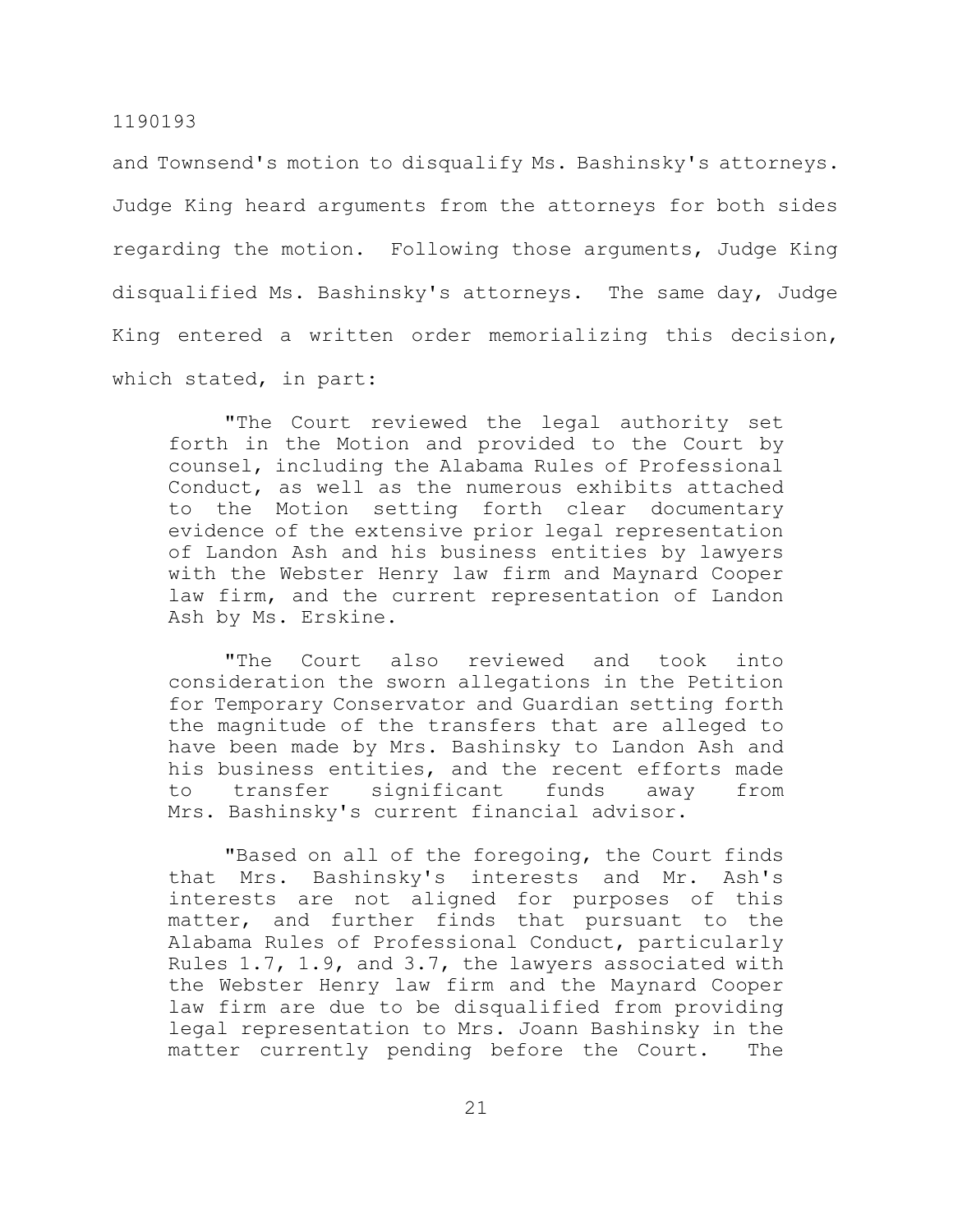and Townsend's motion to disqualify Ms. Bashinsky's attorneys. Judge King heard arguments from the attorneys for both sides regarding the motion. Following those arguments, Judge King disqualified Ms. Bashinsky's attorneys. The same day, Judge King entered a written order memorializing this decision, which stated, in part:

> "The Court reviewed the legal authority set forth in the Motion and provided to the Court by counsel, including the Alabama Rules of Professional Conduct, as well as the numerous exhibits attached to the Motion setting forth clear documentary evidence of the extensive prior legal representation of Landon Ash and his business entities by lawyers with the Webster Henry law firm and Maynard Cooper law firm, and the current representation of Landon Ash by Ms. Erskine.
>
> "The Court also reviewed and took into consideration the sworn allegations in the Petition for Temporary Conservator and Guardian setting forth the magnitude of the transfers that are alleged to have been made by Mrs. Bashinsky to Landon Ash and his business entities, and the recent efforts made to transfer significant funds away from Mrs. Bashinsky's current financial advisor.
>
> "Based on all of the foregoing, the Court finds that Mrs. Bashinsky's interests and Mr. Ash's interests are not aligned for purposes of this matter, and further finds that pursuant to the Alabama Rules of Professional Conduct, particularly Rules 1.7, 1.9, and 3.7, the lawyers associated with the Webster Henry law firm and the Maynard Cooper law firm are due to be disqualified from providing legal representation to Mrs. Joann Bashinsky in the matter currently pending before the Court. The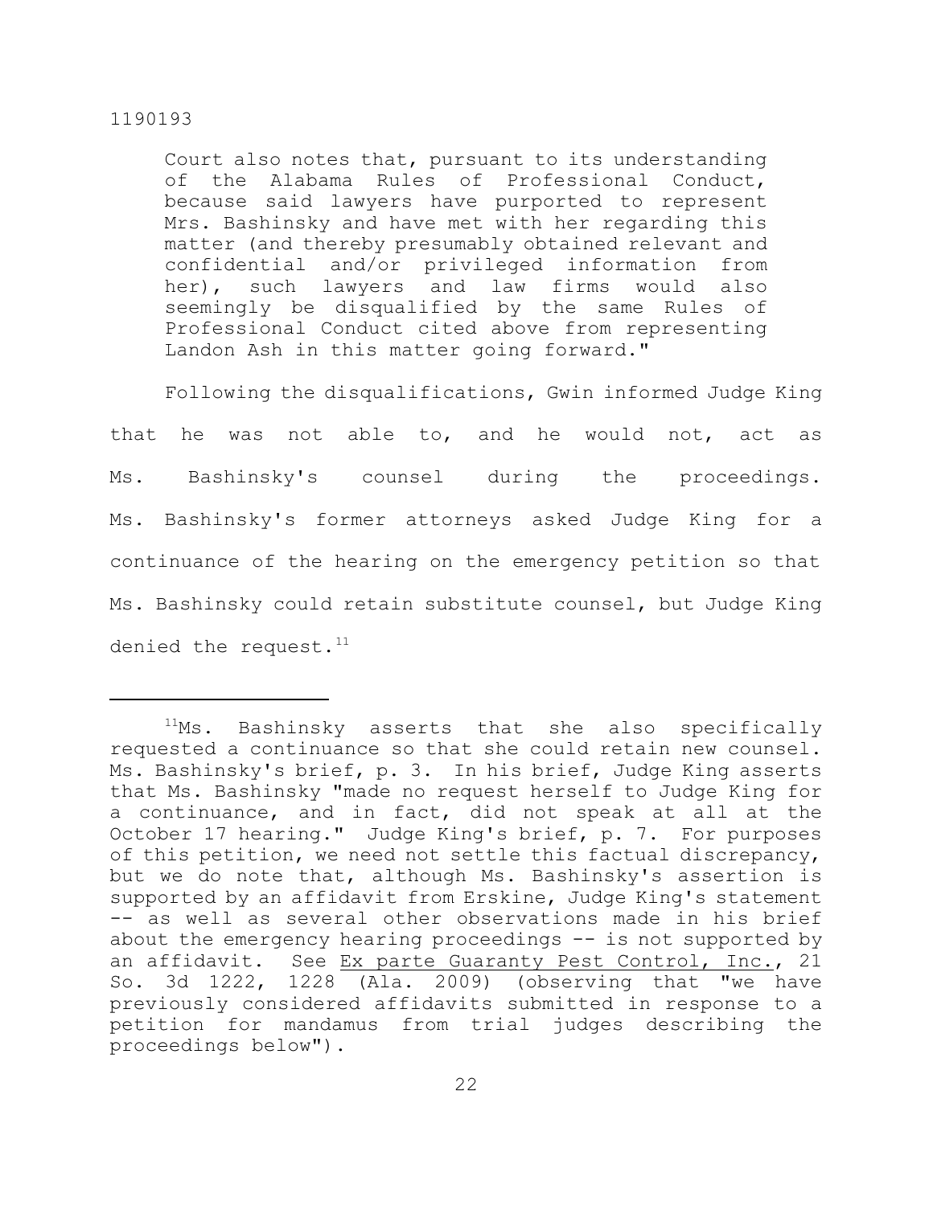> Court also notes that, pursuant to its understanding of the Alabama Rules of Professional Conduct, because said lawyers have purported to represent Mrs. Bashinsky and have met with her regarding this matter (and thereby presumably obtained relevant and confidential and/or privileged information from her), such lawyers and law firms would also seemingly be disqualified by the same Rules of Professional Conduct cited above from representing Landon Ash in this matter going forward."

Following the disqualifications, Gwin informed Judge King that he was not able to, and he would not, act as Ms. Bashinsky's counsel during the proceedings. Ms. Bashinsky's former attorneys asked Judge King for a continuance of the hearing on the emergency petition so that Ms. Bashinsky could retain substitute counsel, but Judge King denied the request.[11]

---

[11]Ms. Bashinsky asserts that she also specifically requested a continuance so that she could retain new counsel. Ms. Bashinsky's brief, p. 3. In his brief, Judge King asserts that Ms. Bashinsky "made no request herself to Judge King for a continuance, and in fact, did not speak at all at the October 17 hearing." Judge King's brief, p. 7. For purposes of this petition, we need not settle this factual discrepancy, but we do note that, although Ms. Bashinsky's assertion is supported by an affidavit from Erskine, Judge King's statement -- as well as several other observations made in his brief about the emergency hearing proceedings -- is not supported by an affidavit. See Ex parte Guaranty Pest Control, Inc., 21 So. 3d 1222, 1228 (Ala. 2009) (observing that "we have previously considered affidavits submitted in response to a petition for mandamus from trial judges describing the proceedings below").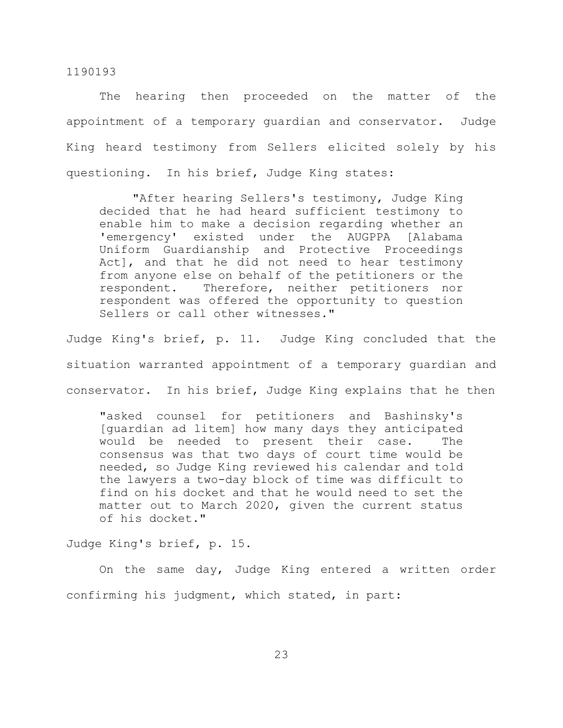The hearing then proceeded on the matter of the appointment of a temporary guardian and conservator. Judge King heard testimony from Sellers elicited solely by his questioning. In his brief, Judge King states:

> "After hearing Sellers's testimony, Judge King decided that he had heard sufficient testimony to enable him to make a decision regarding whether an 'emergency' existed under the AUGPPA [Alabama Uniform Guardianship and Protective Proceedings Act], and that he did not need to hear testimony from anyone else on behalf of the petitioners or the respondent. Therefore, neither petitioners nor respondent was offered the opportunity to question Sellers or call other witnesses."

Judge King's brief, p. 11. Judge King concluded that the situation warranted appointment of a temporary guardian and conservator. In his brief, Judge King explains that he then

> "asked counsel for petitioners and Bashinsky's [guardian ad litem] how many days they anticipated would be needed to present their case. The consensus was that two days of court time would be needed, so Judge King reviewed his calendar and told the lawyers a two-day block of time was difficult to find on his docket and that he would need to set the matter out to March 2020, given the current status of his docket."

Judge King's brief, p. 15.

On the same day, Judge King entered a written order confirming his judgment, which stated, in part: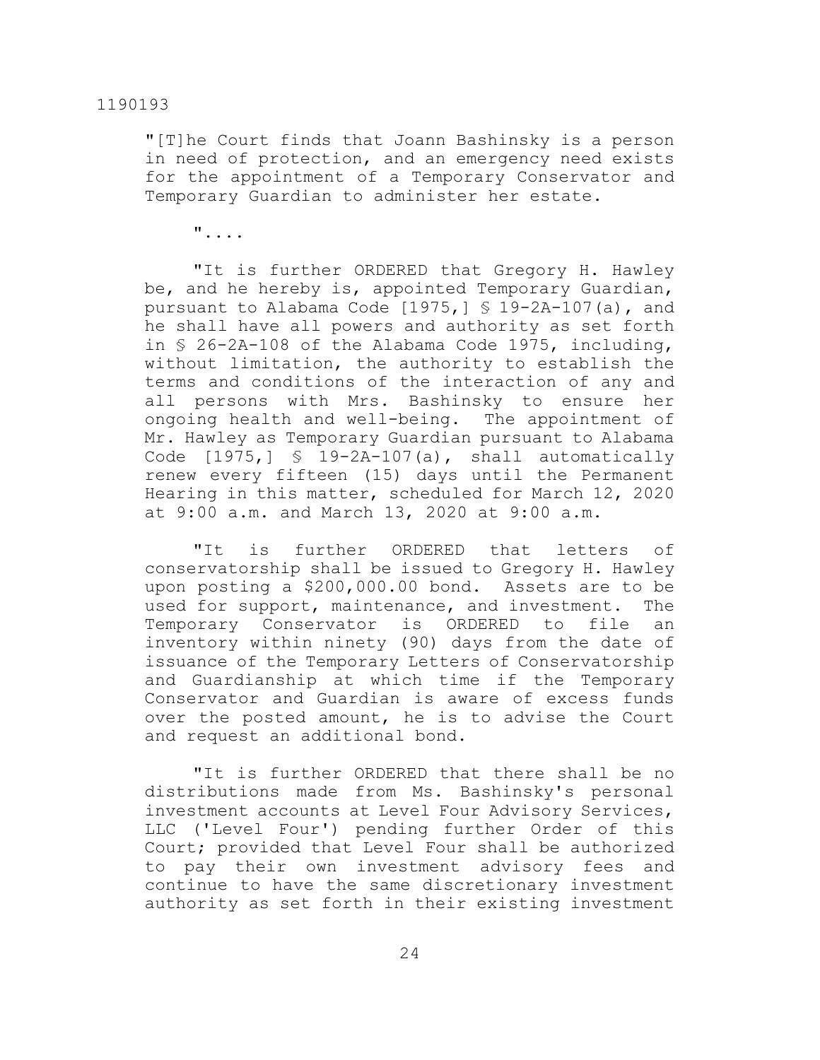"[T]he Court finds that Joann Bashinsky is a person in need of protection, and an emergency need exists for the appointment of a Temporary Conservator and Temporary Guardian to administer her estate.

"....

"It is further ORDERED that Gregory H. Hawley be, and he hereby is, appointed Temporary Guardian, pursuant to Alabama Code [1975,] § 19-2A-107(a), and he shall have all powers and authority as set forth in § 26-2A-108 of the Alabama Code 1975, including, without limitation, the authority to establish the terms and conditions of the interaction of any and all persons with Mrs. Bashinsky to ensure her ongoing health and well-being. The appointment of Mr. Hawley as Temporary Guardian pursuant to Alabama Code [1975,] § 19-2A-107(a), shall automatically renew every fifteen (15) days until the Permanent Hearing in this matter, scheduled for March 12, 2020 at 9:00 a.m. and March 13, 2020 at 9:00 a.m.

"It is further ORDERED that letters of conservatorship shall be issued to Gregory H. Hawley upon posting a $200,000.00 bond. Assets are to be used for support, maintenance, and investment. The Temporary Conservator is ORDERED to file an inventory within ninety (90) days from the date of issuance of the Temporary Letters of Conservatorship and Guardianship at which time if the Temporary Conservator and Guardian is aware of excess funds over the posted amount, he is to advise the Court and request an additional bond.

"It is further ORDERED that there shall be no distributions made from Ms. Bashinsky's personal investment accounts at Level Four Advisory Services, LLC ('Level Four') pending further Order of this Court; provided that Level Four shall be authorized to pay their own investment advisory fees and continue to have the same discretionary investment authority as set forth in their existing investment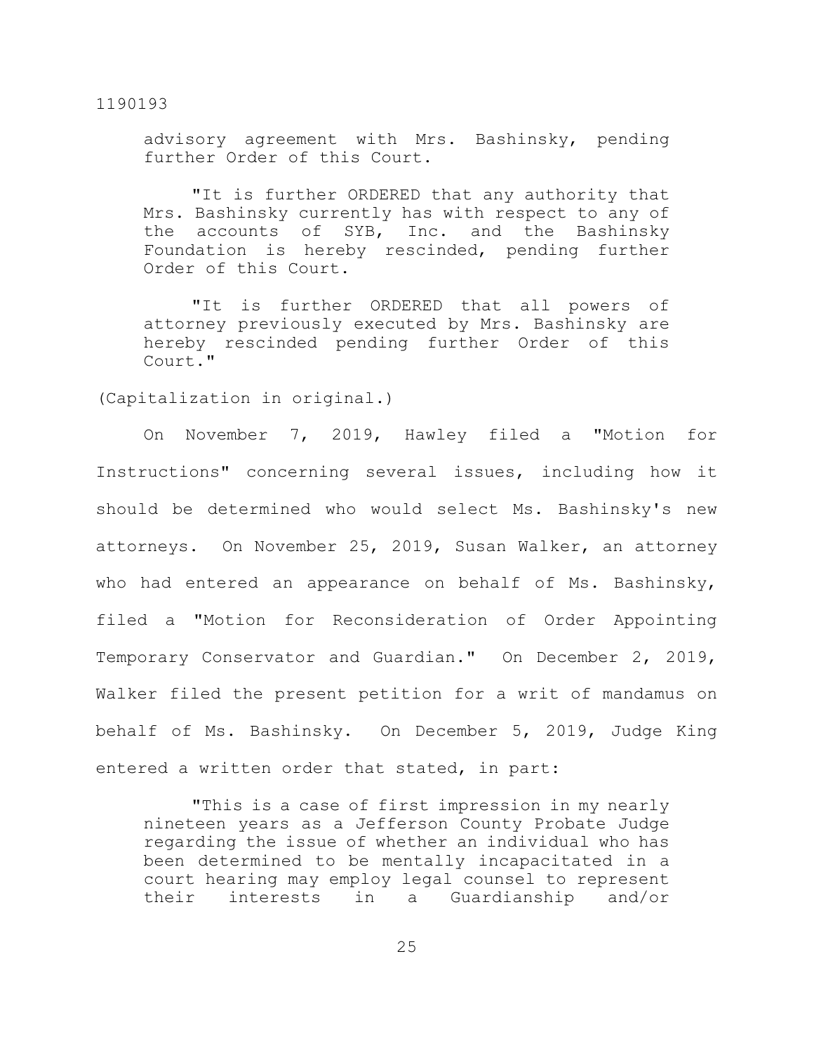advisory agreement with Mrs. Bashinsky, pending further Order of this Court.

> "It is further ORDERED that any authority that Mrs. Bashinsky currently has with respect to any of the accounts of SYB, Inc. and the Bashinsky Foundation is hereby rescinded, pending further Order of this Court.
>
> "It is further ORDERED that all powers of attorney previously executed by Mrs. Bashinsky are hereby rescinded pending further Order of this Court."

(Capitalization in original.)

On November 7, 2019, Hawley filed a "Motion for Instructions" concerning several issues, including how it should be determined who would select Ms. Bashinsky's new attorneys. On November 25, 2019, Susan Walker, an attorney who had entered an appearance on behalf of Ms. Bashinsky, filed a "Motion for Reconsideration of Order Appointing Temporary Conservator and Guardian." On December 2, 2019, Walker filed the present petition for a writ of mandamus on behalf of Ms. Bashinsky. On December 5, 2019, Judge King entered a written order that stated, in part:

> "This is a case of first impression in my nearly nineteen years as a Jefferson County Probate Judge regarding the issue of whether an individual who has been determined to be mentally incapacitated in a court hearing may employ legal counsel to represent their interests in a Guardianship and/or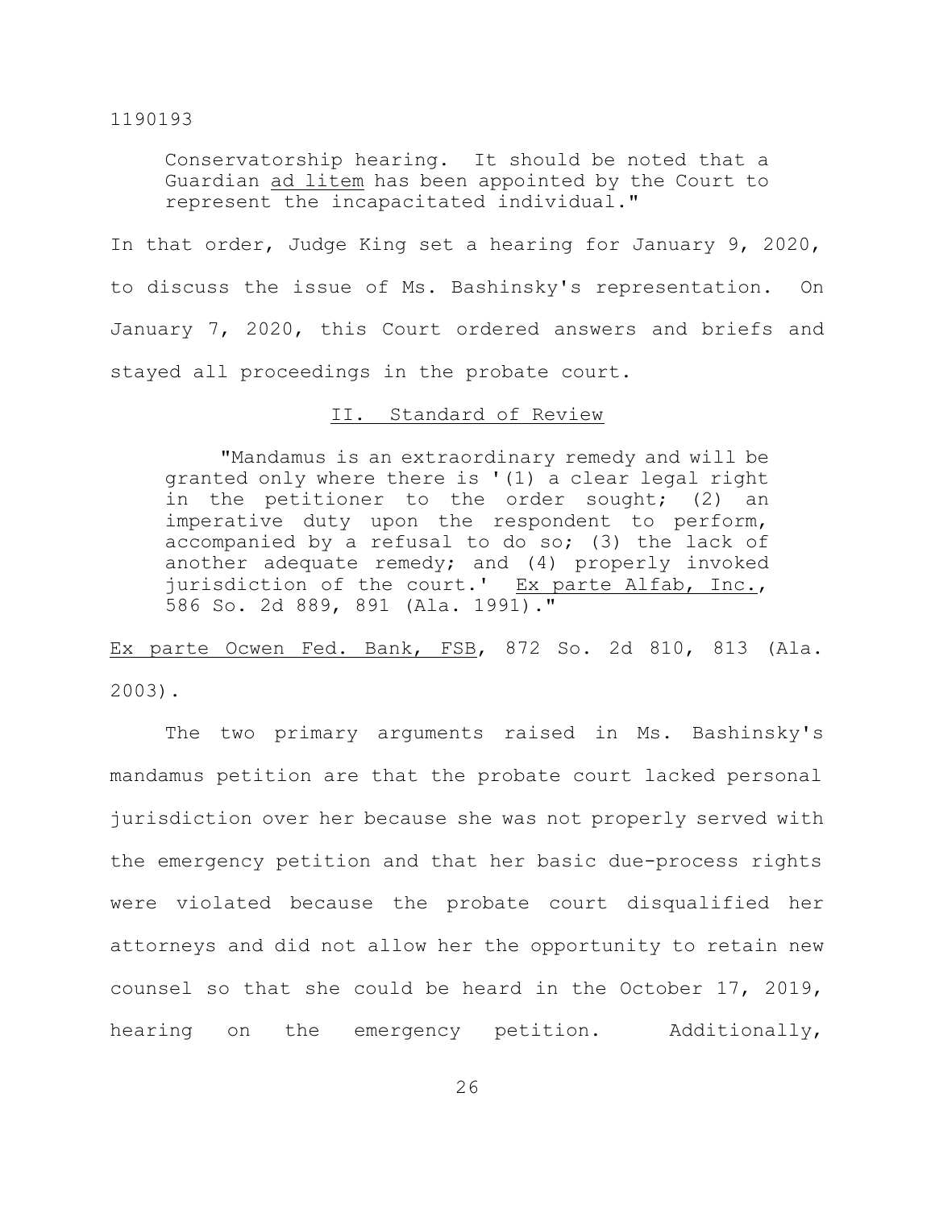> Conservatorship hearing. It should be noted that a Guardian *ad litem* has been appointed by the Court to represent the incapacitated individual."

In that order, Judge King set a hearing for January 9, 2020, to discuss the issue of Ms. Bashinsky's representation. On January 7, 2020, this Court ordered answers and briefs and stayed all proceedings in the probate court.

## II. Standard of Review

> "Mandamus is an extraordinary remedy and will be granted only where there is '(1) a clear legal right in the petitioner to the order sought; (2) an imperative duty upon the respondent to perform, accompanied by a refusal to do so; (3) the lack of another adequate remedy; and (4) properly invoked jurisdiction of the court.' *Ex parte Alfab, Inc.*, 586 So. 2d 889, 891 (Ala. 1991)."

*Ex parte Ocwen Fed. Bank, FSB*, 872 So. 2d 810, 813 (Ala. 2003).

The two primary arguments raised in Ms. Bashinsky's mandamus petition are that the probate court lacked personal jurisdiction over her because she was not properly served with the emergency petition and that her basic due-process rights were violated because the probate court disqualified her attorneys and did not allow her the opportunity to retain new counsel so that she could be heard in the October 17, 2019, hearing on the emergency petition. Additionally,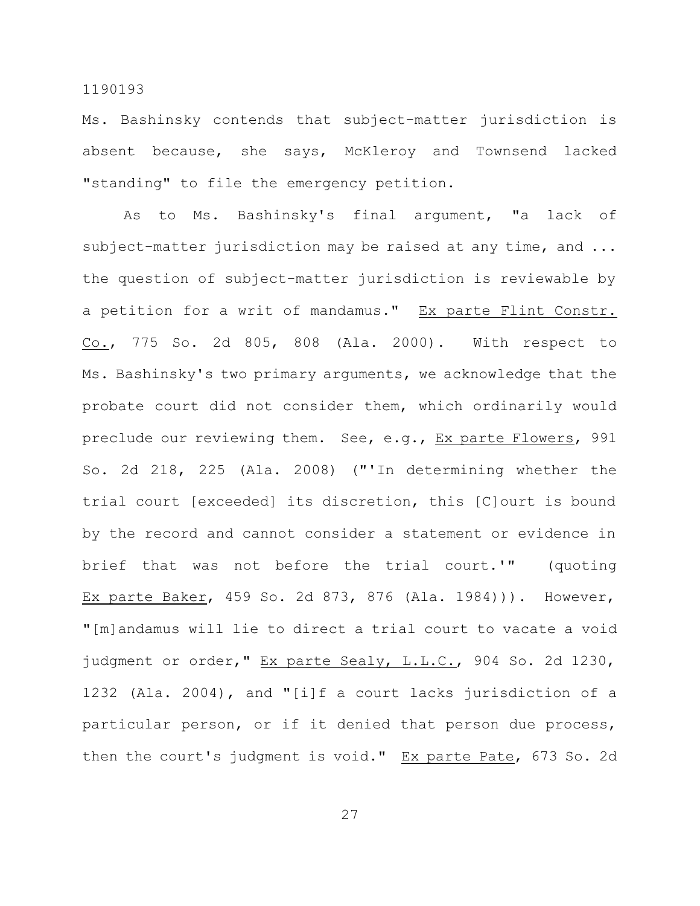Ms. Bashinsky contends that subject-matter jurisdiction is absent because, she says, McKleroy and Townsend lacked "standing" to file the emergency petition.

As to Ms. Bashinsky's final argument, "a lack of subject-matter jurisdiction may be raised at any time, and ... the question of subject-matter jurisdiction is reviewable by a petition for a writ of mandamus." Ex parte Flint Constr. Co., 775 So. 2d 805, 808 (Ala. 2000). With respect to Ms. Bashinsky's two primary arguments, we acknowledge that the probate court did not consider them, which ordinarily would preclude our reviewing them. See, e.g., Ex parte Flowers, 991 So. 2d 218, 225 (Ala. 2008) ("'In determining whether the trial court [exceeded] its discretion, this [C]ourt is bound by the record and cannot consider a statement or evidence in brief that was not before the trial court.'" (quoting Ex parte Baker, 459 So. 2d 873, 876 (Ala. 1984))). However, "[m]andamus will lie to direct a trial court to vacate a void judgment or order," Ex parte Sealy, L.L.C., 904 So. 2d 1230, 1232 (Ala. 2004), and "[i]f a court lacks jurisdiction of a particular person, or if it denied that person due process, then the court's judgment is void." Ex parte Pate, 673 So. 2d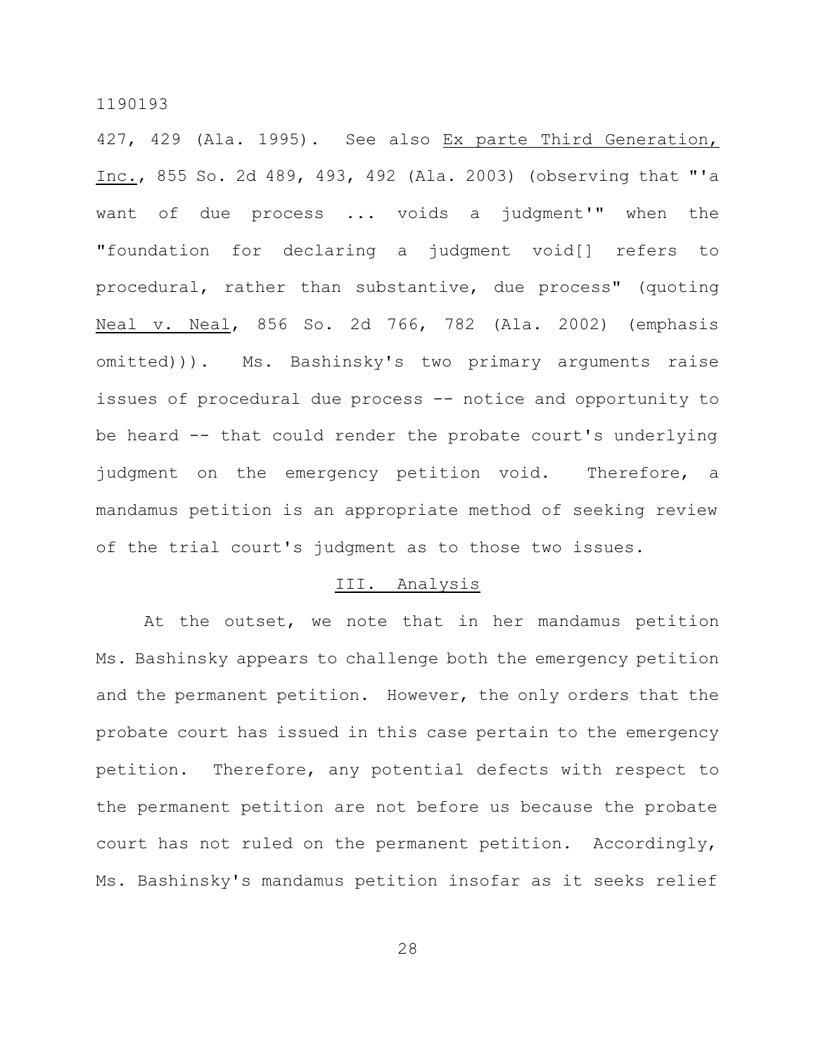427, 429 (Ala. 1995). See also Ex parte Third Generation, Inc., 855 So. 2d 489, 493, 492 (Ala. 2003) (observing that "'a want of due process ... voids a judgment'" when the "foundation for declaring a judgment void[] refers to procedural, rather than substantive, due process" (quoting Neal v. Neal, 856 So. 2d 766, 782 (Ala. 2002) (emphasis omitted))). Ms. Bashinsky's two primary arguments raise issues of procedural due process -- notice and opportunity to be heard -- that could render the probate court's underlying judgment on the emergency petition void. Therefore, a mandamus petition is an appropriate method of seeking review of the trial court's judgment as to those two issues.

## III. Analysis

At the outset, we note that in her mandamus petition Ms. Bashinsky appears to challenge both the emergency petition and the permanent petition. However, the only orders that the probate court has issued in this case pertain to the emergency petition. Therefore, any potential defects with respect to the permanent petition are not before us because the probate court has not ruled on the permanent petition. Accordingly, Ms. Bashinsky's mandamus petition insofar as it seeks relief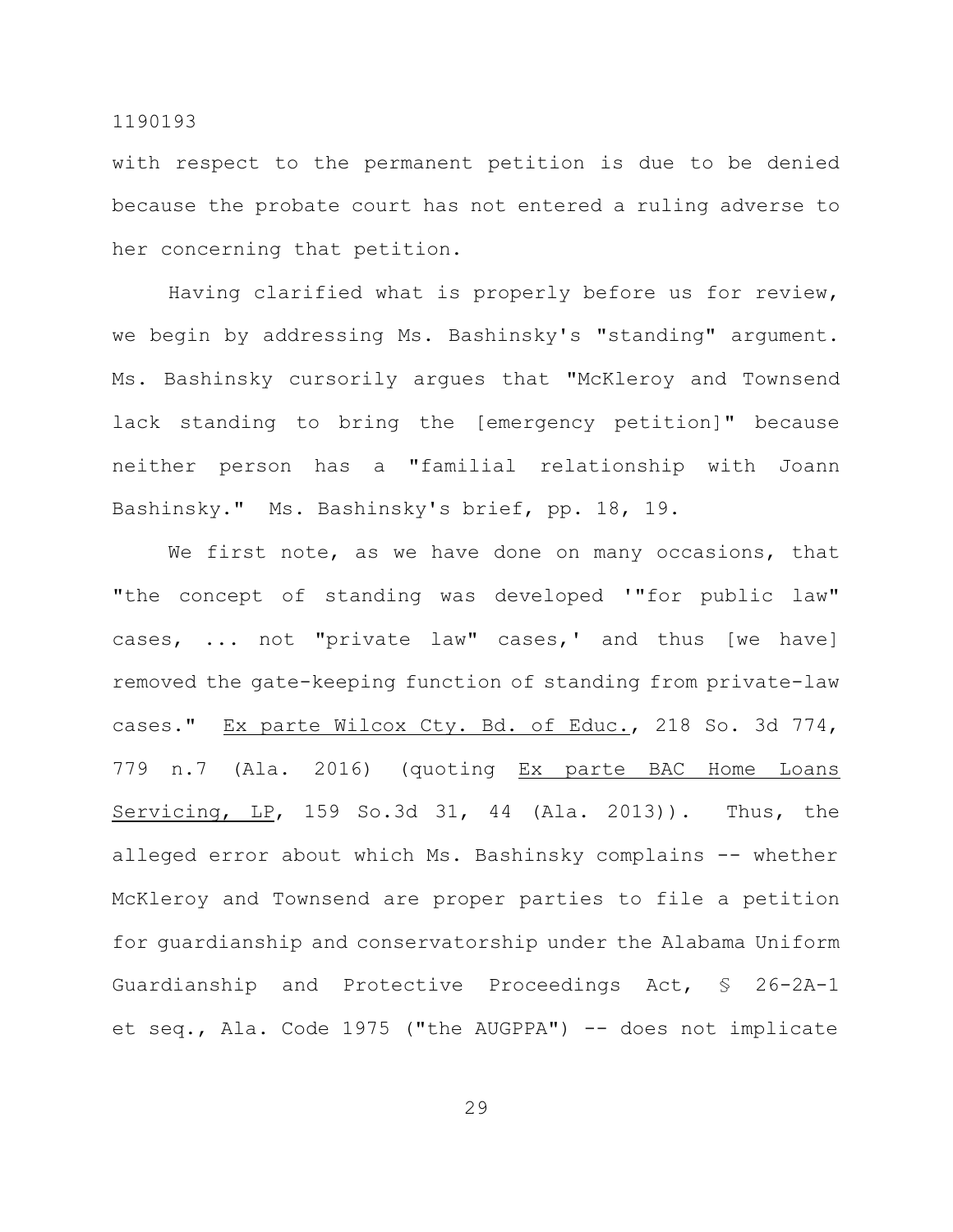with respect to the permanent petition is due to be denied because the probate court has not entered a ruling adverse to her concerning that petition.

Having clarified what is properly before us for review, we begin by addressing Ms. Bashinsky's "standing" argument. Ms. Bashinsky cursorily argues that "McKleroy and Townsend lack standing to bring the [emergency petition]" because neither person has a "familial relationship with Joann Bashinsky." Ms. Bashinsky's brief, pp. 18, 19.

We first note, as we have done on many occasions, that "the concept of standing was developed '"for public law" cases, ... not "private law" cases,' and thus [we have] removed the gate-keeping function of standing from private-law cases." Ex parte Wilcox Cty. Bd. of Educ., 218 So. 3d 774, 779 n.7 (Ala. 2016) (quoting Ex parte BAC Home Loans Servicing, LP, 159 So.3d 31, 44 (Ala. 2013)). Thus, the alleged error about which Ms. Bashinsky complains -- whether McKleroy and Townsend are proper parties to file a petition for guardianship and conservatorship under the Alabama Uniform Guardianship and Protective Proceedings Act, § 26-2A-1 et seq., Ala. Code 1975 ("the AUGPPA") -- does not implicate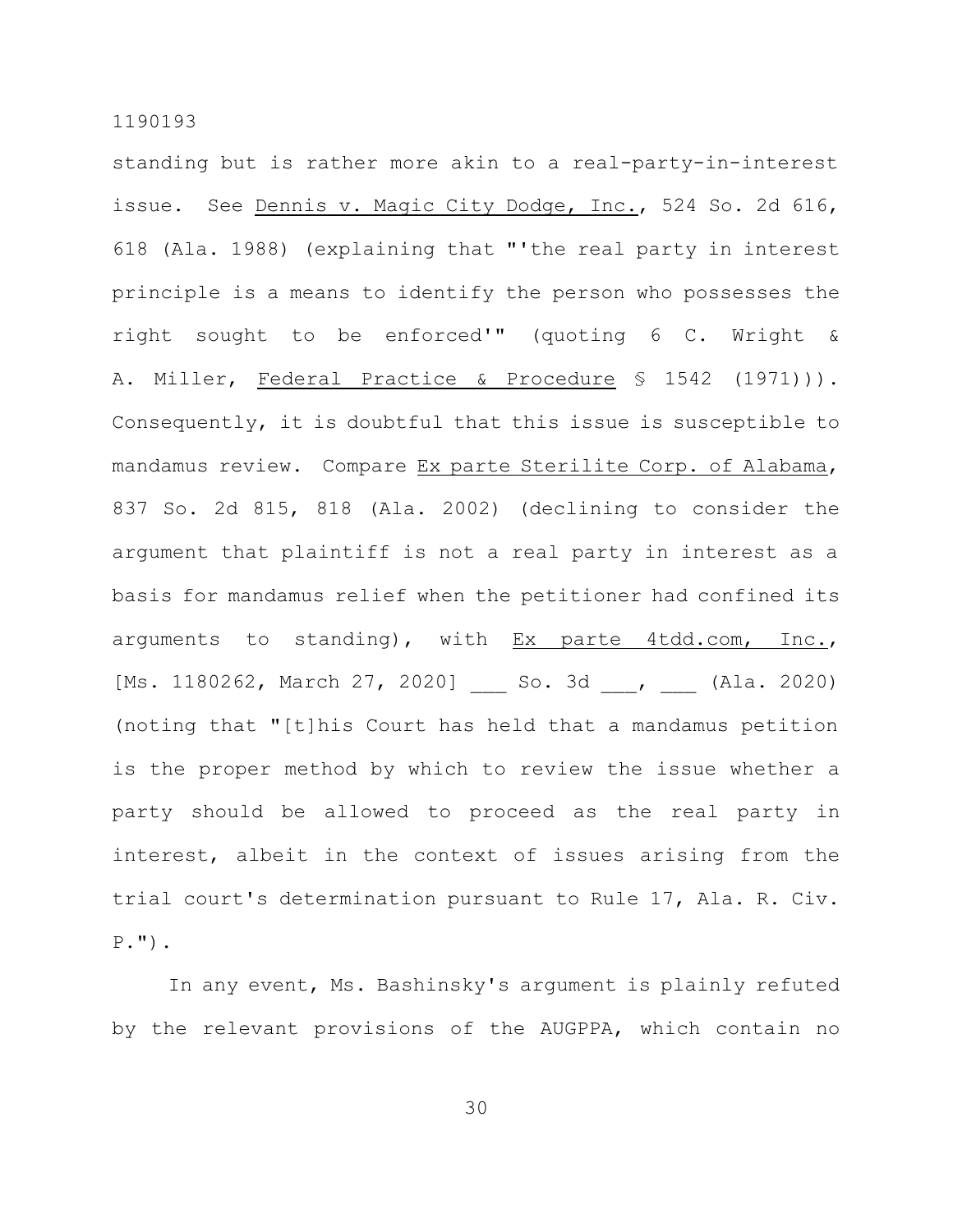standing but is rather more akin to a real-party-in-interest issue. See Dennis v. Magic City Dodge, Inc., 524 So. 2d 616, 618 (Ala. 1988) (explaining that "'the real party in interest principle is a means to identify the person who possesses the right sought to be enforced'" (quoting 6 C. Wright & A. Miller, Federal Practice & Procedure § 1542 (1971))). Consequently, it is doubtful that this issue is susceptible to mandamus review. Compare Ex parte Sterilite Corp. of Alabama, 837 So. 2d 815, 818 (Ala. 2002) (declining to consider the argument that plaintiff is not a real party in interest as a basis for mandamus relief when the petitioner had confined its arguments to standing), with Ex parte 4tdd.com, Inc., [Ms. 1180262, March 27, 2020] ___ So. 3d ___, ___ (Ala. 2020) (noting that "[t]his Court has held that a mandamus petition is the proper method by which to review the issue whether a party should be allowed to proceed as the real party in interest, albeit in the context of issues arising from the trial court's determination pursuant to Rule 17, Ala. R. Civ. P.").

In any event, Ms. Bashinsky's argument is plainly refuted by the relevant provisions of the AUGPPA, which contain no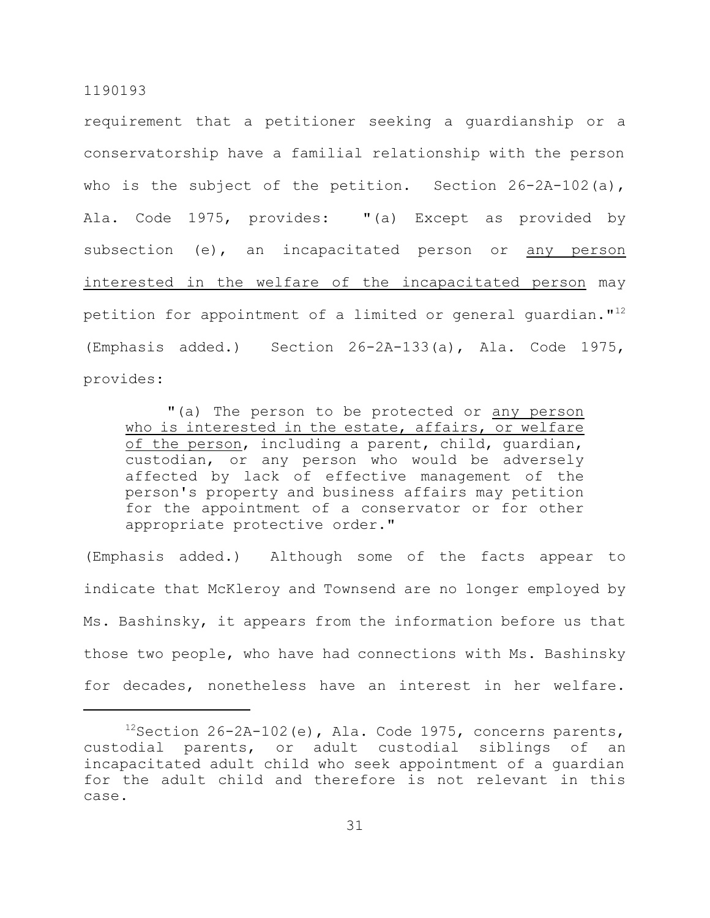requirement that a petitioner seeking a guardianship or a conservatorship have a familial relationship with the person who is the subject of the petition. Section 26-2A-102(a), Ala. Code 1975, provides: "(a) Except as provided by subsection (e), an incapacitated person or <u>any person interested in the welfare of the incapacitated person</u> may petition for appointment of a limited or general guardian."[12] (Emphasis added.) Section 26-2A-133(a), Ala. Code 1975, provides:

> "(a) The person to be protected or <u>any person who is interested in the estate, affairs, or welfare of the person</u>, including a parent, child, guardian, custodian, or any person who would be adversely affected by lack of effective management of the person's property and business affairs may petition for the appointment of a conservator or for other appropriate protective order."

(Emphasis added.) Although some of the facts appear to indicate that McKleroy and Townsend are no longer employed by Ms. Bashinsky, it appears from the information before us that those two people, who have had connections with Ms. Bashinsky for decades, nonetheless have an interest in her welfare.

---

[12] Section 26-2A-102(e), Ala. Code 1975, concerns parents, custodial parents, or adult custodial siblings of an incapacitated adult child who seek appointment of a guardian for the adult child and therefore is not relevant in this case.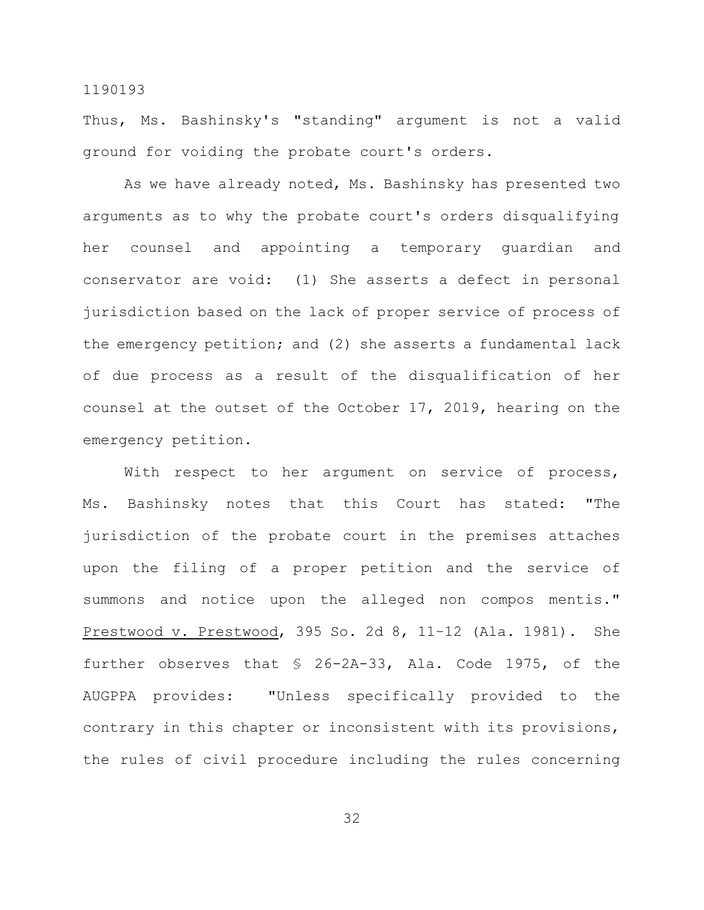Thus, Ms. Bashinsky's "standing" argument is not a valid ground for voiding the probate court's orders.

As we have already noted, Ms. Bashinsky has presented two arguments as to why the probate court's orders disqualifying her counsel and appointing a temporary guardian and conservator are void: (1) She asserts a defect in personal jurisdiction based on the lack of proper service of process of the emergency petition; and (2) she asserts a fundamental lack of due process as a result of the disqualification of her counsel at the outset of the October 17, 2019, hearing on the emergency petition.

With respect to her argument on service of process, Ms. Bashinsky notes that this Court has stated: "The jurisdiction of the probate court in the premises attaches upon the filing of a proper petition and the service of summons and notice upon the alleged non compos mentis." Prestwood v. Prestwood, 395 So. 2d 8, 11–12 (Ala. 1981). She further observes that § 26-2A-33, Ala. Code 1975, of the AUGPPA provides: "Unless specifically provided to the contrary in this chapter or inconsistent with its provisions, the rules of civil procedure including the rules concerning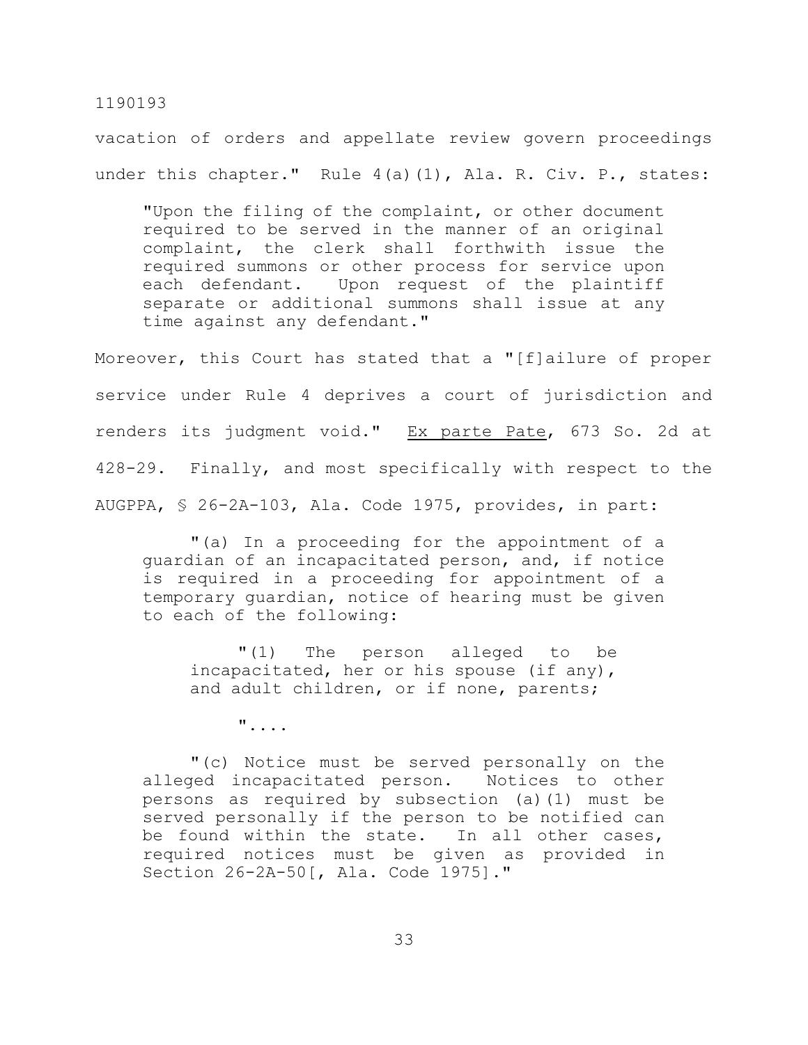vacation of orders and appellate review govern proceedings under this chapter." Rule 4(a)(1), Ala. R. Civ. P., states:

> "Upon the filing of the complaint, or other document required to be served in the manner of an original complaint, the clerk shall forthwith issue the required summons or other process for service upon each defendant. Upon request of the plaintiff separate or additional summons shall issue at any time against any defendant."

Moreover, this Court has stated that a "[f]ailure of proper service under Rule 4 deprives a court of jurisdiction and renders its judgment void." Ex parte Pate, 673 So. 2d at 428-29. Finally, and most specifically with respect to the AUGPPA, § 26-2A-103, Ala. Code 1975, provides, in part:

> "(a) In a proceeding for the appointment of a guardian of an incapacitated person, and, if notice is required in a proceeding for appointment of a temporary guardian, notice of hearing must be given to each of the following:
>
> "(1) The person alleged to be incapacitated, her or his spouse (if any), and adult children, or if none, parents;
>
> "....
>
> "(c) Notice must be served personally on the alleged incapacitated person. Notices to other persons as required by subsection (a)(1) must be served personally if the person to be notified can be found within the state. In all other cases, required notices must be given as provided in Section 26-2A-50[, Ala. Code 1975]."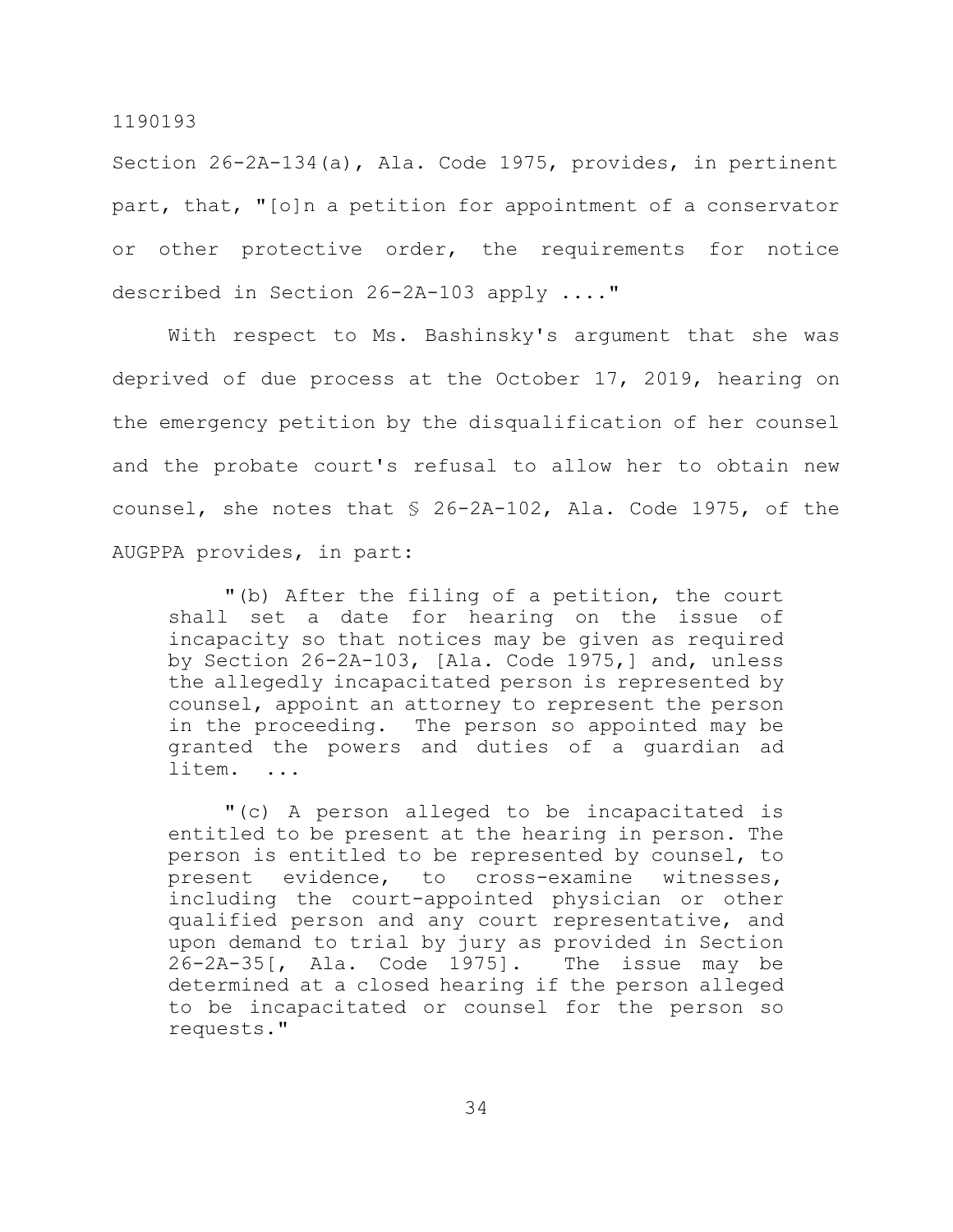Section 26-2A-134(a), Ala. Code 1975, provides, in pertinent part, that, "[o]n a petition for appointment of a conservator or other protective order, the requirements for notice described in Section 26-2A-103 apply ...."

With respect to Ms. Bashinsky's argument that she was deprived of due process at the October 17, 2019, hearing on the emergency petition by the disqualification of her counsel and the probate court's refusal to allow her to obtain new counsel, she notes that § 26-2A-102, Ala. Code 1975, of the AUGPPA provides, in part:

> "(b) After the filing of a petition, the court shall set a date for hearing on the issue of incapacity so that notices may be given as required by Section 26-2A-103, [Ala. Code 1975,] and, unless the allegedly incapacitated person is represented by counsel, appoint an attorney to represent the person in the proceeding. The person so appointed may be granted the powers and duties of a guardian ad litem. ...
>
> "(c) A person alleged to be incapacitated is entitled to be present at the hearing in person. The person is entitled to be represented by counsel, to present evidence, to cross-examine witnesses, including the court-appointed physician or other qualified person and any court representative, and upon demand to trial by jury as provided in Section 26-2A-35[, Ala. Code 1975]. The issue may be determined at a closed hearing if the person alleged to be incapacitated or counsel for the person so requests."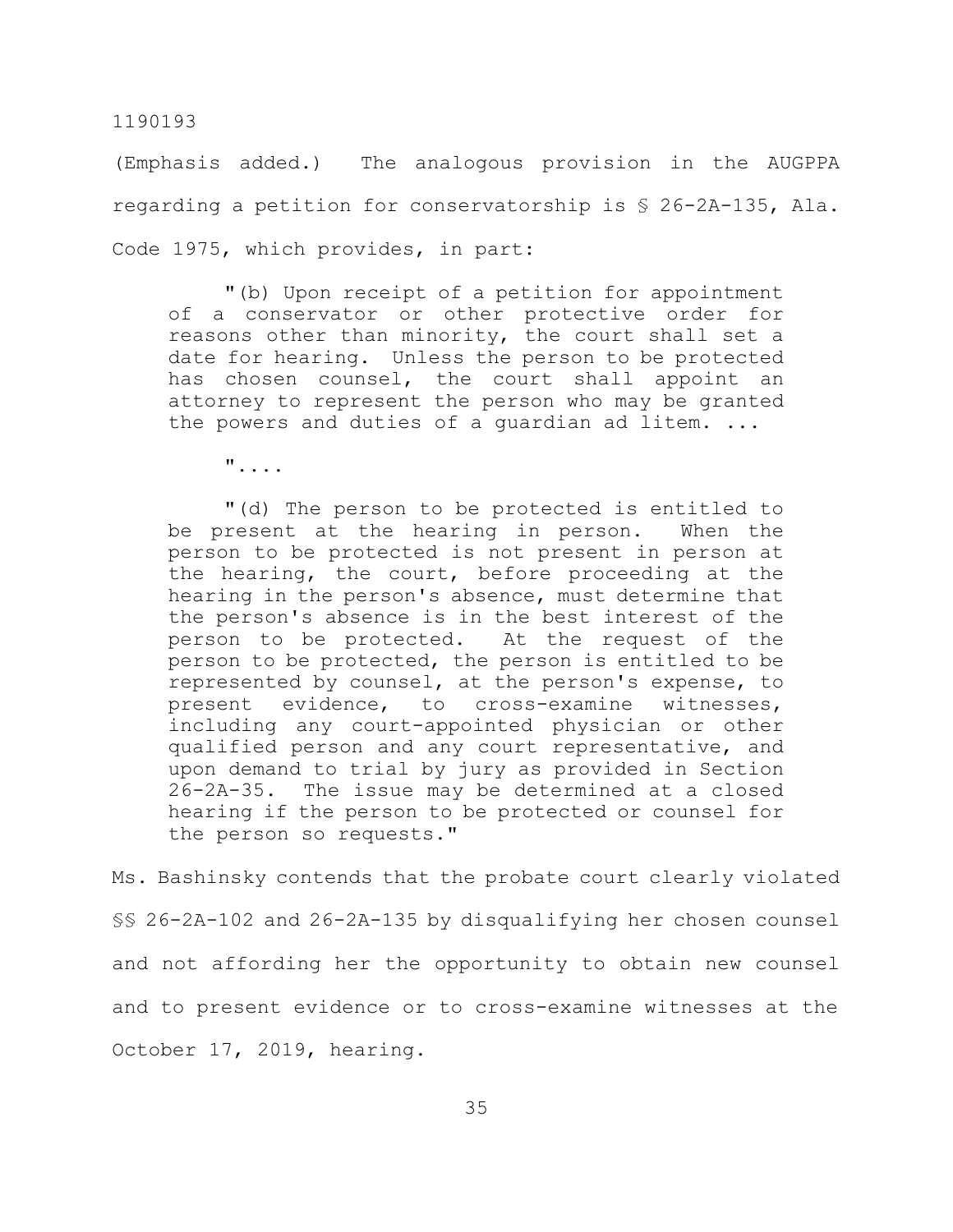(Emphasis added.) The analogous provision in the AUGPPA regarding a petition for conservatorship is § 26-2A-135, Ala. Code 1975, which provides, in part:

> "(b) Upon receipt of a petition for appointment of a conservator or other protective order for reasons other than minority, the court shall set a date for hearing. Unless the person to be protected has chosen counsel, the court shall appoint an attorney to represent the person who may be granted the powers and duties of a guardian ad litem. ...
>
> "....
>
> "(d) The person to be protected is entitled to be present at the hearing in person. When the person to be protected is not present in person at the hearing, the court, before proceeding at the hearing in the person's absence, must determine that the person's absence is in the best interest of the person to be protected. At the request of the person to be protected, the person is entitled to be represented by counsel, at the person's expense, to present evidence, to cross-examine witnesses, including any court-appointed physician or other qualified person and any court representative, and upon demand to trial by jury as provided in Section 26-2A-35. The issue may be determined at a closed hearing if the person to be protected or counsel for the person so requests."

Ms. Bashinsky contends that the probate court clearly violated §§ 26-2A-102 and 26-2A-135 by disqualifying her chosen counsel and not affording her the opportunity to obtain new counsel and to present evidence or to cross-examine witnesses at the October 17, 2019, hearing.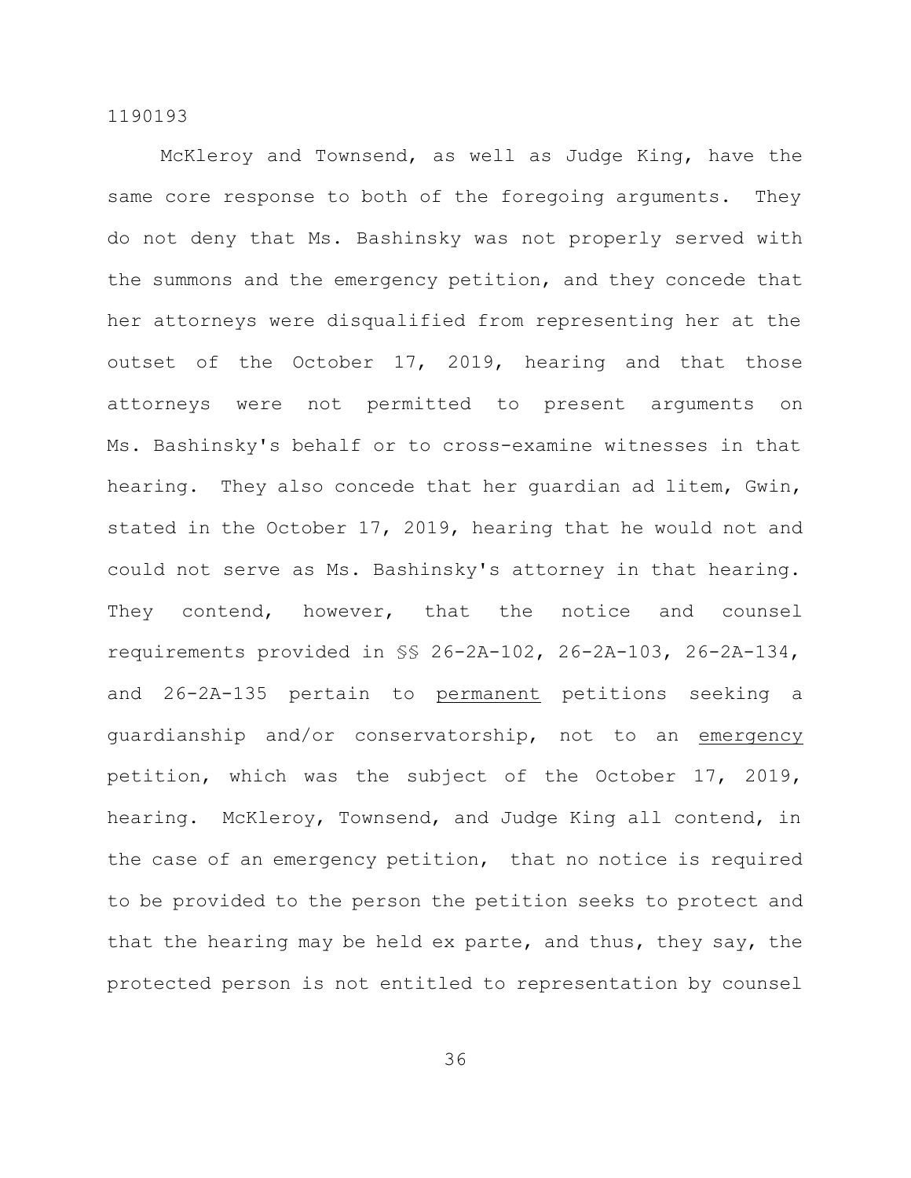McKleroy and Townsend, as well as Judge King, have the same core response to both of the foregoing arguments. They do not deny that Ms. Bashinsky was not properly served with the summons and the emergency petition, and they concede that her attorneys were disqualified from representing her at the outset of the October 17, 2019, hearing and that those attorneys were not permitted to present arguments on Ms. Bashinsky's behalf or to cross-examine witnesses in that hearing. They also concede that her guardian ad litem, Gwin, stated in the October 17, 2019, hearing that he would not and could not serve as Ms. Bashinsky's attorney in that hearing. They contend, however, that the notice and counsel requirements provided in §§ 26-2A-102, 26-2A-103, 26-2A-134, and 26-2A-135 pertain to <u>permanent</u> petitions seeking a guardianship and/or conservatorship, not to an <u>emergency</u> petition, which was the subject of the October 17, 2019, hearing. McKleroy, Townsend, and Judge King all contend, in the case of an emergency petition, that no notice is required to be provided to the person the petition seeks to protect and that the hearing may be held ex parte, and thus, they say, the protected person is not entitled to representation by counsel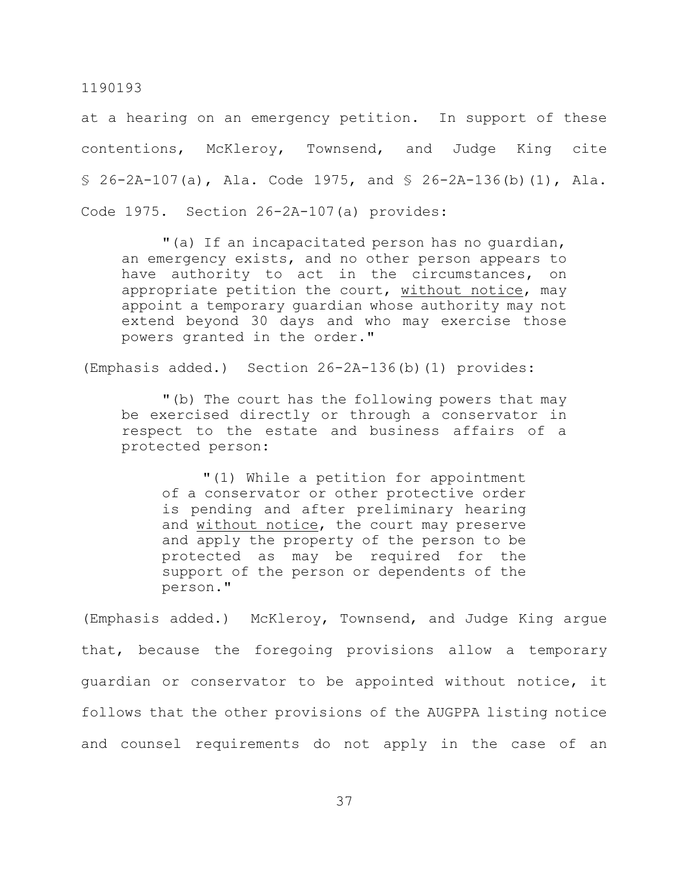at a hearing on an emergency petition. In support of these contentions, McKleroy, Townsend, and Judge King cite § 26-2A-107(a), Ala. Code 1975, and § 26-2A-136(b)(1), Ala. Code 1975. Section 26-2A-107(a) provides:

> "(a) If an incapacitated person has no guardian, an emergency exists, and no other person appears to have authority to act in the circumstances, on appropriate petition the court, <u>without notice</u>, may appoint a temporary guardian whose authority may not extend beyond 30 days and who may exercise those powers granted in the order."

(Emphasis added.) Section 26-2A-136(b)(1) provides:

> "(b) The court has the following powers that may be exercised directly or through a conservator in respect to the estate and business affairs of a protected person:
>
> > "(1) While a petition for appointment of a conservator or other protective order is pending and after preliminary hearing and <u>without notice</u>, the court may preserve and apply the property of the person to be protected as may be required for the support of the person or dependents of the person."

(Emphasis added.) McKleroy, Townsend, and Judge King argue that, because the foregoing provisions allow a temporary guardian or conservator to be appointed without notice, it follows that the other provisions of the AUGPPA listing notice and counsel requirements do not apply in the case of an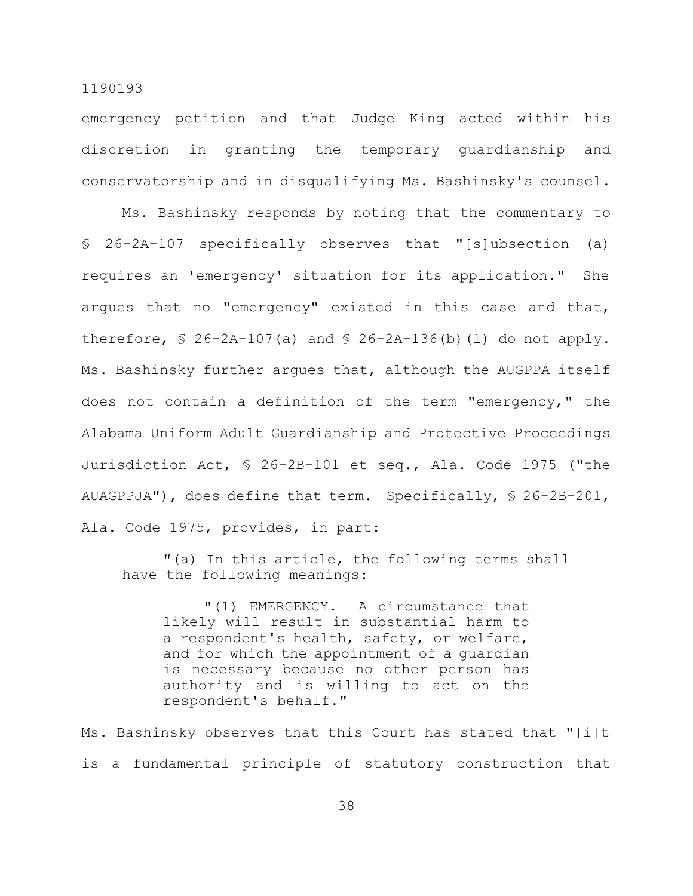emergency petition and that Judge King acted within his discretion in granting the temporary guardianship and conservatorship and in disqualifying Ms. Bashinsky's counsel.

Ms. Bashinsky responds by noting that the commentary to § 26-2A-107 specifically observes that "[s]ubsection (a) requires an 'emergency' situation for its application." She argues that no "emergency" existed in this case and that, therefore, § 26-2A-107(a) and § 26-2A-136(b)(1) do not apply. Ms. Bashinsky further argues that, although the AUGPPA itself does not contain a definition of the term "emergency," the Alabama Uniform Adult Guardianship and Protective Proceedings Jurisdiction Act, § 26-2B-101 et seq., Ala. Code 1975 ("the AUAGPPJA"), does define that term. Specifically, § 26-2B-201, Ala. Code 1975, provides, in part:

> "(a) In this article, the following terms shall have the following meanings:
>
> > "(1) EMERGENCY. A circumstance that likely will result in substantial harm to a respondent's health, safety, or welfare, and for which the appointment of a guardian is necessary because no other person has authority and is willing to act on the respondent's behalf."

Ms. Bashinsky observes that this Court has stated that "[i]t is a fundamental principle of statutory construction that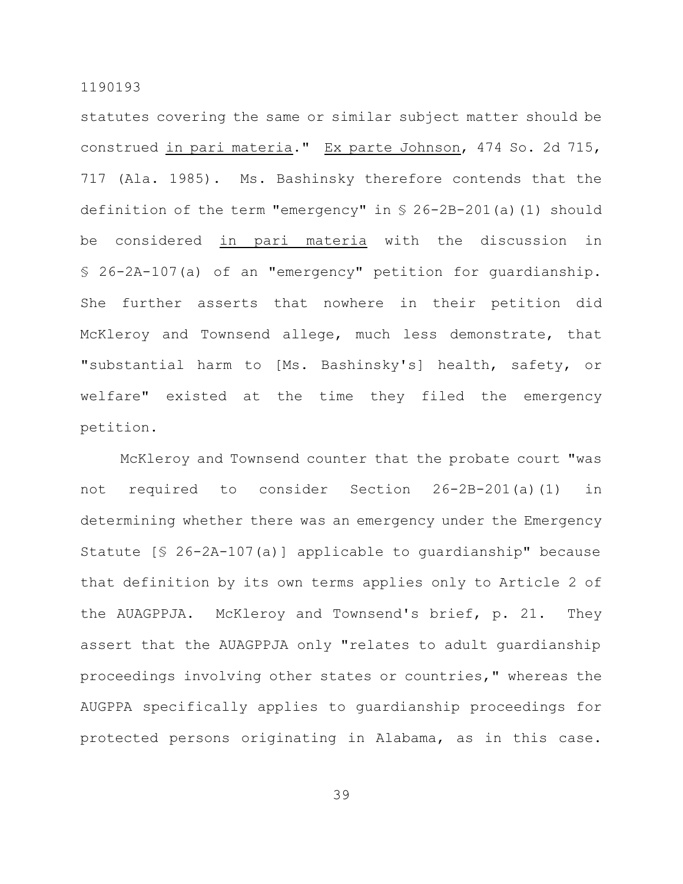statutes covering the same or similar subject matter should be construed _in pari materia_." _Ex parte Johnson_, 474 So. 2d 715, 717 (Ala. 1985). Ms. Bashinsky therefore contends that the definition of the term "emergency" in § 26-2B-201(a)(1) should be considered _in pari materia_ with the discussion in § 26-2A-107(a) of an "emergency" petition for guardianship. She further asserts that nowhere in their petition did McKleroy and Townsend allege, much less demonstrate, that "substantial harm to [Ms. Bashinsky's] health, safety, or welfare" existed at the time they filed the emergency petition.

McKleroy and Townsend counter that the probate court "was not required to consider Section 26-2B-201(a)(1) in determining whether there was an emergency under the Emergency Statute [§ 26-2A-107(a)] applicable to guardianship" because that definition by its own terms applies only to Article 2 of the AUAGPPJA. McKleroy and Townsend's brief, p. 21. They assert that the AUAGPPJA only "relates to adult guardianship proceedings involving other states or countries," whereas the AUGPPA specifically applies to guardianship proceedings for protected persons originating in Alabama, as in this case.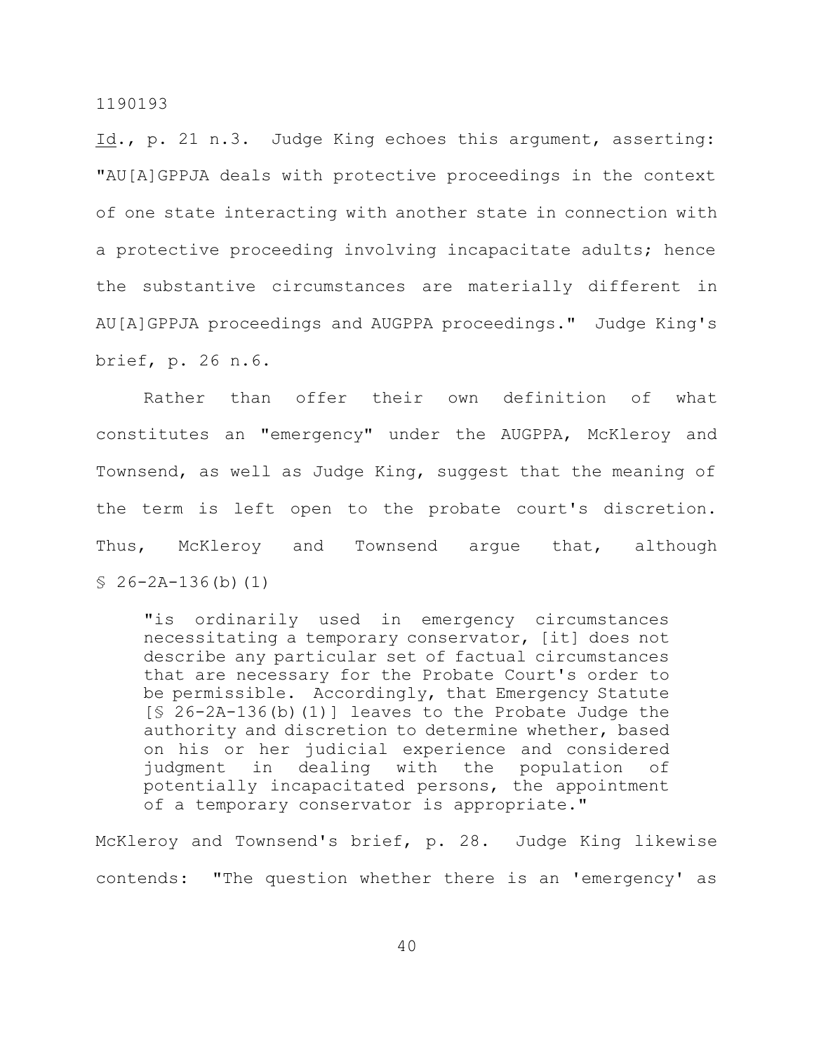Id., p. 21 n.3. Judge King echoes this argument, asserting: "AU[A]GPPJA deals with protective proceedings in the context of one state interacting with another state in connection with a protective proceeding involving incapacitate adults; hence the substantive circumstances are materially different in AU[A]GPPJA proceedings and AUGPPA proceedings." Judge King's brief, p. 26 n.6.

Rather than offer their own definition of what constitutes an "emergency" under the AUGPPA, McKleroy and Townsend, as well as Judge King, suggest that the meaning of the term is left open to the probate court's discretion. Thus, McKleroy and Townsend argue that, although § 26-2A-136(b)(1)

> "is ordinarily used in emergency circumstances necessitating a temporary conservator, [it] does not describe any particular set of factual circumstances that are necessary for the Probate Court's order to be permissible. Accordingly, that Emergency Statute [§ 26-2A-136(b)(1)] leaves to the Probate Judge the authority and discretion to determine whether, based on his or her judicial experience and considered judgment in dealing with the population of potentially incapacitated persons, the appointment of a temporary conservator is appropriate."

McKleroy and Townsend's brief, p. 28. Judge King likewise contends: "The question whether there is an 'emergency' as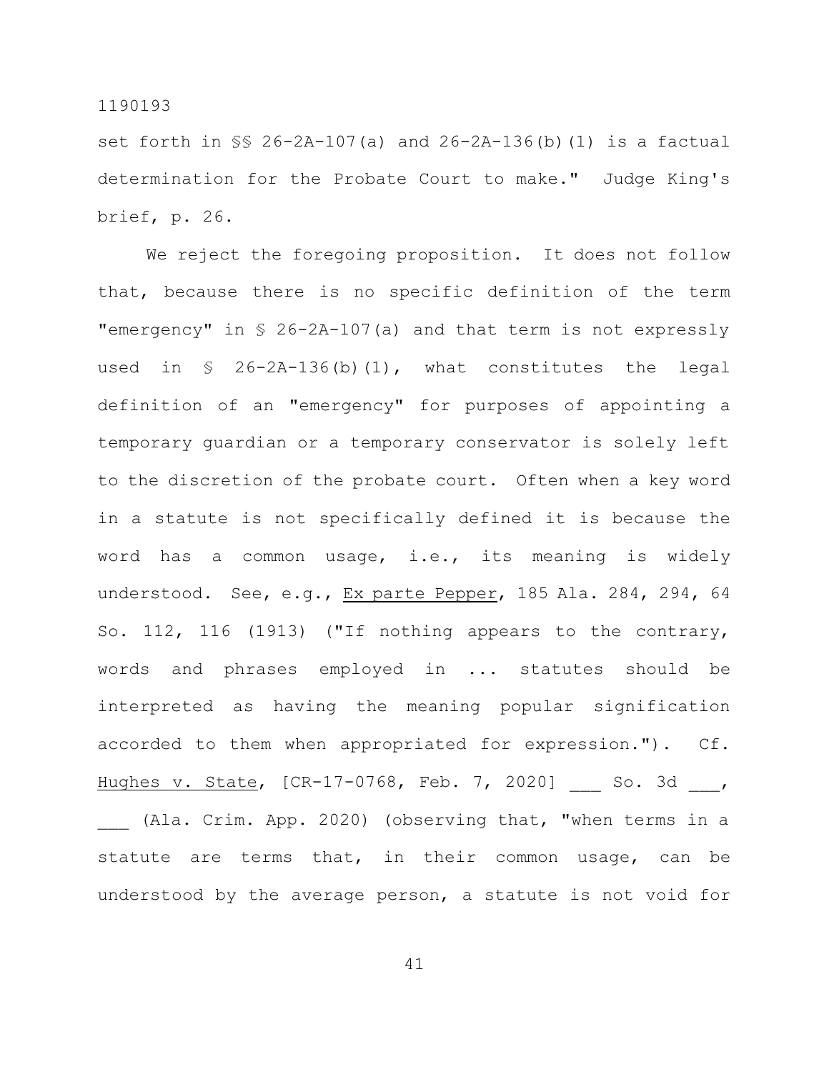set forth in §§ 26-2A-107(a) and 26-2A-136(b)(1) is a factual determination for the Probate Court to make." Judge King's brief, p. 26.

We reject the foregoing proposition. It does not follow that, because there is no specific definition of the term "emergency" in § 26-2A-107(a) and that term is not expressly used in § 26-2A-136(b)(1), what constitutes the legal definition of an "emergency" for purposes of appointing a temporary guardian or a temporary conservator is solely left to the discretion of the probate court. Often when a key word in a statute is not specifically defined it is because the word has a common usage, i.e., its meaning is widely understood. See, e.g., Ex parte Pepper, 185 Ala. 284, 294, 64 So. 112, 116 (1913) ("If nothing appears to the contrary, words and phrases employed in ... statutes should be interpreted as having the meaning popular signification accorded to them when appropriated for expression."). Cf. Hughes v. State, [CR-17-0768, Feb. 7, 2020] ___ So. 3d ___, ___ (Ala. Crim. App. 2020) (observing that, "when terms in a statute are terms that, in their common usage, can be understood by the average person, a statute is not void for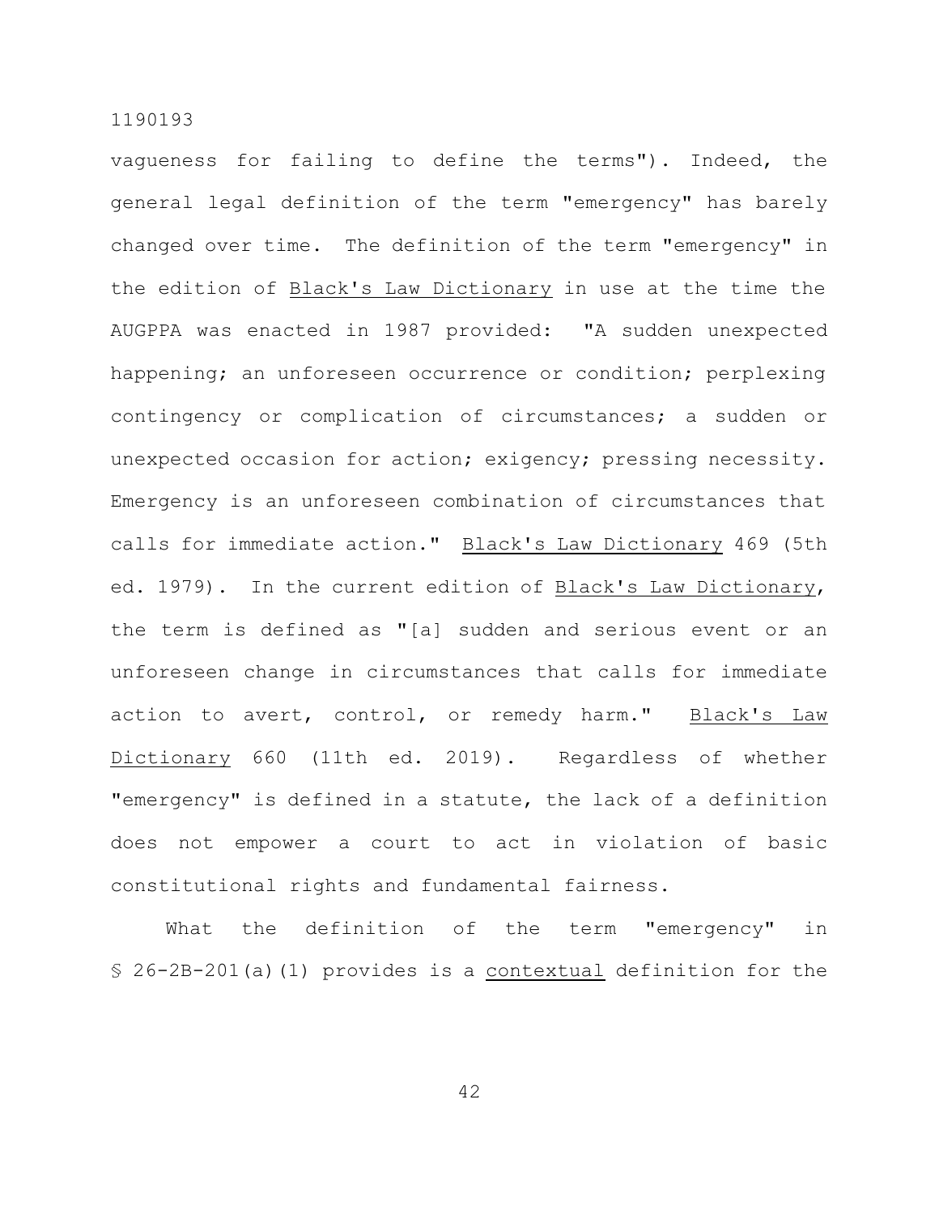vagueness for failing to define the terms"). Indeed, the general legal definition of the term "emergency" has barely changed over time. The definition of the term "emergency" in the edition of Black's Law Dictionary in use at the time the AUGPPA was enacted in 1987 provided: "A sudden unexpected happening; an unforeseen occurrence or condition; perplexing contingency or complication of circumstances; a sudden or unexpected occasion for action; exigency; pressing necessity. Emergency is an unforeseen combination of circumstances that calls for immediate action." Black's Law Dictionary 469 (5th ed. 1979). In the current edition of Black's Law Dictionary, the term is defined as "[a] sudden and serious event or an unforeseen change in circumstances that calls for immediate action to avert, control, or remedy harm." Black's Law Dictionary 660 (11th ed. 2019). Regardless of whether "emergency" is defined in a statute, the lack of a definition does not empower a court to act in violation of basic constitutional rights and fundamental fairness.

What the definition of the term "emergency" in § 26-2B-201(a)(1) provides is a contextual definition for the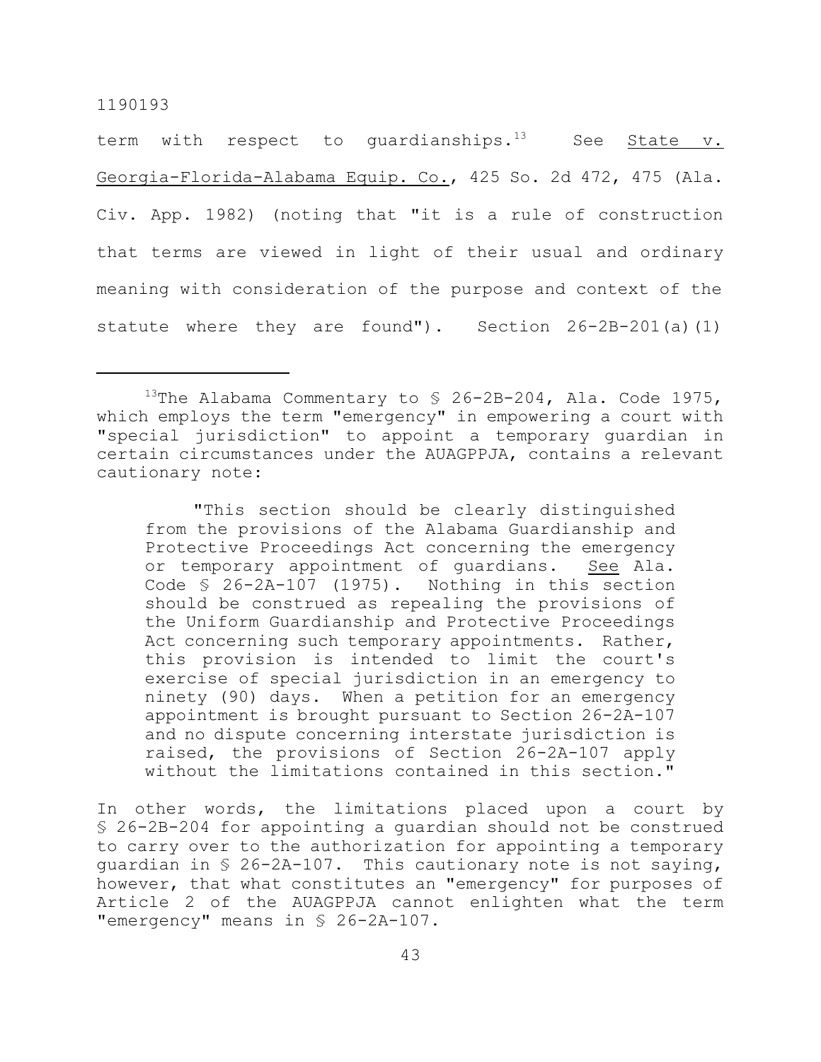term with respect to guardianships.[13] See State v. Georgia-Florida-Alabama Equip. Co., 425 So. 2d 472, 475 (Ala. Civ. App. 1982) (noting that "it is a rule of construction that terms are viewed in light of their usual and ordinary meaning with consideration of the purpose and context of the statute where they are found"). Section 26-2B-201(a)(1)

---

[13]The Alabama Commentary to § 26-2B-204, Ala. Code 1975, which employs the term "emergency" in empowering a court with "special jurisdiction" to appoint a temporary guardian in certain circumstances under the AUAGPPJA, contains a relevant cautionary note:

> "This section should be clearly distinguished from the provisions of the Alabama Guardianship and Protective Proceedings Act concerning the emergency or temporary appointment of guardians. See Ala. Code § 26-2A-107 (1975). Nothing in this section should be construed as repealing the provisions of the Uniform Guardianship and Protective Proceedings Act concerning such temporary appointments. Rather, this provision is intended to limit the court's exercise of special jurisdiction in an emergency to ninety (90) days. When a petition for an emergency appointment is brought pursuant to Section 26-2A-107 and no dispute concerning interstate jurisdiction is raised, the provisions of Section 26-2A-107 apply without the limitations contained in this section."

In other words, the limitations placed upon a court by § 26-2B-204 for appointing a guardian should not be construed to carry over to the authorization for appointing a temporary guardian in § 26-2A-107. This cautionary note is not saying, however, that what constitutes an "emergency" for purposes of Article 2 of the AUAGPPJA cannot enlighten what the term "emergency" means in § 26-2A-107.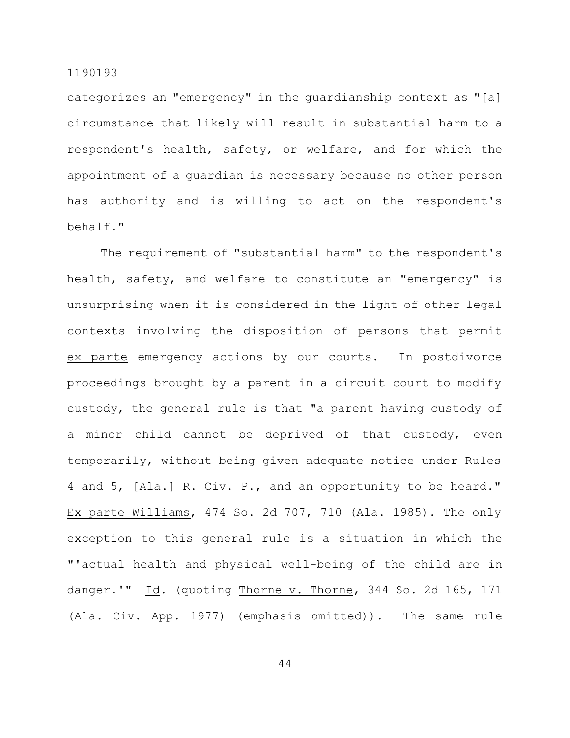categorizes an "emergency" in the guardianship context as "[a] circumstance that likely will result in substantial harm to a respondent's health, safety, or welfare, and for which the appointment of a guardian is necessary because no other person has authority and is willing to act on the respondent's behalf."

The requirement of "substantial harm" to the respondent's health, safety, and welfare to constitute an "emergency" is unsurprising when it is considered in the light of other legal contexts involving the disposition of persons that permit _ex parte_ emergency actions by our courts. In postdivorce proceedings brought by a parent in a circuit court to modify custody, the general rule is that "a parent having custody of a minor child cannot be deprived of that custody, even temporarily, without being given adequate notice under Rules 4 and 5, [Ala.] R. Civ. P., and an opportunity to be heard." _Ex parte Williams_, 474 So. 2d 707, 710 (Ala. 1985). The only exception to this general rule is a situation in which the "'actual health and physical well-being of the child are in danger.'" _Id_. (quoting _Thorne v. Thorne_, 344 So. 2d 165, 171 (Ala. Civ. App. 1977) (emphasis omitted)). The same rule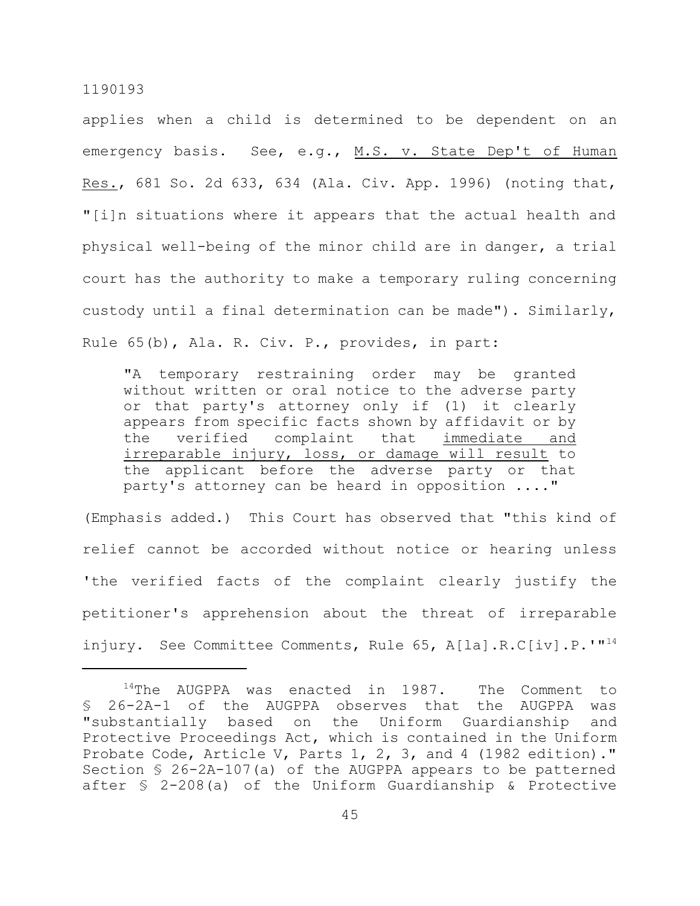applies when a child is determined to be dependent on an emergency basis. See, e.g., M.S. v. State Dep't of Human Res., 681 So. 2d 633, 634 (Ala. Civ. App. 1996) (noting that, "[i]n situations where it appears that the actual health and physical well-being of the minor child are in danger, a trial court has the authority to make a temporary ruling concerning custody until a final determination can be made"). Similarly, Rule 65(b), Ala. R. Civ. P., provides, in part:

> "A temporary restraining order may be granted without written or oral notice to the adverse party or that party's attorney only if (1) it clearly appears from specific facts shown by affidavit or by the verified complaint that immediate and irreparable injury, loss, or damage will result to the applicant before the adverse party or that party's attorney can be heard in opposition ...."

(Emphasis added.) This Court has observed that "this kind of relief cannot be accorded without notice or hearing unless 'the verified facts of the complaint clearly justify the petitioner's apprehension about the threat of irreparable injury. See Committee Comments, Rule 65, A[la].R.C[iv].P.'"[14]

---

[14]The AUGPPA was enacted in 1987. The Comment to § 26-2A-1 of the AUGPPA observes that the AUGPPA was "substantially based on the Uniform Guardianship and Protective Proceedings Act, which is contained in the Uniform Probate Code, Article V, Parts 1, 2, 3, and 4 (1982 edition)." Section § 26-2A-107(a) of the AUGPPA appears to be patterned after § 2-208(a) of the Uniform Guardianship & Protective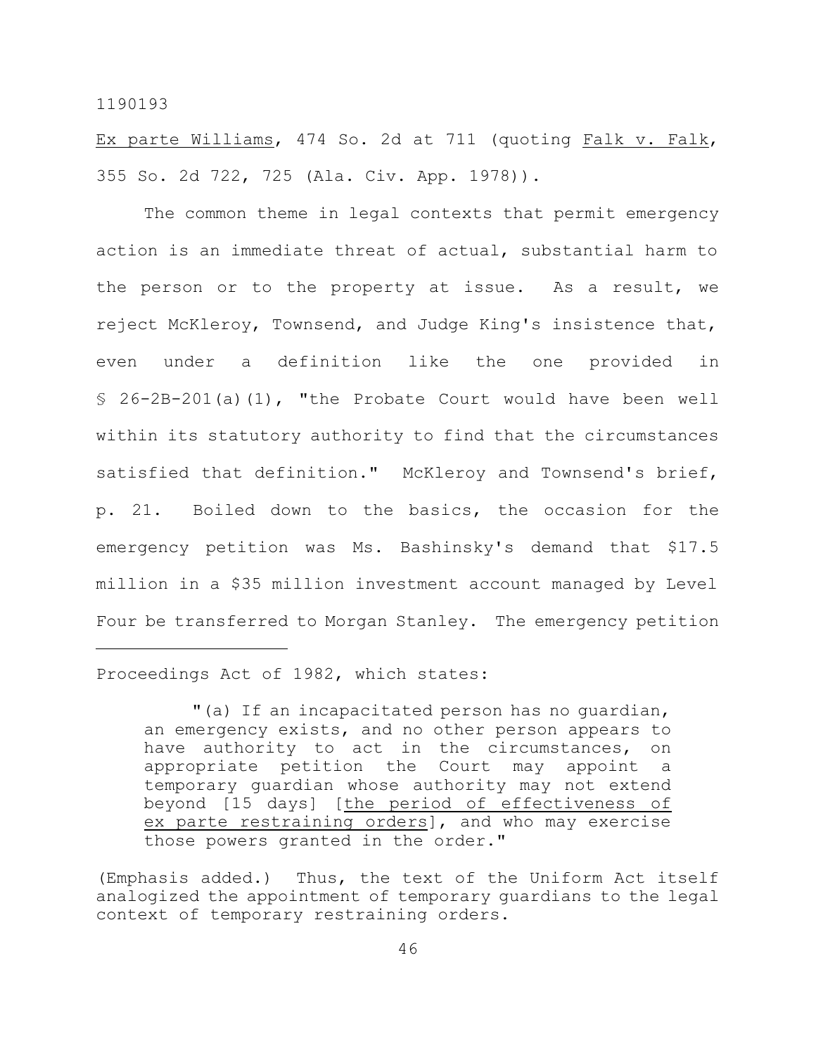Ex parte Williams, 474 So. 2d at 711 (quoting Falk v. Falk, 355 So. 2d 722, 725 (Ala. Civ. App. 1978)).

The common theme in legal contexts that permit emergency action is an immediate threat of actual, substantial harm to the person or to the property at issue. As a result, we reject McKleroy, Townsend, and Judge King's insistence that, even under a definition like the one provided in § 26-2B-201(a)(1), "the Probate Court would have been well within its statutory authority to find that the circumstances satisfied that definition." McKleroy and Townsend's brief, p. 21. Boiled down to the basics, the occasion for the emergency petition was Ms. Bashinsky's demand that $17.5 million in a $35 million investment account managed by Level Four be transferred to Morgan Stanley. The emergency petition

---

Proceedings Act of 1982, which states:

> "(a) If an incapacitated person has no guardian, an emergency exists, and no other person appears to have authority to act in the circumstances, on appropriate petition the Court may appoint a temporary guardian whose authority may not extend beyond [15 days] [<u>the period of effectiveness of ex parte restraining orders</u>], and who may exercise those powers granted in the order."

(Emphasis added.) Thus, the text of the Uniform Act itself analogized the appointment of temporary guardians to the legal context of temporary restraining orders.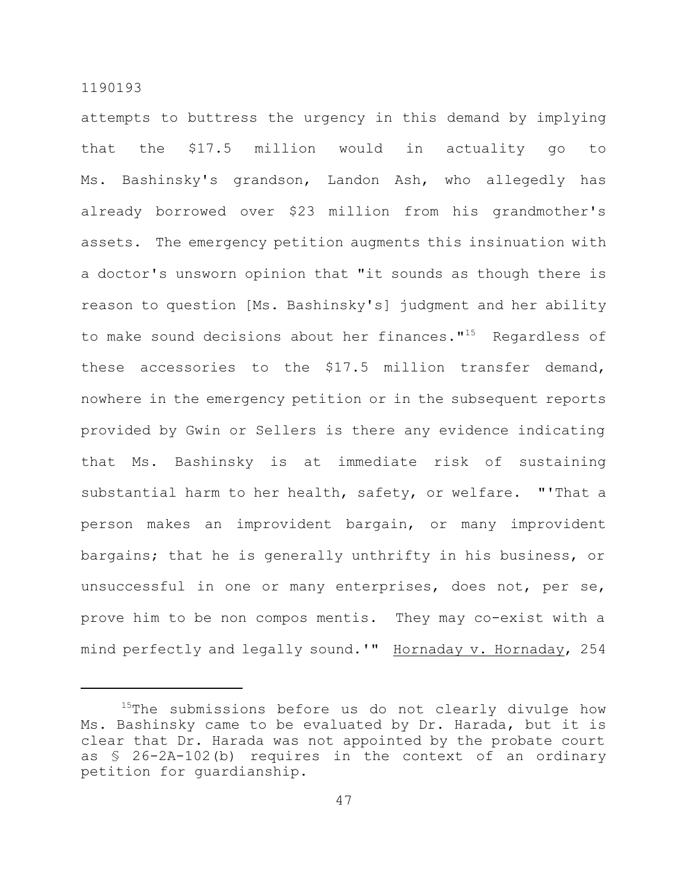attempts to buttress the urgency in this demand by implying that the $17.5 million would in actuality go to Ms. Bashinsky's grandson, Landon Ash, who allegedly has already borrowed over $23 million from his grandmother's assets. The emergency petition augments this insinuation with a doctor's unsworn opinion that "it sounds as though there is reason to question [Ms. Bashinsky's] judgment and her ability to make sound decisions about her finances."[15] Regardless of these accessories to the $17.5 million transfer demand, nowhere in the emergency petition or in the subsequent reports provided by Gwin or Sellers is there any evidence indicating that Ms. Bashinsky is at immediate risk of sustaining substantial harm to her health, safety, or welfare. "'That a person makes an improvident bargain, or many improvident bargains; that he is generally unthrifty in his business, or unsuccessful in one or many enterprises, does not, per se, prove him to be non compos mentis. They may co-exist with a mind perfectly and legally sound.'" <u>Hornaday v. Hornaday</u>, 254

---

[15] The submissions before us do not clearly divulge how Ms. Bashinsky came to be evaluated by Dr. Harada, but it is clear that Dr. Harada was not appointed by the probate court as § 26-2A-102(b) requires in the context of an ordinary petition for guardianship.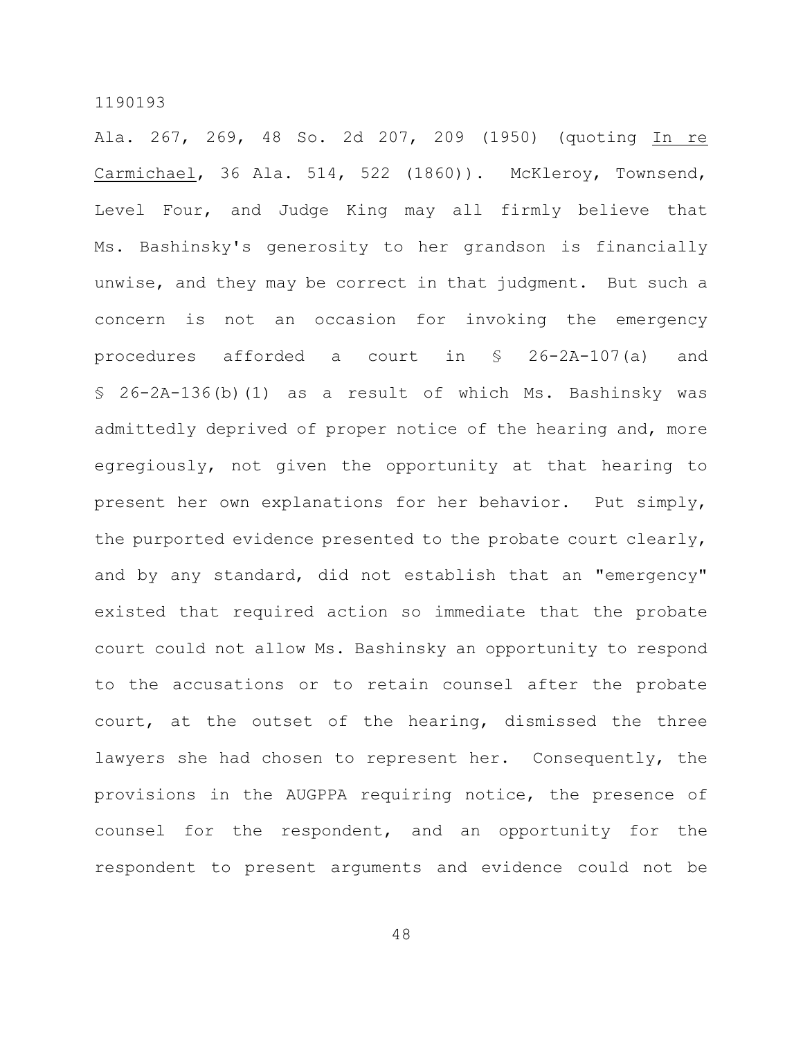Ala. 267, 269, 48 So. 2d 207, 209 (1950) (quoting In re Carmichael, 36 Ala. 514, 522 (1860)). McKleroy, Townsend, Level Four, and Judge King may all firmly believe that Ms. Bashinsky's generosity to her grandson is financially unwise, and they may be correct in that judgment. But such a concern is not an occasion for invoking the emergency procedures afforded a court in § 26-2A-107(a) and § 26-2A-136(b)(1) as a result of which Ms. Bashinsky was admittedly deprived of proper notice of the hearing and, more egregiously, not given the opportunity at that hearing to present her own explanations for her behavior. Put simply, the purported evidence presented to the probate court clearly, and by any standard, did not establish that an "emergency" existed that required action so immediate that the probate court could not allow Ms. Bashinsky an opportunity to respond to the accusations or to retain counsel after the probate court, at the outset of the hearing, dismissed the three lawyers she had chosen to represent her. Consequently, the provisions in the AUGPPA requiring notice, the presence of counsel for the respondent, and an opportunity for the respondent to present arguments and evidence could not be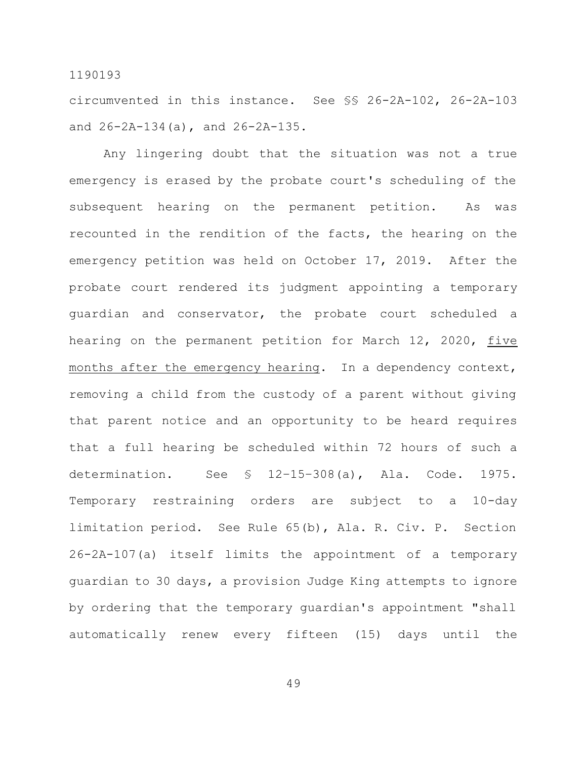circumvented in this instance. See §§ 26-2A-102, 26-2A-103 and 26-2A-134(a), and 26-2A-135.

Any lingering doubt that the situation was not a true emergency is erased by the probate court's scheduling of the subsequent hearing on the permanent petition. As was recounted in the rendition of the facts, the hearing on the emergency petition was held on October 17, 2019. After the probate court rendered its judgment appointing a temporary guardian and conservator, the probate court scheduled a hearing on the permanent petition for March 12, 2020, <u>five months after the emergency hearing</u>. In a dependency context, removing a child from the custody of a parent without giving that parent notice and an opportunity to be heard requires that a full hearing be scheduled within 72 hours of such a determination. See § 12-15-308(a), Ala. Code. 1975. Temporary restraining orders are subject to a 10-day limitation period. See Rule 65(b), Ala. R. Civ. P. Section 26-2A-107(a) itself limits the appointment of a temporary guardian to 30 days, a provision Judge King attempts to ignore by ordering that the temporary guardian's appointment "shall automatically renew every fifteen (15) days until the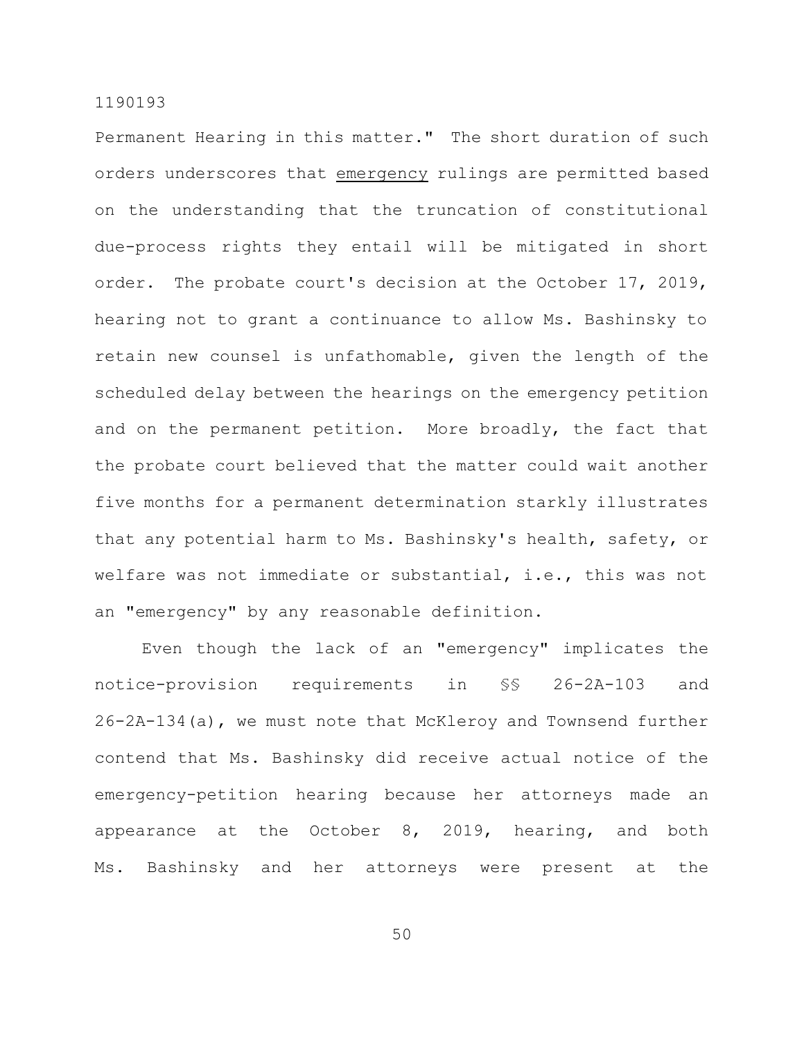Permanent Hearing in this matter." The short duration of such orders underscores that <u>emergency</u> rulings are permitted based on the understanding that the truncation of constitutional due-process rights they entail will be mitigated in short order. The probate court's decision at the October 17, 2019, hearing not to grant a continuance to allow Ms. Bashinsky to retain new counsel is unfathomable, given the length of the scheduled delay between the hearings on the emergency petition and on the permanent petition. More broadly, the fact that the probate court believed that the matter could wait another five months for a permanent determination starkly illustrates that any potential harm to Ms. Bashinsky's health, safety, or welfare was not immediate or substantial, i.e., this was not an "emergency" by any reasonable definition.

Even though the lack of an "emergency" implicates the notice-provision requirements in §§ 26-2A-103 and 26-2A-134(a), we must note that McKleroy and Townsend further contend that Ms. Bashinsky did receive actual notice of the emergency-petition hearing because her attorneys made an appearance at the October 8, 2019, hearing, and both Ms. Bashinsky and her attorneys were present at the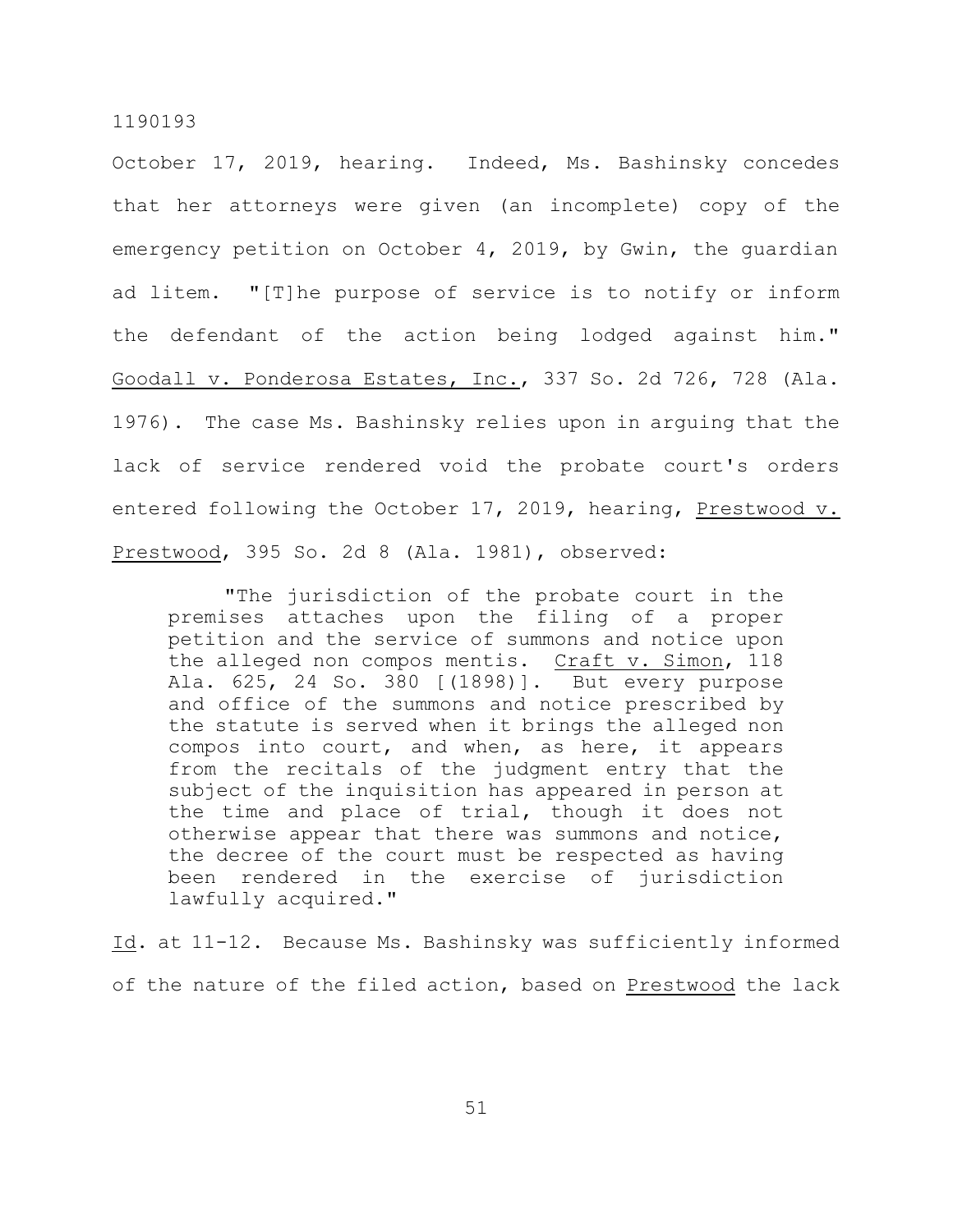October 17, 2019, hearing. Indeed, Ms. Bashinsky concedes that her attorneys were given (an incomplete) copy of the emergency petition on October 4, 2019, by Gwin, the guardian ad litem. "[T]he purpose of service is to notify or inform the defendant of the action being lodged against him." Goodall v. Ponderosa Estates, Inc., 337 So. 2d 726, 728 (Ala. 1976). The case Ms. Bashinsky relies upon in arguing that the lack of service rendered void the probate court's orders entered following the October 17, 2019, hearing, Prestwood v. Prestwood, 395 So. 2d 8 (Ala. 1981), observed:

> "The jurisdiction of the probate court in the premises attaches upon the filing of a proper petition and the service of summons and notice upon the alleged non compos mentis. Craft v. Simon, 118 Ala. 625, 24 So. 380 [(1898)]. But every purpose and office of the summons and notice prescribed by the statute is served when it brings the alleged non compos into court, and when, as here, it appears from the recitals of the judgment entry that the subject of the inquisition has appeared in person at the time and place of trial, though it does not otherwise appear that there was summons and notice, the decree of the court must be respected as having been rendered in the exercise of jurisdiction lawfully acquired."

Id. at 11-12. Because Ms. Bashinsky was sufficiently informed of the nature of the filed action, based on Prestwood the lack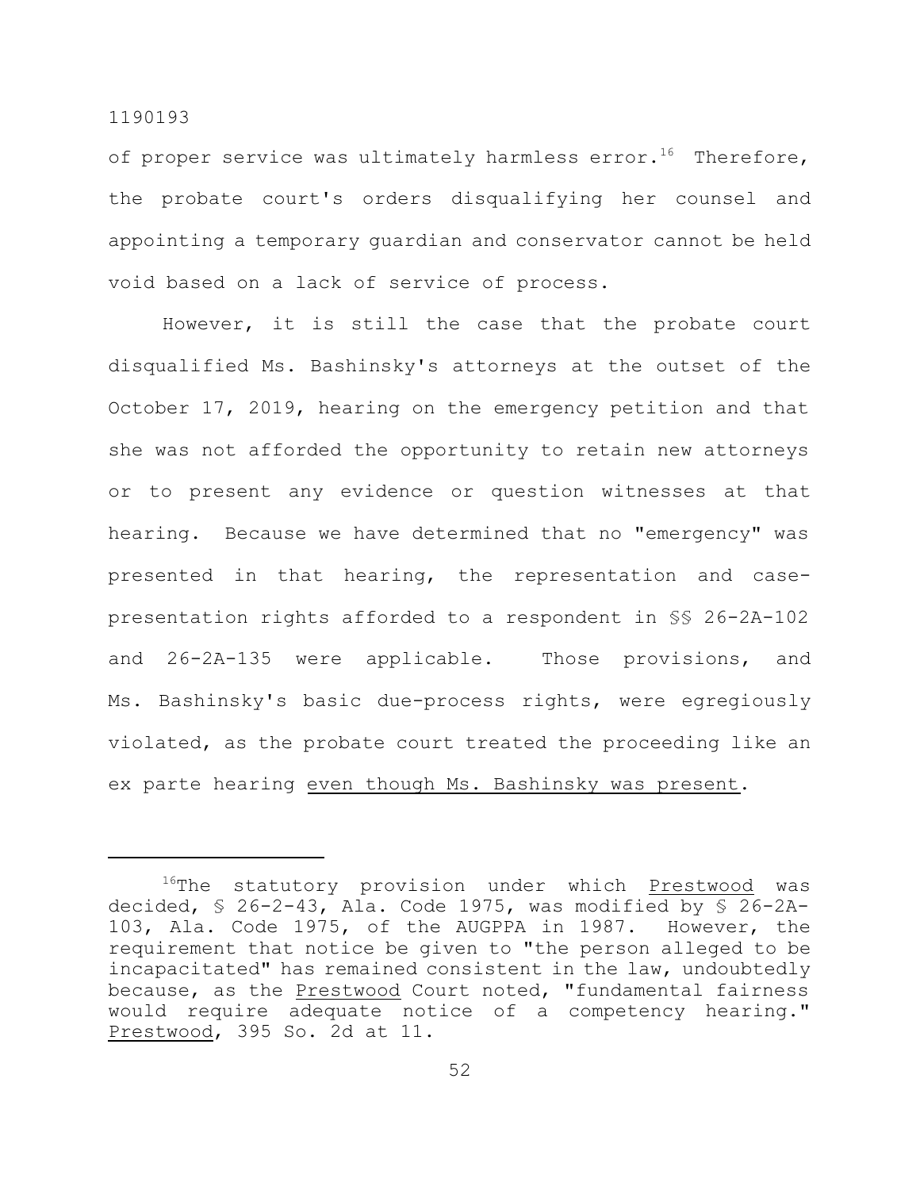of proper service was ultimately harmless error.[16] Therefore, the probate court's orders disqualifying her counsel and appointing a temporary guardian and conservator cannot be held void based on a lack of service of process.

However, it is still the case that the probate court disqualified Ms. Bashinsky's attorneys at the outset of the October 17, 2019, hearing on the emergency petition and that she was not afforded the opportunity to retain new attorneys or to present any evidence or question witnesses at that hearing. Because we have determined that no "emergency" was presented in that hearing, the representation and case-presentation rights afforded to a respondent in §§ 26-2A-102 and 26-2A-135 were applicable. Those provisions, and Ms. Bashinsky's basic due-process rights, were egregiously violated, as the probate court treated the proceeding like an ex parte hearing <u>even though Ms. Bashinsky was present</u>.

---

[16]The statutory provision under which <u>Prestwood</u> was decided, § 26-2-43, Ala. Code 1975, was modified by § 26-2A-103, Ala. Code 1975, of the AUGPPA in 1987. However, the requirement that notice be given to "the person alleged to be incapacitated" has remained consistent in the law, undoubtedly because, as the <u>Prestwood</u> Court noted, "fundamental fairness would require adequate notice of a competency hearing." <u>Prestwood</u>, 395 So. 2d at 11.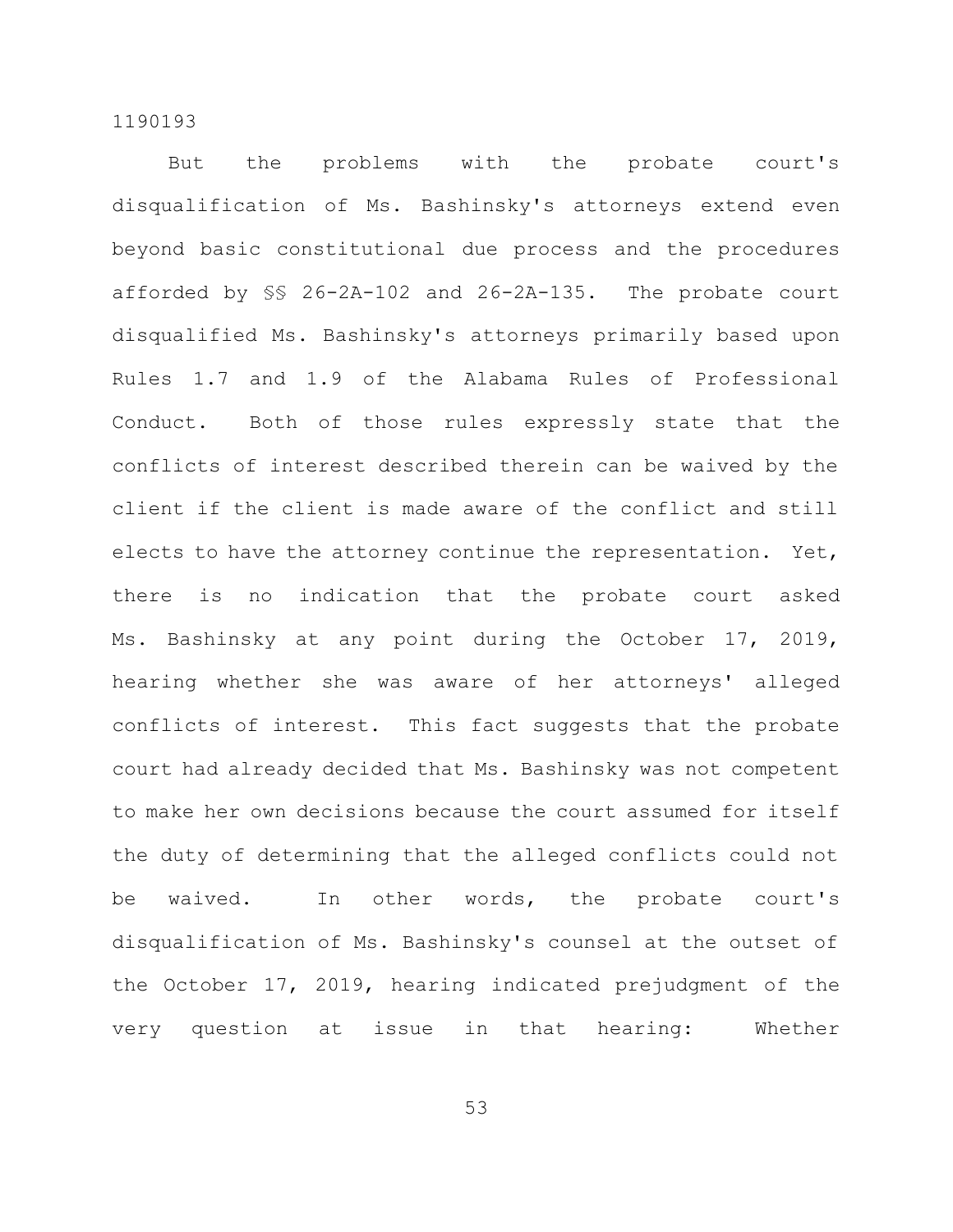But the problems with the probate court's disqualification of Ms. Bashinsky's attorneys extend even beyond basic constitutional due process and the procedures afforded by §§ 26-2A-102 and 26-2A-135. The probate court disqualified Ms. Bashinsky's attorneys primarily based upon Rules 1.7 and 1.9 of the Alabama Rules of Professional Conduct. Both of those rules expressly state that the conflicts of interest described therein can be waived by the client if the client is made aware of the conflict and still elects to have the attorney continue the representation. Yet, there is no indication that the probate court asked Ms. Bashinsky at any point during the October 17, 2019, hearing whether she was aware of her attorneys' alleged conflicts of interest. This fact suggests that the probate court had already decided that Ms. Bashinsky was not competent to make her own decisions because the court assumed for itself the duty of determining that the alleged conflicts could not be waived. In other words, the probate court's disqualification of Ms. Bashinsky's counsel at the outset of the October 17, 2019, hearing indicated prejudgment of the very question at issue in that hearing: Whether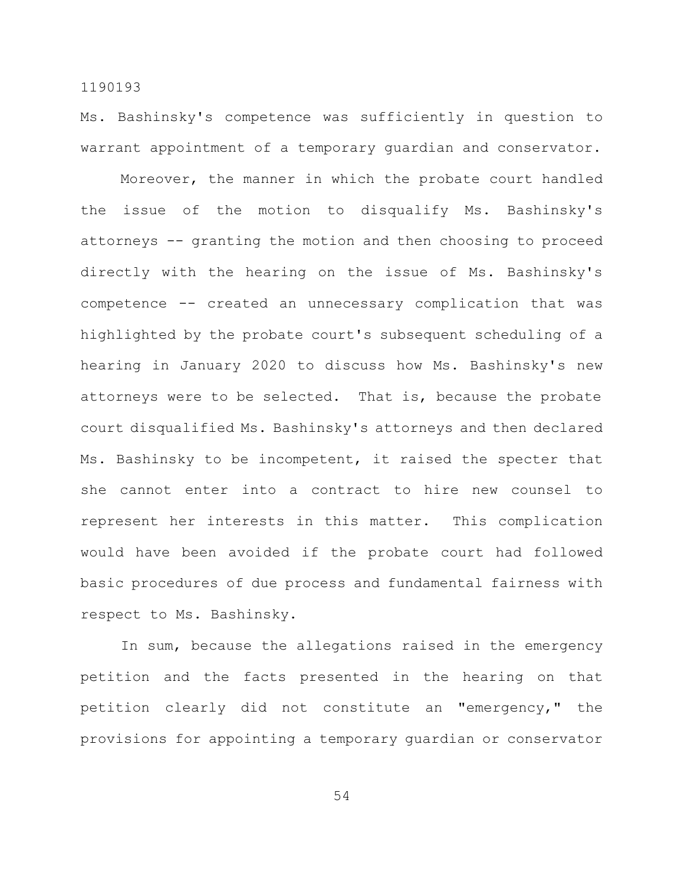Ms. Bashinsky's competence was sufficiently in question to warrant appointment of a temporary guardian and conservator.

Moreover, the manner in which the probate court handled the issue of the motion to disqualify Ms. Bashinsky's attorneys -- granting the motion and then choosing to proceed directly with the hearing on the issue of Ms. Bashinsky's competence -- created an unnecessary complication that was highlighted by the probate court's subsequent scheduling of a hearing in January 2020 to discuss how Ms. Bashinsky's new attorneys were to be selected. That is, because the probate court disqualified Ms. Bashinsky's attorneys and then declared Ms. Bashinsky to be incompetent, it raised the specter that she cannot enter into a contract to hire new counsel to represent her interests in this matter. This complication would have been avoided if the probate court had followed basic procedures of due process and fundamental fairness with respect to Ms. Bashinsky.

In sum, because the allegations raised in the emergency petition and the facts presented in the hearing on that petition clearly did not constitute an "emergency," the provisions for appointing a temporary guardian or conservator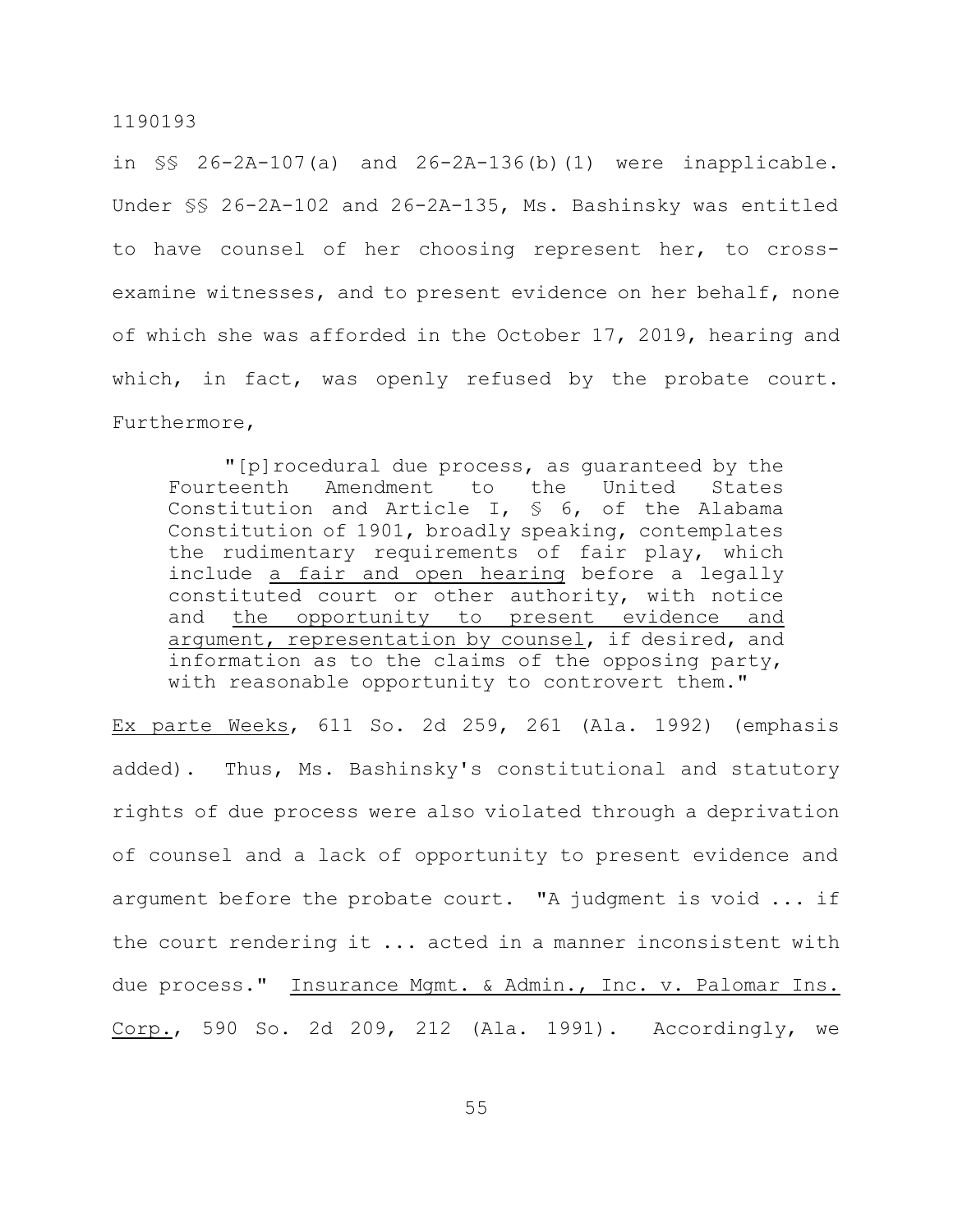in §§ 26-2A-107(a) and 26-2A-136(b)(1) were inapplicable. Under §§ 26-2A-102 and 26-2A-135, Ms. Bashinsky was entitled to have counsel of her choosing represent her, to cross-examine witnesses, and to present evidence on her behalf, none of which she was afforded in the October 17, 2019, hearing and which, in fact, was openly refused by the probate court. Furthermore,

> "[p]rocedural due process, as guaranteed by the Fourteenth Amendment to the United States Constitution and Article I, § 6, of the Alabama Constitution of 1901, broadly speaking, contemplates the rudimentary requirements of fair play, which include <u>a fair and open hearing</u> before a legally constituted court or other authority, with notice and <u>the opportunity to present evidence and argument, representation by counsel</u>, if desired, and information as to the claims of the opposing party, with reasonable opportunity to controvert them."

<u>Ex parte Weeks</u>, 611 So. 2d 259, 261 (Ala. 1992) (emphasis added). Thus, Ms. Bashinsky's constitutional and statutory rights of due process were also violated through a deprivation of counsel and a lack of opportunity to present evidence and argument before the probate court. "A judgment is void ... if the court rendering it ... acted in a manner inconsistent with due process." <u>Insurance Mgmt. & Admin., Inc. v. Palomar Ins. Corp.</u>, 590 So. 2d 209, 212 (Ala. 1991). Accordingly, we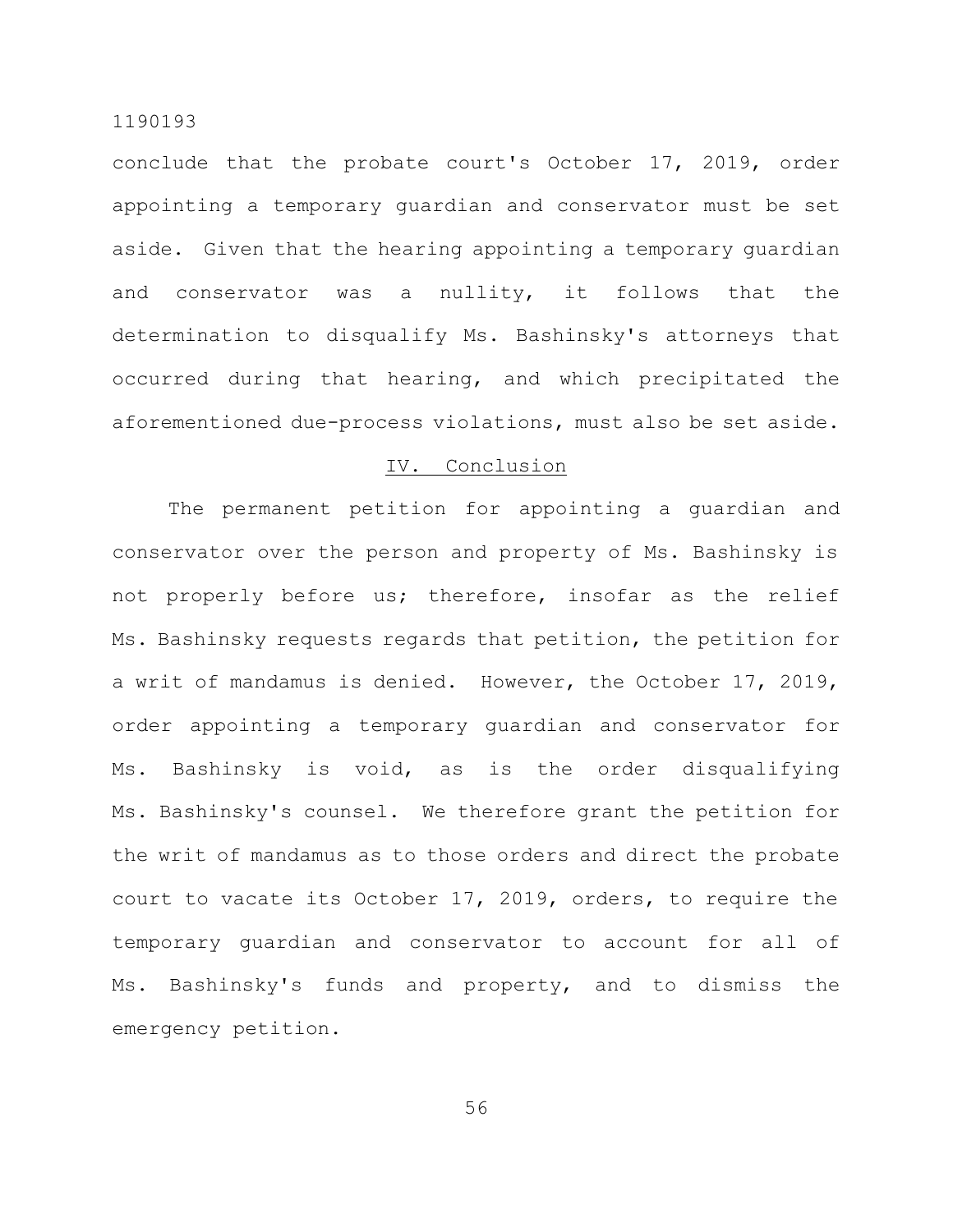conclude that the probate court's October 17, 2019, order appointing a temporary guardian and conservator must be set aside. Given that the hearing appointing a temporary guardian and conservator was a nullity, it follows that the determination to disqualify Ms. Bashinsky's attorneys that occurred during that hearing, and which precipitated the aforementioned due-process violations, must also be set aside.

## IV. Conclusion

The permanent petition for appointing a guardian and conservator over the person and property of Ms. Bashinsky is not properly before us; therefore, insofar as the relief Ms. Bashinsky requests regards that petition, the petition for a writ of mandamus is denied. However, the October 17, 2019, order appointing a temporary guardian and conservator for Ms. Bashinsky is void, as is the order disqualifying Ms. Bashinsky's counsel. We therefore grant the petition for the writ of mandamus as to those orders and direct the probate court to vacate its October 17, 2019, orders, to require the temporary guardian and conservator to account for all of Ms. Bashinsky's funds and property, and to dismiss the emergency petition.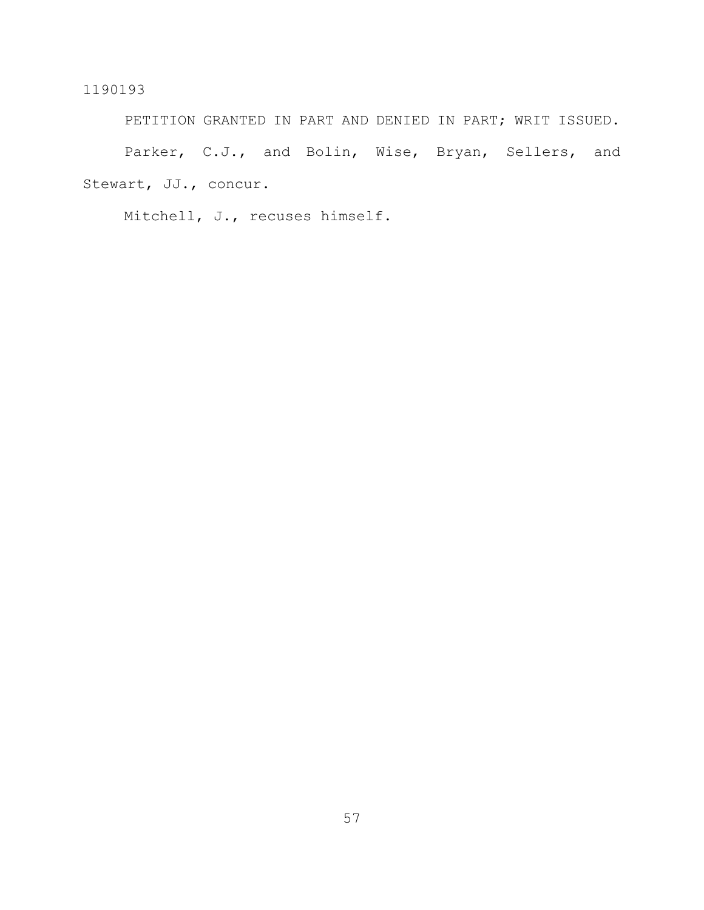PETITION GRANTED IN PART AND DENIED IN PART; WRIT ISSUED.

Parker, C.J., and Bolin, Wise, Bryan, Sellers, and Stewart, JJ., concur.

Mitchell, J., recuses himself.